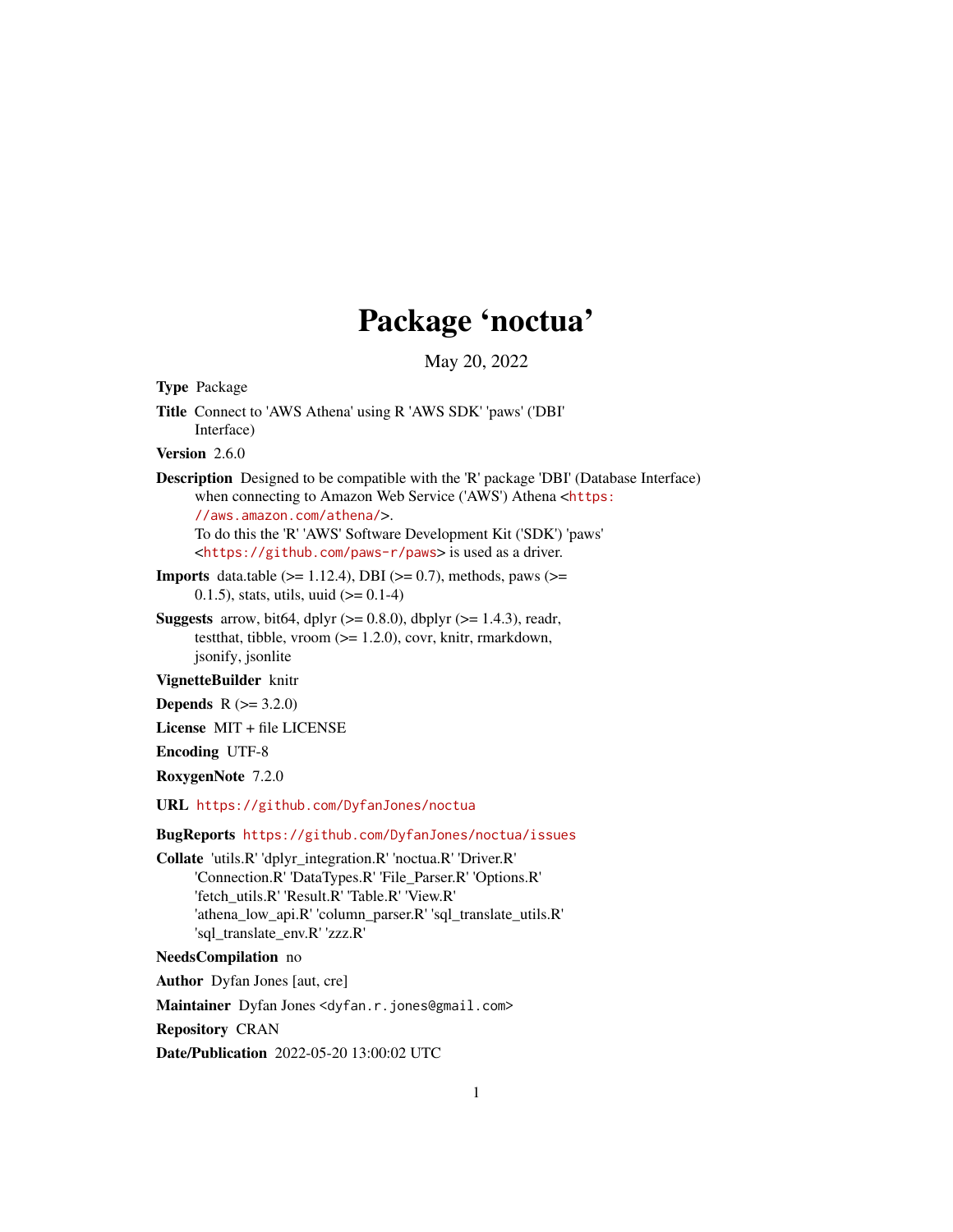# Package 'noctua'

May 20, 2022

**Type** Package

**Title** Connect to 'AWS Athena' using R 'AWS SDK' 'paws' ('DBI' Interface)

**Version** 2.6.0

**Description** Designed to be compatible with the 'R' package 'DBI' (Database Interface) when connecting to Amazon Web Service ('AWS') Athena <https://aws.amazon.com/athena/>. To do this the 'R' 'AWS' Software Development Kit ('SDK') 'paws' <https://github.com/paws-r/paws> is used as a driver.

**Imports** data.table (>= 1.12.4), DBI (>= 0.7), methods, paws (>= 0.1.5), stats, utils, uuid (>= 0.1-4)

**Suggests** arrow, bit64, dplyr (>= 0.8.0), dbplyr (>= 1.4.3), readr, testthat, tibble, vroom (>= 1.2.0), covr, knitr, rmarkdown, jsonify, jsonlite

**VignetteBuilder** knitr

**Depends** R (>= 3.2.0)

**License** MIT + file LICENSE

**Encoding** UTF-8

**RoxygenNote** 7.2.0

**URL** https://github.com/DyfanJones/noctua

**BugReports** https://github.com/DyfanJones/noctua/issues

**Collate** 'utils.R' 'dplyr_integration.R' 'noctua.R' 'Driver.R' 'Connection.R' 'DataTypes.R' 'File_Parser.R' 'Options.R' 'fetch_utils.R' 'Result.R' 'Table.R' 'View.R' 'athena_low_api.R' 'column_parser.R' 'sql_translate_utils.R' 'sql_translate_env.R' 'zzz.R'

**NeedsCompilation** no

**Author** Dyfan Jones [aut, cre]

**Maintainer** Dyfan Jones <dyfan.r.jones@gmail.com>

**Repository** CRAN

**Date/Publication** 2022-05-20 13:00:02 UTC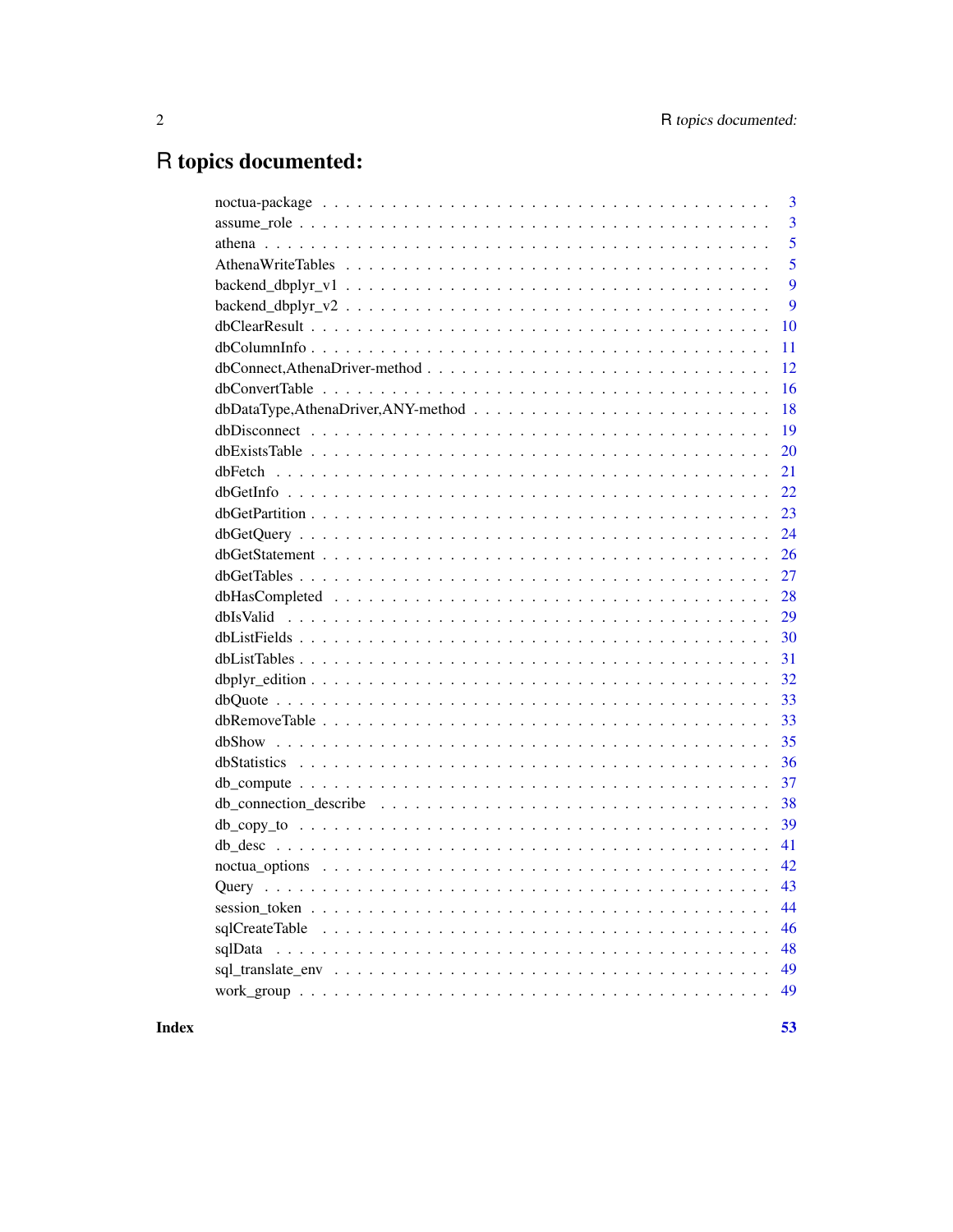# R topics documented:

noctua-package . . . . . . . . . . . . . . . . . . . . . . . . . . . . . . . . . . . . 3
assume_role . . . . . . . . . . . . . . . . . . . . . . . . . . . . . . . . . . . . . 3
athena . . . . . . . . . . . . . . . . . . . . . . . . . . . . . . . . . . . . . . . . 5
AthenaWriteTables . . . . . . . . . . . . . . . . . . . . . . . . . . . . . . . . . . 5
backend_dbplyr_v1 . . . . . . . . . . . . . . . . . . . . . . . . . . . . . . . . . 9
backend_dbplyr_v2 . . . . . . . . . . . . . . . . . . . . . . . . . . . . . . . . . 9
dbClearResult . . . . . . . . . . . . . . . . . . . . . . . . . . . . . . . . . . . 10
dbColumnInfo . . . . . . . . . . . . . . . . . . . . . . . . . . . . . . . . . . . 11
dbConnect,AthenaDriver-method . . . . . . . . . . . . . . . . . . . . . . . . . . 12
dbConvertTable . . . . . . . . . . . . . . . . . . . . . . . . . . . . . . . . . . 16
dbDataType,AthenaDriver,ANY-method . . . . . . . . . . . . . . . . . . . . . . . 18
dbDisconnect . . . . . . . . . . . . . . . . . . . . . . . . . . . . . . . . . . . 19
dbExistsTable . . . . . . . . . . . . . . . . . . . . . . . . . . . . . . . . . . . 20
dbFetch . . . . . . . . . . . . . . . . . . . . . . . . . . . . . . . . . . . . . . 21
dbGetInfo . . . . . . . . . . . . . . . . . . . . . . . . . . . . . . . . . . . . . 22
dbGetPartition . . . . . . . . . . . . . . . . . . . . . . . . . . . . . . . . . . 23
dbGetQuery . . . . . . . . . . . . . . . . . . . . . . . . . . . . . . . . . . . . 24
dbGetStatement . . . . . . . . . . . . . . . . . . . . . . . . . . . . . . . . . . 26
dbGetTables . . . . . . . . . . . . . . . . . . . . . . . . . . . . . . . . . . . . 27
dbHasCompleted . . . . . . . . . . . . . . . . . . . . . . . . . . . . . . . . . . 28
dbIsValid . . . . . . . . . . . . . . . . . . . . . . . . . . . . . . . . . . . . . 29
dbListFields . . . . . . . . . . . . . . . . . . . . . . . . . . . . . . . . . . . 30
dbListTables . . . . . . . . . . . . . . . . . . . . . . . . . . . . . . . . . . . 31
dbplyr_edition . . . . . . . . . . . . . . . . . . . . . . . . . . . . . . . . . . 32
dbQuote . . . . . . . . . . . . . . . . . . . . . . . . . . . . . . . . . . . . . . 33
dbRemoveTable . . . . . . . . . . . . . . . . . . . . . . . . . . . . . . . . . . 33
dbShow . . . . . . . . . . . . . . . . . . . . . . . . . . . . . . . . . . . . . . 35
dbStatistics . . . . . . . . . . . . . . . . . . . . . . . . . . . . . . . . . . . 36
db_compute . . . . . . . . . . . . . . . . . . . . . . . . . . . . . . . . . . . . 37
db_connection_describe . . . . . . . . . . . . . . . . . . . . . . . . . . . . . . 38
db_copy_to . . . . . . . . . . . . . . . . . . . . . . . . . . . . . . . . . . . . 39
db_desc . . . . . . . . . . . . . . . . . . . . . . . . . . . . . . . . . . . . . . 41
noctua_options . . . . . . . . . . . . . . . . . . . . . . . . . . . . . . . . . . 42
Query . . . . . . . . . . . . . . . . . . . . . . . . . . . . . . . . . . . . . . . 43
session_token . . . . . . . . . . . . . . . . . . . . . . . . . . . . . . . . . . . 44
sqlCreateTable . . . . . . . . . . . . . . . . . . . . . . . . . . . . . . . . . . 46
sqlData . . . . . . . . . . . . . . . . . . . . . . . . . . . . . . . . . . . . . . 48
sql_translate_env . . . . . . . . . . . . . . . . . . . . . . . . . . . . . . . . . 49
work_group . . . . . . . . . . . . . . . . . . . . . . . . . . . . . . . . . . . . 49

**Index** **53**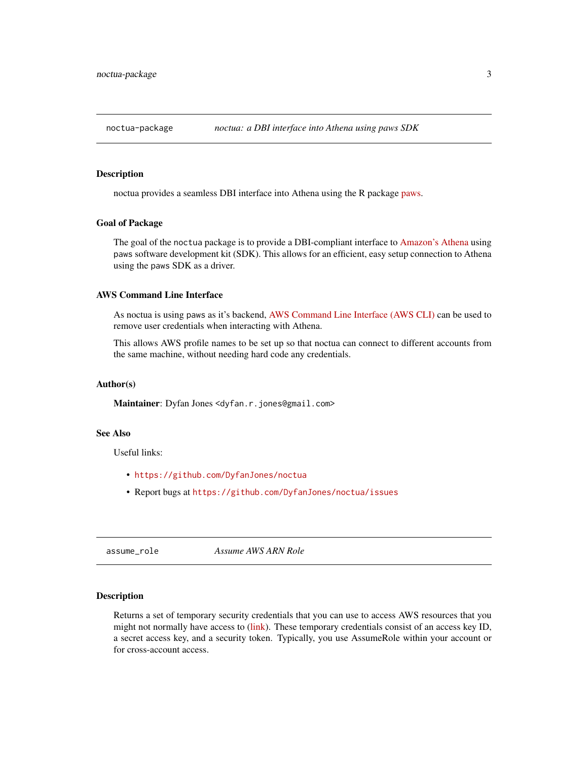## noctua-package — *noctua: a DBI interface into Athena using paws SDK*

### Description

noctua provides a seamless DBI interface into Athena using the R package paws.

### Goal of Package

The goal of the `noctua` package is to provide a DBI-compliant interface to Amazon's Athena using `paws` software development kit (SDK). This allows for an efficient, easy setup connection to Athena using the `paws` SDK as a driver.

### AWS Command Line Interface

As noctua is using `paws` as it's backend, AWS Command Line Interface (AWS CLI) can be used to remove user credentials when interacting with Athena.

This allows AWS profile names to be set up so that noctua can connect to different accounts from the same machine, without needing hard code any credentials.

### Author(s)

**Maintainer**: Dyfan Jones <dyfan.r.jones@gmail.com>

### See Also

Useful links:

- https://github.com/DyfanJones/noctua
- Report bugs at https://github.com/DyfanJones/noctua/issues

## assume_role — *Assume AWS ARN Role*

### Description

Returns a set of temporary security credentials that you can use to access AWS resources that you might not normally have access to (link). These temporary credentials consist of an access key ID, a secret access key, and a security token. Typically, you use AssumeRole within your account or for cross-account access.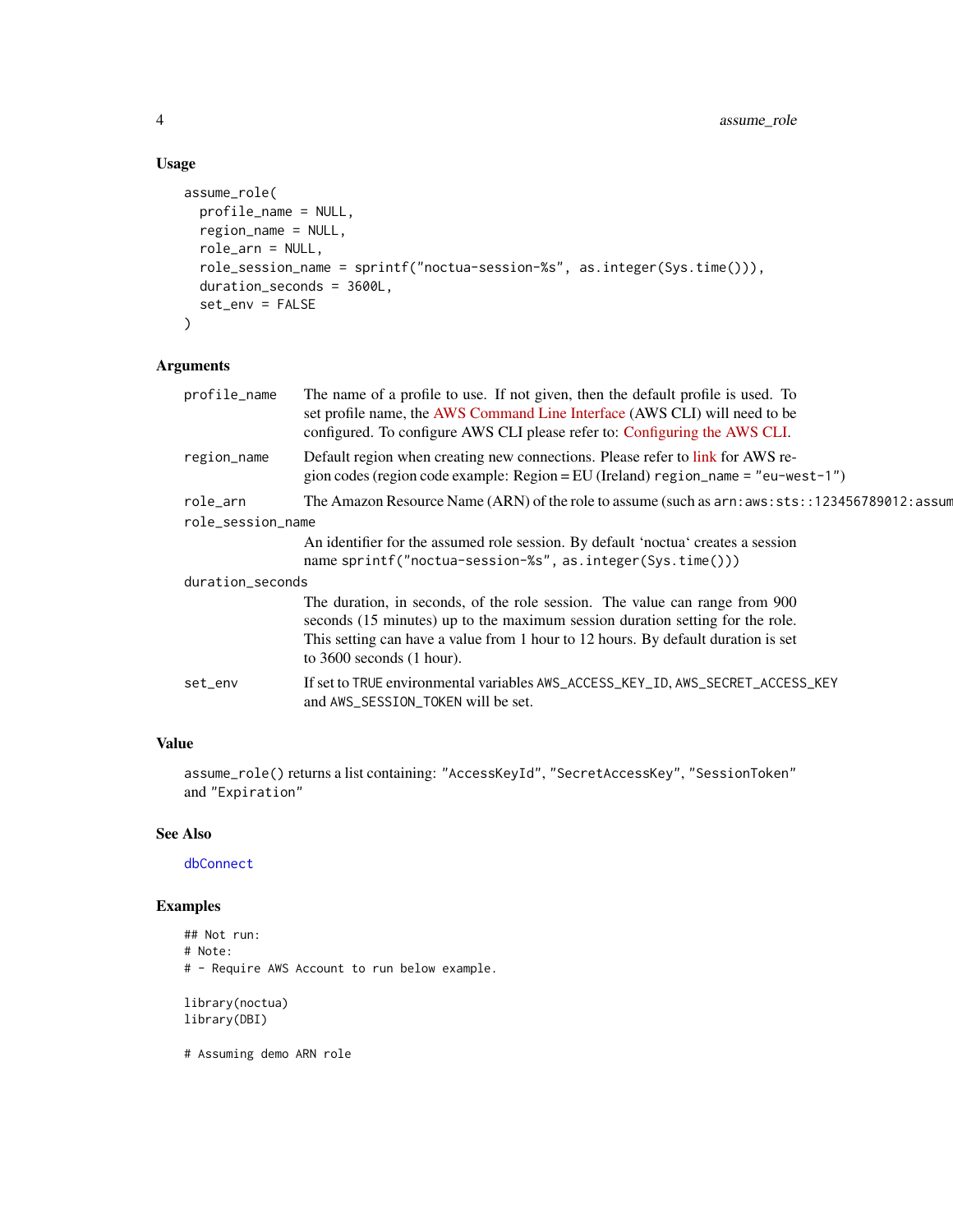### Usage

```
assume_role(
  profile_name = NULL,
  region_name = NULL,
  role_arn = NULL,
  role_session_name = sprintf("noctua-session-%s", as.integer(Sys.time())),
  duration_seconds = 3600L,
  set_env = FALSE
)
```

### Arguments

| | |
|---|---|
| profile_name | The name of a profile to use. If not given, then the default profile is used. To set profile name, the AWS Command Line Interface (AWS CLI) will need to be configured. To configure AWS CLI please refer to: Configuring the AWS CLI. |
| region_name | Default region when creating new connections. Please refer to link for AWS region codes (region code example: Region = EU (Ireland) `region_name = "eu-west-1"`) |
| role_arn | The Amazon Resource Name (ARN) of the role to assume (such as `arn:aws:sts::123456789012:assum` |
| role_session_name | An identifier for the assumed role session. By default 'noctua' creates a session name `sprintf("noctua-session-%s", as.integer(Sys.time()))` |
| duration_seconds | The duration, in seconds, of the role session. The value can range from 900 seconds (15 minutes) up to the maximum session duration setting for the role. This setting can have a value from 1 hour to 12 hours. By default duration is set to 3600 seconds (1 hour). |
| set_env | If set to `TRUE` environmental variables `AWS_ACCESS_KEY_ID`, `AWS_SECRET_ACCESS_KEY` and `AWS_SESSION_TOKEN` will be set. |

### Value

`assume_role()` returns a list containing: `"AccessKeyId"`, `"SecretAccessKey"`, `"SessionToken"` and `"Expiration"`

### See Also

`dbConnect`

### Examples

```
## Not run:
# Note:
# - Require AWS Account to run below example.

library(noctua)
library(DBI)

# Assuming demo ARN role
```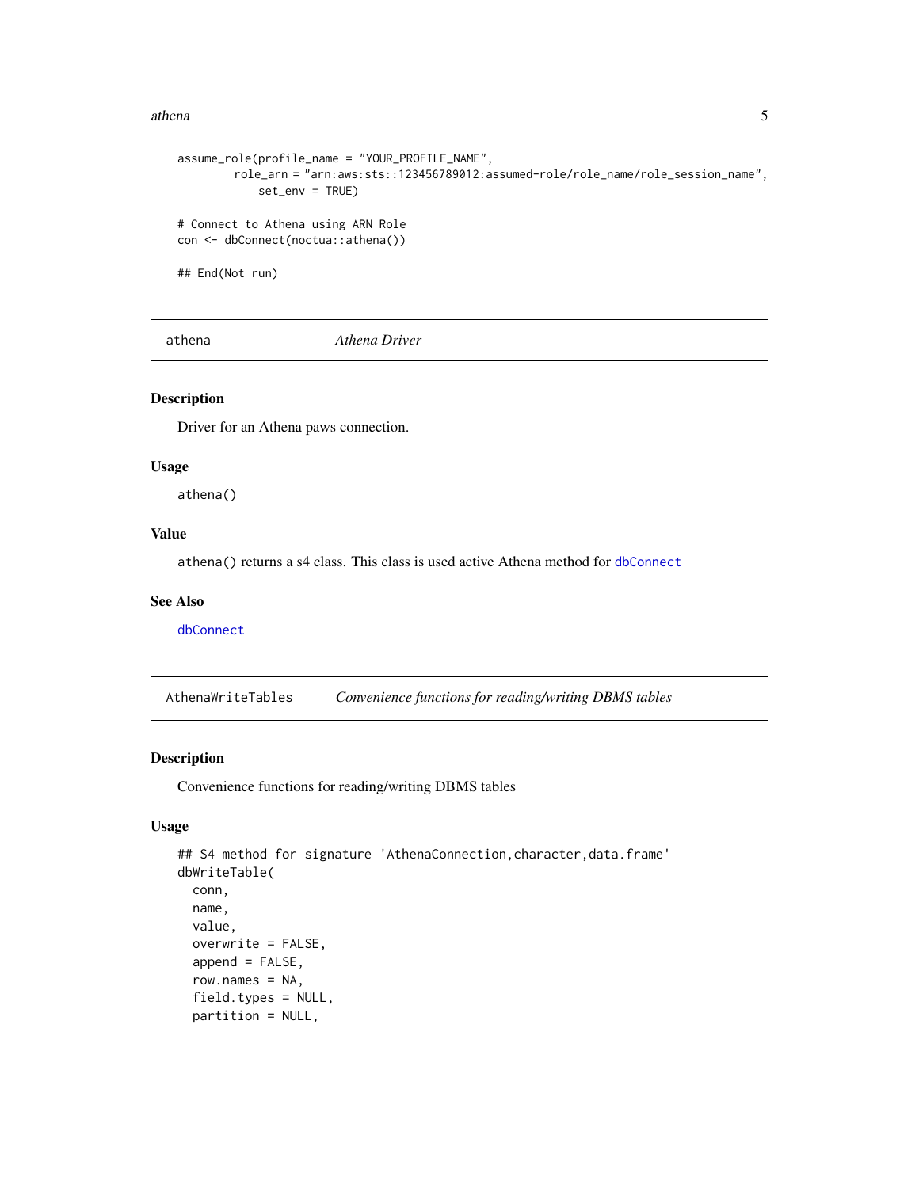```
assume_role(profile_name = "YOUR_PROFILE_NAME",
        role_arn = "arn:aws:sts::123456789012:assumed-role/role_name/role_session_name",
            set_env = TRUE)

# Connect to Athena using ARN Role
con <- dbConnect(noctua::athena())

## End(Not run)
```

## athena — *Athena Driver*

### Description

Driver for an Athena paws connection.

### Usage

```
athena()
```

### Value

`athena()` returns a s4 class. This class is used active Athena method for `dbConnect`

### See Also

`dbConnect`

## AthenaWriteTables — *Convenience functions for reading/writing DBMS tables*

### Description

Convenience functions for reading/writing DBMS tables

### Usage

```
## S4 method for signature 'AthenaConnection,character,data.frame'
dbWriteTable(
  conn,
  name,
  value,
  overwrite = FALSE,
  append = FALSE,
  row.names = NA,
  field.types = NULL,
  partition = NULL,
```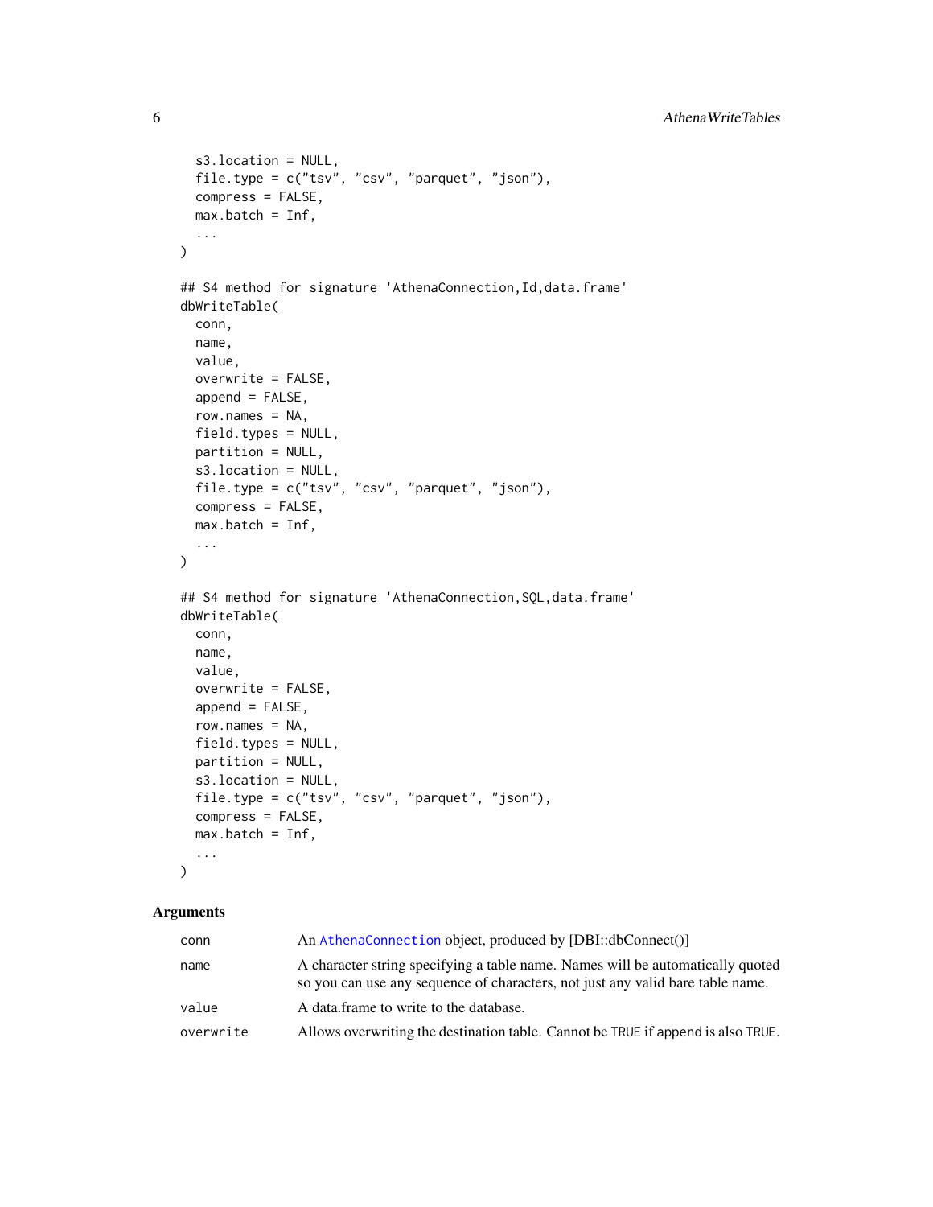```
  s3.location = NULL,
  file.type = c("tsv", "csv", "parquet", "json"),
  compress = FALSE,
  max.batch = Inf,
  ...
)

## S4 method for signature 'AthenaConnection,Id,data.frame'
dbWriteTable(
  conn,
  name,
  value,
  overwrite = FALSE,
  append = FALSE,
  row.names = NA,
  field.types = NULL,
  partition = NULL,
  s3.location = NULL,
  file.type = c("tsv", "csv", "parquet", "json"),
  compress = FALSE,
  max.batch = Inf,
  ...
)

## S4 method for signature 'AthenaConnection,SQL,data.frame'
dbWriteTable(
  conn,
  name,
  value,
  overwrite = FALSE,
  append = FALSE,
  row.names = NA,
  field.types = NULL,
  partition = NULL,
  s3.location = NULL,
  file.type = c("tsv", "csv", "parquet", "json"),
  compress = FALSE,
  max.batch = Inf,
  ...
)
```

## Arguments

| | |
|---|---|
| `conn` | An `AthenaConnection` object, produced by [DBI::dbConnect()] |
| `name` | A character string specifying a table name. Names will be automatically quoted so you can use any sequence of characters, not just any valid bare table name. |
| `value` | A data.frame to write to the database. |
| `overwrite` | Allows overwriting the destination table. Cannot be `TRUE` if `append` is also `TRUE`. |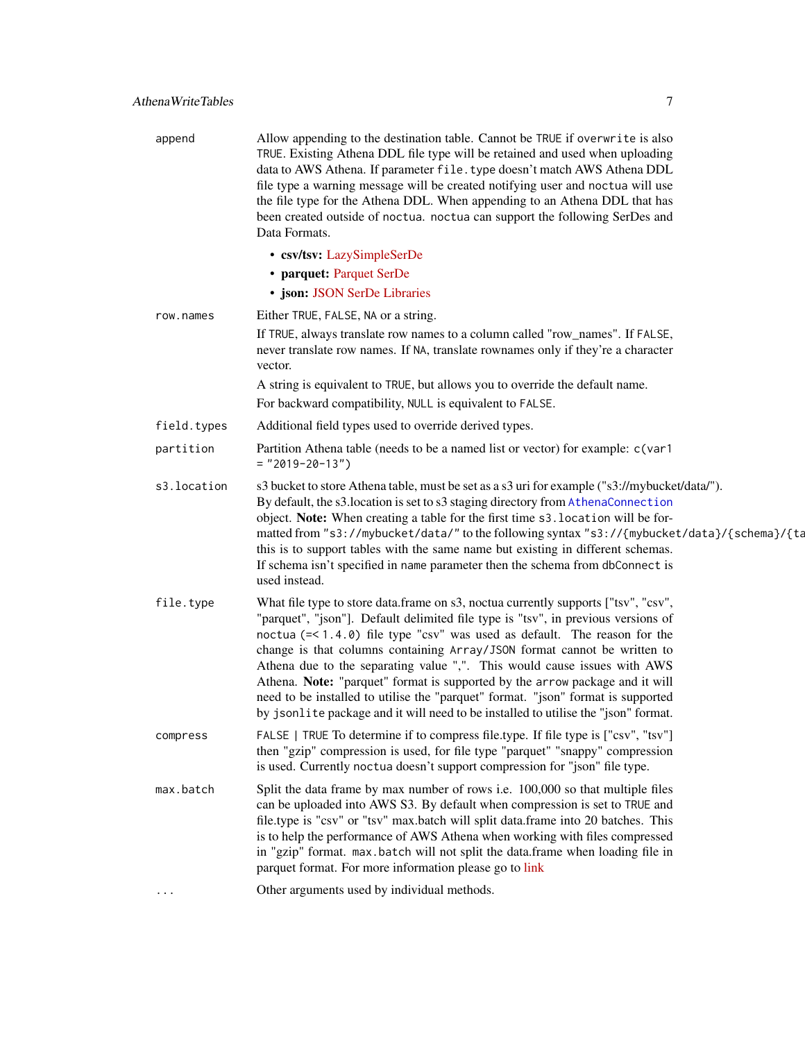| | |
|---|---|
| `append` | Allow appending to the destination table. Cannot be `TRUE` if `overwrite` is also `TRUE`. Existing Athena DDL file type will be retained and used when uploading data to AWS Athena. If parameter `file.type` doesn't match AWS Athena DDL file type a warning message will be created notifying user and `noctua` will use the file type for the Athena DDL. When appending to an Athena DDL that has been created outside of `noctua`. `noctua` can support the following SerDes and Data Formats.<br>• **csv/tsv:** LazySimpleSerDe<br>• **parquet:** Parquet SerDe<br>• **json:** JSON SerDe Libraries |
| `row.names` | Either `TRUE`, `FALSE`, `NA` or a string.<br>If `TRUE`, always translate row names to a column called "row_names". If `FALSE`, never translate row names. If `NA`, translate rownames only if they're a character vector.<br>A string is equivalent to `TRUE`, but allows you to override the default name.<br>For backward compatibility, `NULL` is equivalent to `FALSE`. |
| `field.types` | Additional field types used to override derived types. |
| `partition` | Partition Athena table (needs to be a named list or vector) for example: `c(var1 = "2019-20-13")` |
| `s3.location` | s3 bucket to store Athena table, must be set as a s3 uri for example ("s3://mybucket/data/"). By default, the s3.location is set to s3 staging directory from `AthenaConnection` object. **Note:** When creating a table for the first time `s3.location` will be formatted from `"s3://mybucket/data/"` to the following syntax `"s3://{mybucket/data}/{schema}/{ta` this is to support tables with the same name but existing in different schemas. If schema isn't specified in `name` parameter then the schema from `dbConnect` is used instead. |
| `file.type` | What file type to store data.frame on s3, noctua currently supports ["tsv", "csv", "parquet", "json"]. Default delimited file type is "tsv", in previous versions of `noctua (=< 1.4.0)` file type "csv" was used as default. The reason for the change is that columns containing `Array/JSON` format cannot be written to Athena due to the separating value ",". This would cause issues with AWS Athena. **Note:** "parquet" format is supported by the `arrow` package and it will need to be installed to utilise the "parquet" format. "json" format is supported by `jsonlite` package and it will need to be installed to utilise the "json" format. |
| `compress` | `FALSE` \| `TRUE` To determine if to compress file.type. If file type is ["csv", "tsv"] then "gzip" compression is used, for file type "parquet" "snappy" compression is used. Currently `noctua` doesn't support compression for "json" file type. |
| `max.batch` | Split the data frame by max number of rows i.e. 100,000 so that multiple files can be uploaded into AWS S3. By default when compression is set to `TRUE` and file.type is "csv" or "tsv" max.batch will split data.frame into 20 batches. This is to help the performance of AWS Athena when working with files compressed in "gzip" format. `max.batch` will not split the data.frame when loading file in parquet format. For more information please go to link |
| `...` | Other arguments used by individual methods. |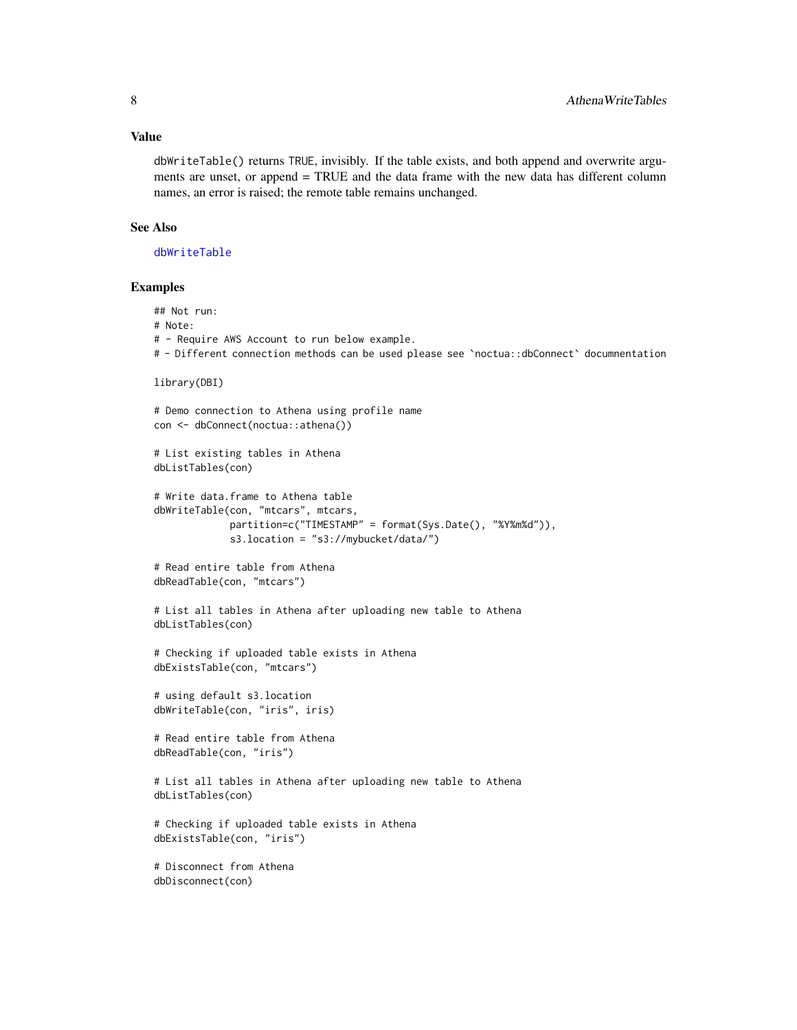### Value

dbWriteTable() returns TRUE, invisibly. If the table exists, and both append and overwrite arguments are unset, or append = TRUE and the data frame with the new data has different column names, an error is raised; the remote table remains unchanged.

### See Also

dbWriteTable

### Examples

```
## Not run:
# Note:
# - Require AWS Account to run below example.
# - Different connection methods can be used please see `noctua::dbConnect` documnentation

library(DBI)

# Demo connection to Athena using profile name
con <- dbConnect(noctua::athena())

# List existing tables in Athena
dbListTables(con)

# Write data.frame to Athena table
dbWriteTable(con, "mtcars", mtcars,
             partition=c("TIMESTAMP" = format(Sys.Date(), "%Y%m%d")),
             s3.location = "s3://mybucket/data/")

# Read entire table from Athena
dbReadTable(con, "mtcars")

# List all tables in Athena after uploading new table to Athena
dbListTables(con)

# Checking if uploaded table exists in Athena
dbExistsTable(con, "mtcars")

# using default s3.location
dbWriteTable(con, "iris", iris)

# Read entire table from Athena
dbReadTable(con, "iris")

# List all tables in Athena after uploading new table to Athena
dbListTables(con)

# Checking if uploaded table exists in Athena
dbExistsTable(con, "iris")

# Disconnect from Athena
dbDisconnect(con)
```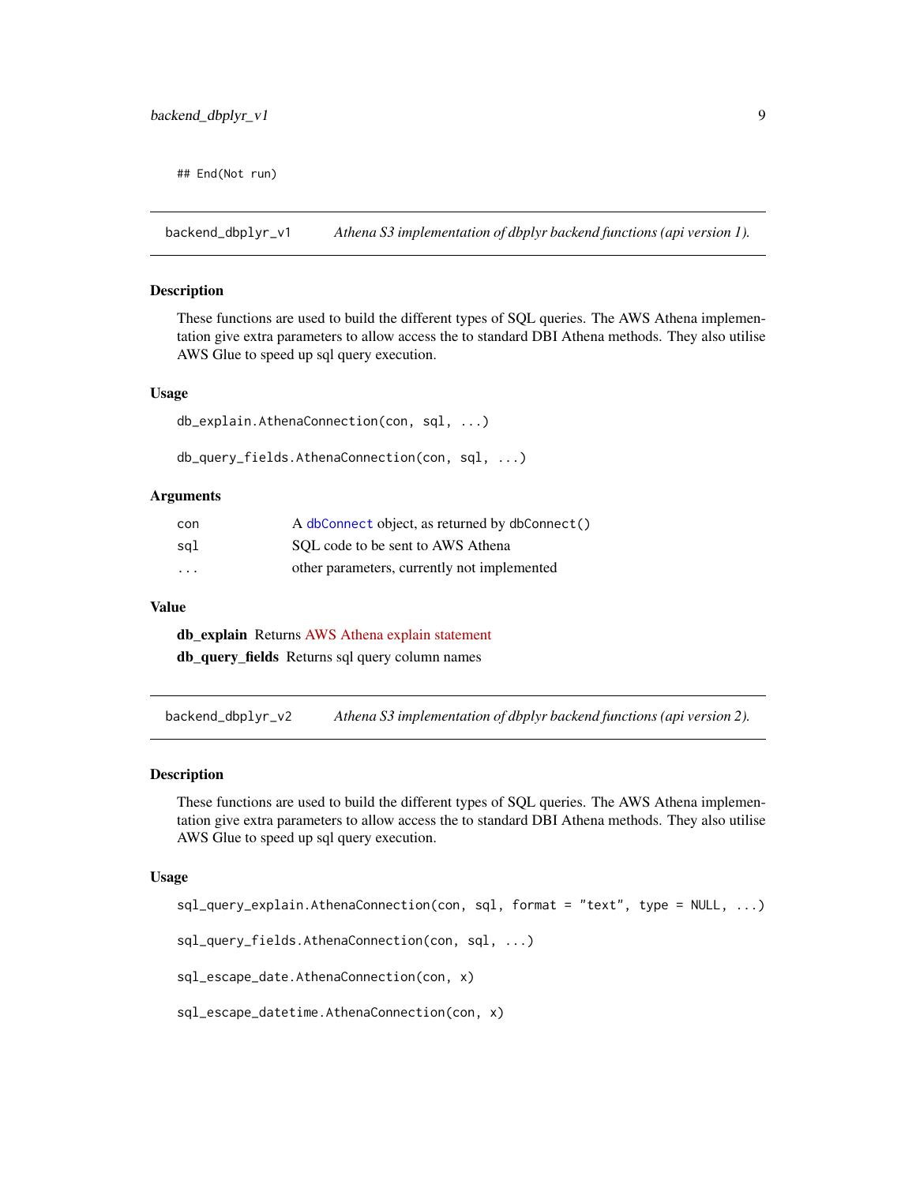```
## End(Not run)
```

## backend_dbplyr_v1 — *Athena S3 implementation of dbplyr backend functions (api version 1).*

### Description

These functions are used to build the different types of SQL queries. The AWS Athena implementation give extra parameters to allow access the to standard DBI Athena methods. They also utilise AWS Glue to speed up sql query execution.

### Usage

```
db_explain.AthenaConnection(con, sql, ...)

db_query_fields.AthenaConnection(con, sql, ...)
```

### Arguments

| | |
|---|---|
| con | A dbConnect object, as returned by dbConnect() |
| sql | SQL code to be sent to AWS Athena |
| ... | other parameters, currently not implemented |

### Value

**db_explain** Returns AWS Athena explain statement

**db_query_fields** Returns sql query column names

## backend_dbplyr_v2 — *Athena S3 implementation of dbplyr backend functions (api version 2).*

### Description

These functions are used to build the different types of SQL queries. The AWS Athena implementation give extra parameters to allow access the to standard DBI Athena methods. They also utilise AWS Glue to speed up sql query execution.

### Usage

```
sql_query_explain.AthenaConnection(con, sql, format = "text", type = NULL, ...)

sql_query_fields.AthenaConnection(con, sql, ...)

sql_escape_date.AthenaConnection(con, x)

sql_escape_datetime.AthenaConnection(con, x)
```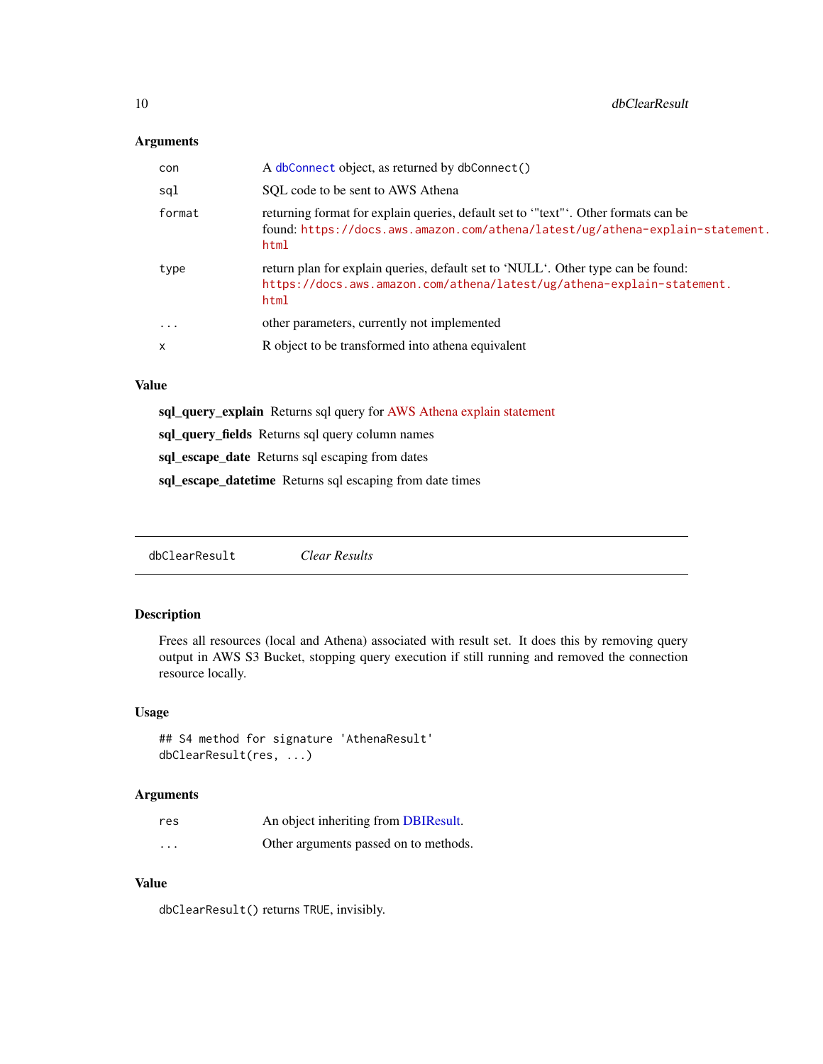### Arguments

| | |
|---|---|
| `con` | A `dbConnect` object, as returned by `dbConnect()` |
| `sql` | SQL code to be sent to AWS Athena |
| `format` | returning format for explain queries, default set to `"text"`. Other formats can be found: https://docs.aws.amazon.com/athena/latest/ug/athena-explain-statement.html |
| `type` | return plan for explain queries, default set to `NULL`. Other type can be found: https://docs.aws.amazon.com/athena/latest/ug/athena-explain-statement.html |
| `...` | other parameters, currently not implemented |
| `x` | R object to be transformed into athena equivalent |

### Value

**sql_query_explain** Returns sql query for AWS Athena explain statement

**sql_query_fields** Returns sql query column names

**sql_escape_date** Returns sql escaping from dates

**sql_escape_datetime** Returns sql escaping from date times

---

## dbClearResult *Clear Results*

### Description

Frees all resources (local and Athena) associated with result set. It does this by removing query output in AWS S3 Bucket, stopping query execution if still running and removed the connection resource locally.

### Usage

```
## S4 method for signature 'AthenaResult'
dbClearResult(res, ...)
```

### Arguments

| | |
|---|---|
| `res` | An object inheriting from DBIResult. |
| `...` | Other arguments passed on to methods. |

### Value

`dbClearResult()` returns `TRUE`, invisibly.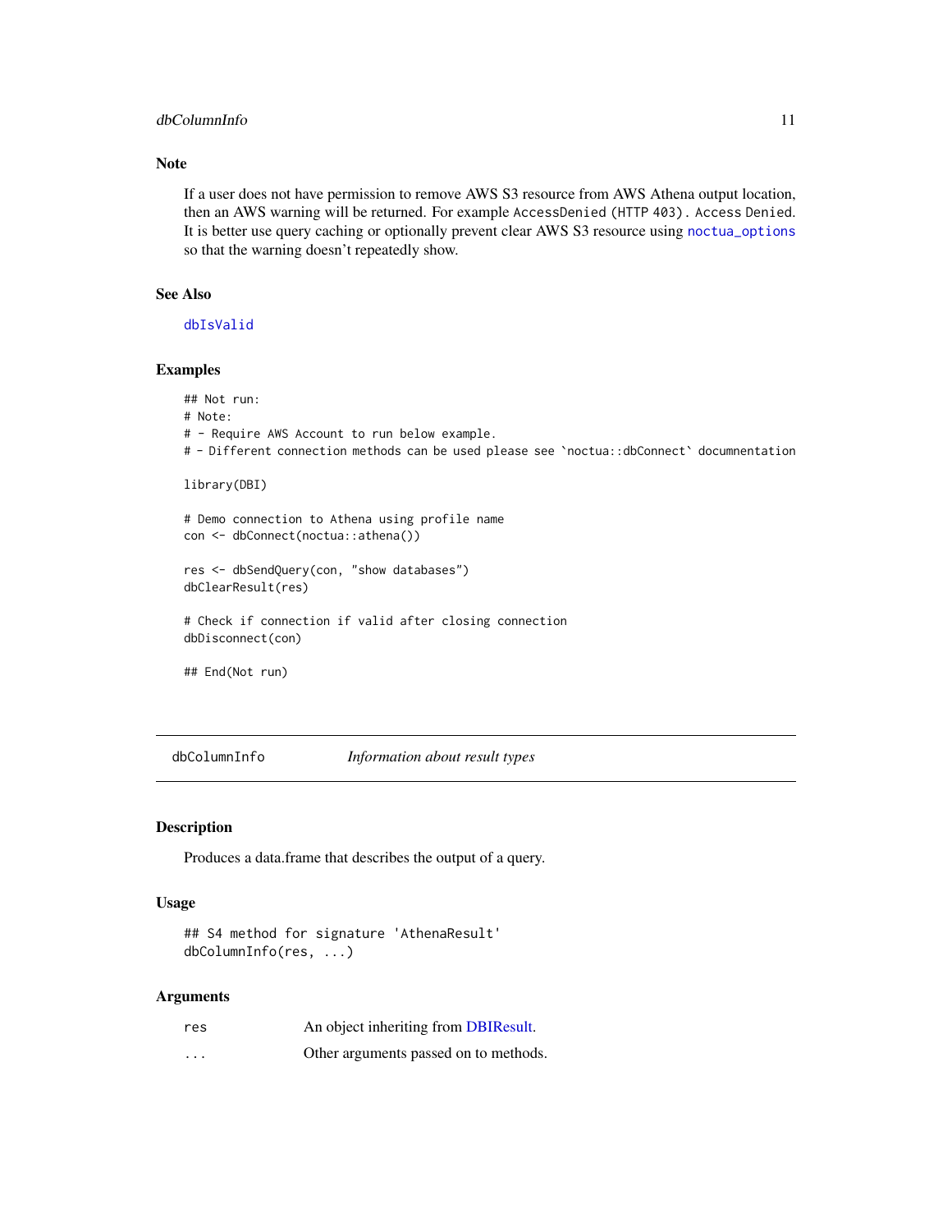## Note

If a user does not have permission to remove AWS S3 resource from AWS Athena output location, then an AWS warning will be returned. For example `AccessDenied (HTTP 403). Access Denied`. It is better use query caching or optionally prevent clear AWS S3 resource using `noctua_options` so that the warning doesn't repeatedly show.

## See Also

`dbIsValid`

## Examples

```
## Not run:
# Note:
# - Require AWS Account to run below example.
# - Different connection methods can be used please see `noctua::dbConnect` documnentation

library(DBI)

# Demo connection to Athena using profile name
con <- dbConnect(noctua::athena())

res <- dbSendQuery(con, "show databases")
dbClearResult(res)

# Check if connection if valid after closing connection
dbDisconnect(con)

## End(Not run)
```

---

# dbColumnInfo *Information about result types*

---

## Description

Produces a data.frame that describes the output of a query.

## Usage

```
## S4 method for signature 'AthenaResult'
dbColumnInfo(res, ...)
```

## Arguments

| | |
|---|---|
| `res` | An object inheriting from DBIResult. |
| `...` | Other arguments passed on to methods. |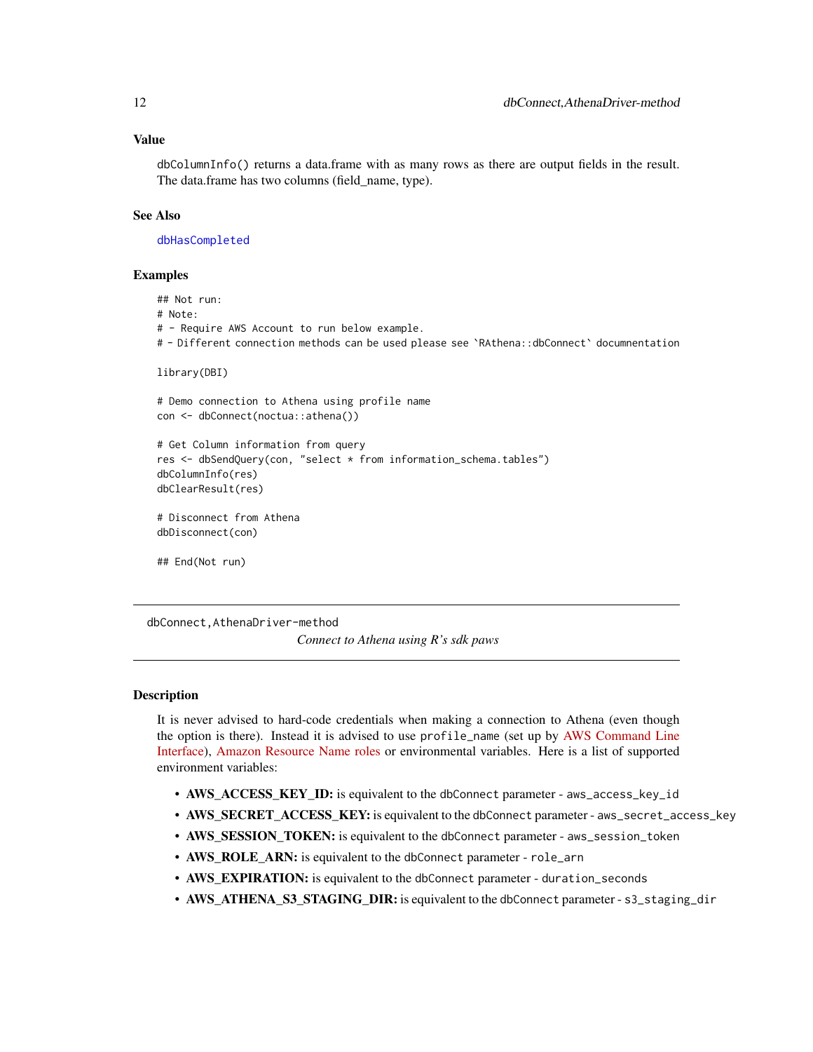### Value

dbColumnInfo() returns a data.frame with as many rows as there are output fields in the result. The data.frame has two columns (field_name, type).

### See Also

dbHasCompleted

### Examples

```
## Not run:
# Note:
# - Require AWS Account to run below example.
# - Different connection methods can be used please see `RAthena::dbConnect` documnentation

library(DBI)

# Demo connection to Athena using profile name
con <- dbConnect(noctua::athena())

# Get Column information from query
res <- dbSendQuery(con, "select * from information_schema.tables")
dbColumnInfo(res)
dbClearResult(res)

# Disconnect from Athena
dbDisconnect(con)

## End(Not run)
```

---

## dbConnect,AthenaDriver-method

*Connect to Athena using R's sdk paws*

---

### Description

It is never advised to hard-code credentials when making a connection to Athena (even though the option is there). Instead it is advised to use profile_name (set up by AWS Command Line Interface), Amazon Resource Name roles or environmental variables. Here is a list of supported environment variables:

- **AWS_ACCESS_KEY_ID:** is equivalent to the dbConnect parameter - aws_access_key_id
- **AWS_SECRET_ACCESS_KEY:** is equivalent to the dbConnect parameter - aws_secret_access_key
- **AWS_SESSION_TOKEN:** is equivalent to the dbConnect parameter - aws_session_token
- **AWS_ROLE_ARN:** is equivalent to the dbConnect parameter - role_arn
- **AWS_EXPIRATION:** is equivalent to the dbConnect parameter - duration_seconds
- **AWS_ATHENA_S3_STAGING_DIR:** is equivalent to the dbConnect parameter - s3_staging_dir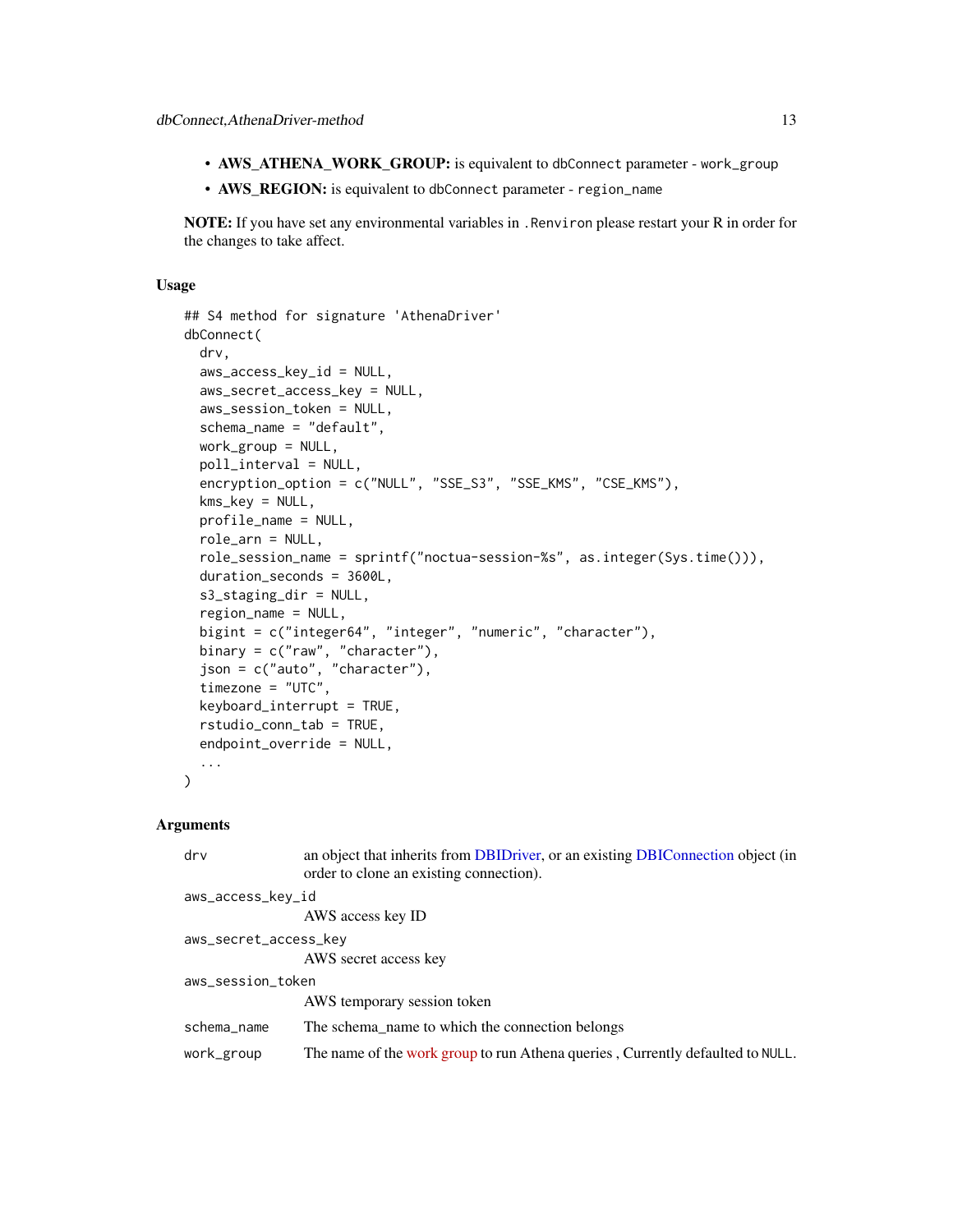- **AWS_ATHENA_WORK_GROUP:** is equivalent to `dbConnect` parameter - `work_group`
- **AWS_REGION:** is equivalent to `dbConnect` parameter - `region_name`

**NOTE:** If you have set any environmental variables in `.Renviron` please restart your R in order for the changes to take affect.

### Usage

```
## S4 method for signature 'AthenaDriver'
dbConnect(
  drv,
  aws_access_key_id = NULL,
  aws_secret_access_key = NULL,
  aws_session_token = NULL,
  schema_name = "default",
  work_group = NULL,
  poll_interval = NULL,
  encryption_option = c("NULL", "SSE_S3", "SSE_KMS", "CSE_KMS"),
  kms_key = NULL,
  profile_name = NULL,
  role_arn = NULL,
  role_session_name = sprintf("noctua-session-%s", as.integer(Sys.time())),
  duration_seconds = 3600L,
  s3_staging_dir = NULL,
  region_name = NULL,
  bigint = c("integer64", "integer", "numeric", "character"),
  binary = c("raw", "character"),
  json = c("auto", "character"),
  timezone = "UTC",
  keyboard_interrupt = TRUE,
  rstudio_conn_tab = TRUE,
  endpoint_override = NULL,
  ...
)
```

### Arguments

| | |
|---|---|
| `drv` | an object that inherits from DBIDriver, or an existing DBIConnection object (in order to clone an existing connection). |
| `aws_access_key_id` | AWS access key ID |
| `aws_secret_access_key` | AWS secret access key |
| `aws_session_token` | AWS temporary session token |
| `schema_name` | The schema_name to which the connection belongs |
| `work_group` | The name of the work group to run Athena queries , Currently defaulted to `NULL`. |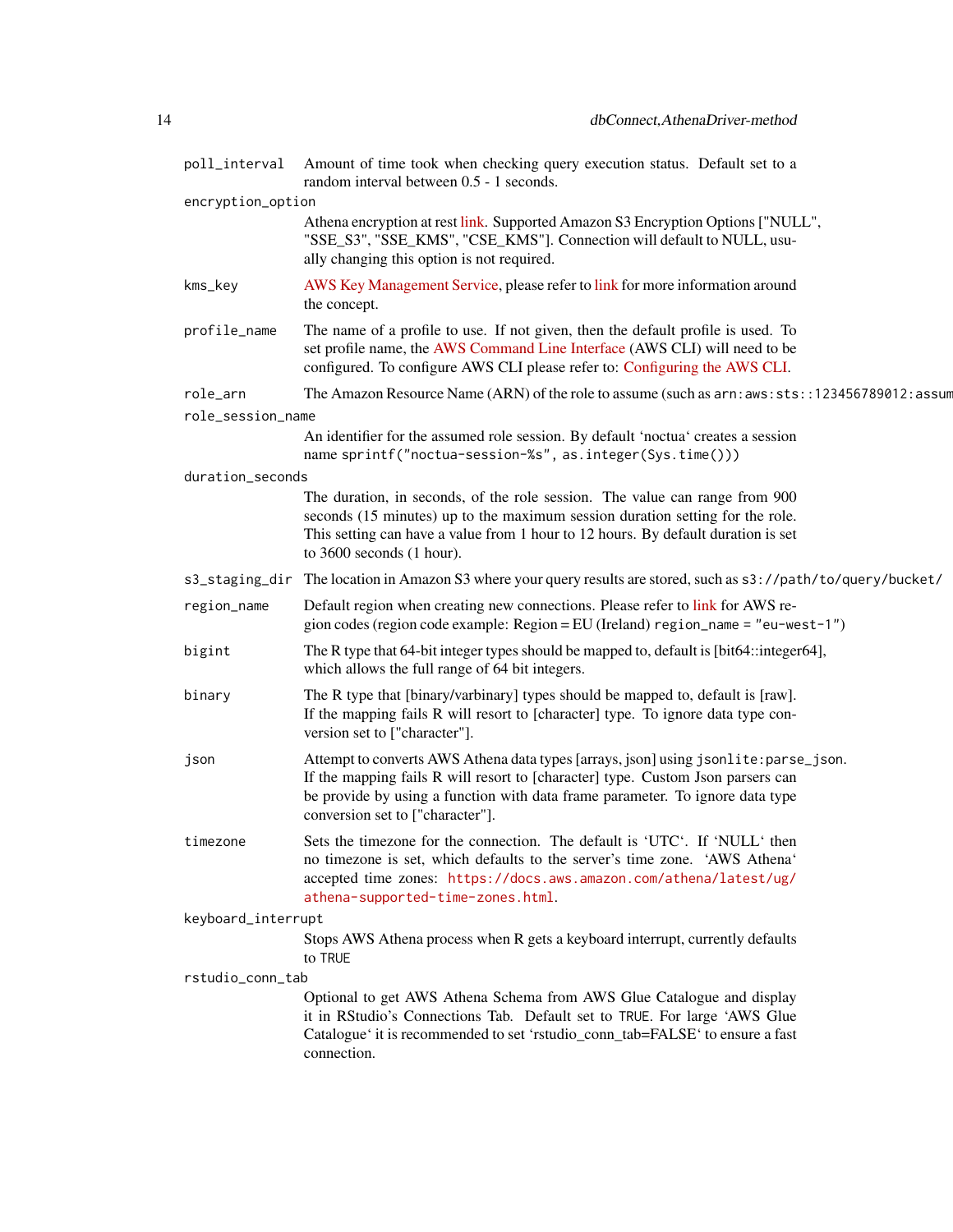poll_interval
: Amount of time took when checking query execution status. Default set to a random interval between 0.5 - 1 seconds.

encryption_option
: Athena encryption at rest link. Supported Amazon S3 Encryption Options ["NULL", "SSE_S3", "SSE_KMS", "CSE_KMS"]. Connection will default to NULL, usually changing this option is not required.

kms_key
: AWS Key Management Service, please refer to link for more information around the concept.

profile_name
: The name of a profile to use. If not given, then the default profile is used. To set profile name, the AWS Command Line Interface (AWS CLI) will need to be configured. To configure AWS CLI please refer to: Configuring the AWS CLI.

role_arn
: The Amazon Resource Name (ARN) of the role to assume (such as `arn:aws:sts::123456789012:assum`

role_session_name
: An identifier for the assumed role session. By default 'noctua' creates a session name `sprintf("noctua-session-%s", as.integer(Sys.time()))`

duration_seconds
: The duration, in seconds, of the role session. The value can range from 900 seconds (15 minutes) up to the maximum session duration setting for the role. This setting can have a value from 1 hour to 12 hours. By default duration is set to 3600 seconds (1 hour).

s3_staging_dir
: The location in Amazon S3 where your query results are stored, such as `s3://path/to/query/bucket/`

region_name
: Default region when creating new connections. Please refer to link for AWS region codes (region code example: Region = EU (Ireland) `region_name = "eu-west-1"`)

bigint
: The R type that 64-bit integer types should be mapped to, default is [bit64::integer64], which allows the full range of 64 bit integers.

binary
: The R type that [binary/varbinary] types should be mapped to, default is [raw]. If the mapping fails R will resort to [character] type. To ignore data type conversion set to ["character"].

json
: Attempt to converts AWS Athena data types [arrays, json] using `jsonlite:parse_json`. If the mapping fails R will resort to [character] type. Custom Json parsers can be provide by using a function with data frame parameter. To ignore data type conversion set to ["character"].

timezone
: Sets the timezone for the connection. The default is 'UTC'. If 'NULL' then no timezone is set, which defaults to the server's time zone. 'AWS Athena' accepted time zones: https://docs.aws.amazon.com/athena/latest/ug/athena-supported-time-zones.html.

keyboard_interrupt
: Stops AWS Athena process when R gets a keyboard interrupt, currently defaults to `TRUE`

rstudio_conn_tab
: Optional to get AWS Athena Schema from AWS Glue Catalogue and display it in RStudio's Connections Tab. Default set to `TRUE`. For large 'AWS Glue Catalogue' it is recommended to set 'rstudio_conn_tab=FALSE' to ensure a fast connection.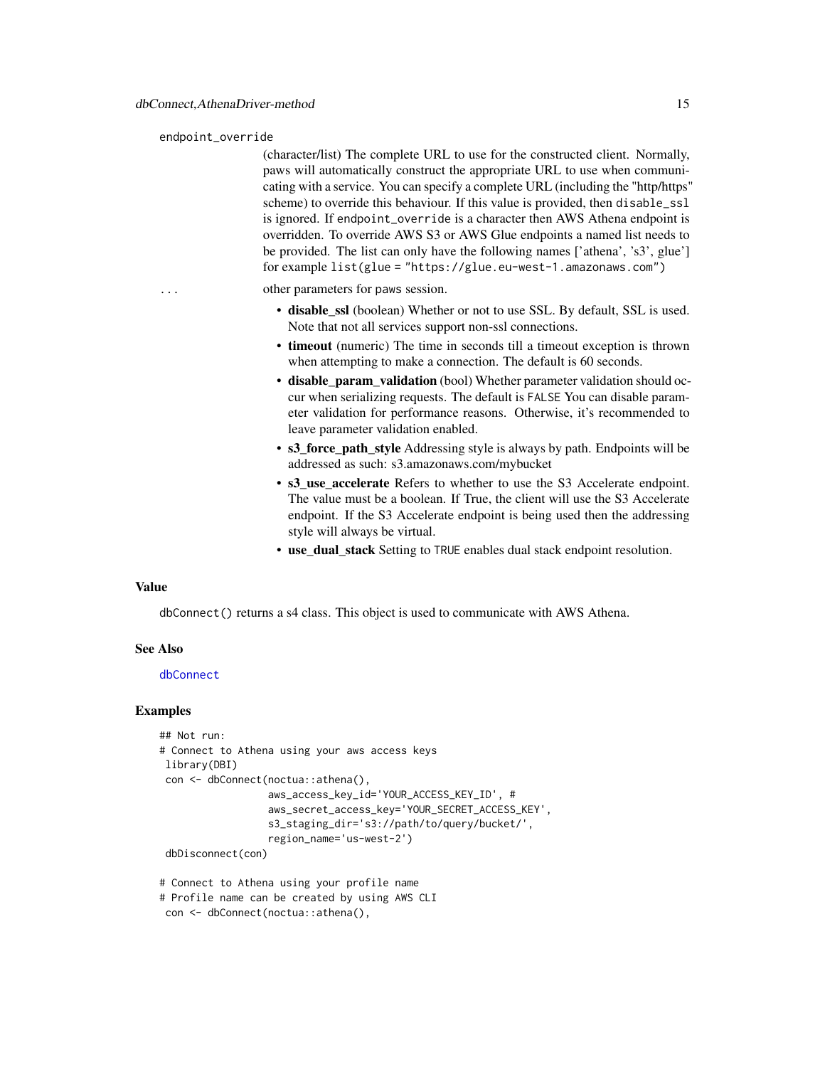endpoint_override
: (character/list) The complete URL to use for the constructed client. Normally, paws will automatically construct the appropriate URL to use when communicating with a service. You can specify a complete URL (including the "http/https" scheme) to override this behaviour. If this value is provided, then `disable_ssl` is ignored. If `endpoint_override` is a character then AWS Athena endpoint is overridden. To override AWS S3 or AWS Glue endpoints a named list needs to be provided. The list can only have the following names ['athena', 's3', glue'] for example `list(glue = "https://glue.eu-west-1.amazonaws.com")`

...
: other parameters for paws session.

- **disable_ssl** (boolean) Whether or not to use SSL. By default, SSL is used. Note that not all services support non-ssl connections.
- **timeout** (numeric) The time in seconds till a timeout exception is thrown when attempting to make a connection. The default is 60 seconds.
- **disable_param_validation** (bool) Whether parameter validation should occur when serializing requests. The default is `FALSE` You can disable parameter validation for performance reasons. Otherwise, it's recommended to leave parameter validation enabled.
- **s3_force_path_style** Addressing style is always by path. Endpoints will be addressed as such: s3.amazonaws.com/mybucket
- **s3_use_accelerate** Refers to whether to use the S3 Accelerate endpoint. The value must be a boolean. If True, the client will use the S3 Accelerate endpoint. If the S3 Accelerate endpoint is being used then the addressing style will always be virtual.
- **use_dual_stack** Setting to `TRUE` enables dual stack endpoint resolution.

## Value

`dbConnect()` returns a s4 class. This object is used to communicate with AWS Athena.

## See Also

`dbConnect`

## Examples

```
## Not run:
# Connect to Athena using your aws access keys
 library(DBI)
 con <- dbConnect(noctua::athena(),
                  aws_access_key_id='YOUR_ACCESS_KEY_ID', #
                  aws_secret_access_key='YOUR_SECRET_ACCESS_KEY',
                  s3_staging_dir='s3://path/to/query/bucket/',
                  region_name='us-west-2')
 dbDisconnect(con)

# Connect to Athena using your profile name
# Profile name can be created by using AWS CLI
 con <- dbConnect(noctua::athena(),
```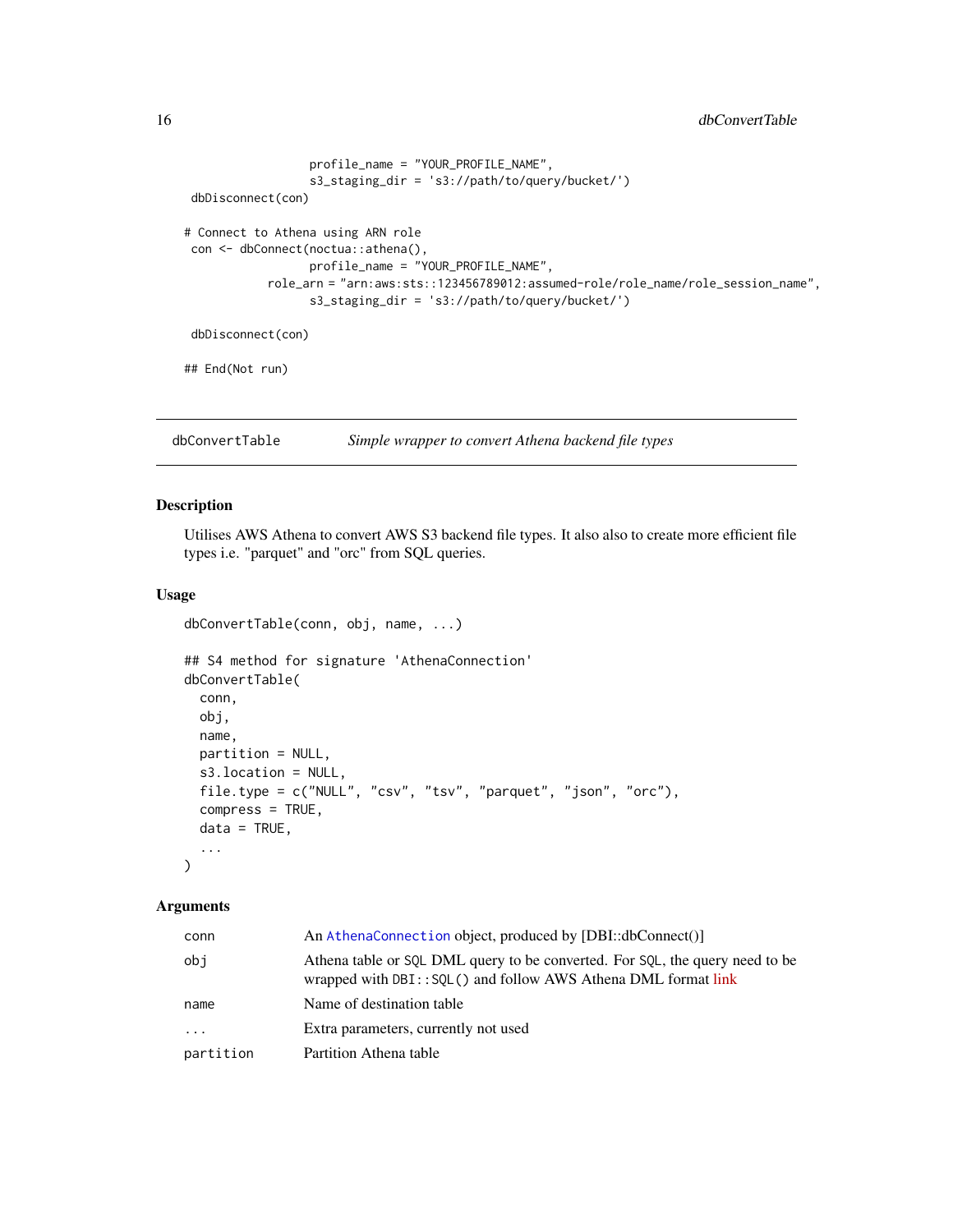```
                   profile_name = "YOUR_PROFILE_NAME",
                   s3_staging_dir = 's3://path/to/query/bucket/')
 dbDisconnect(con)

# Connect to Athena using ARN role
 con <- dbConnect(noctua::athena(),
                   profile_name = "YOUR_PROFILE_NAME",
             role_arn = "arn:aws:sts::123456789012:assumed-role/role_name/role_session_name",
                   s3_staging_dir = 's3://path/to/query/bucket/')

 dbDisconnect(con)

## End(Not run)
```

## dbConvertTable — *Simple wrapper to convert Athena backend file types*

### Description

Utilises AWS Athena to convert AWS S3 backend file types. It also also to create more efficient file types i.e. "parquet" and "orc" from SQL queries.

### Usage

```
dbConvertTable(conn, obj, name, ...)

## S4 method for signature 'AthenaConnection'
dbConvertTable(
  conn,
  obj,
  name,
  partition = NULL,
  s3.location = NULL,
  file.type = c("NULL", "csv", "tsv", "parquet", "json", "orc"),
  compress = TRUE,
  data = TRUE,
  ...
)
```

### Arguments

| | |
|---|---|
| `conn` | An `AthenaConnection` object, produced by [DBI::dbConnect()] |
| `obj` | Athena table or `SQL` DML query to be converted. For `SQL`, the query need to be wrapped with `DBI::SQL()` and follow AWS Athena DML format link |
| `name` | Name of destination table |
| `...` | Extra parameters, currently not used |
| `partition` | Partition Athena table |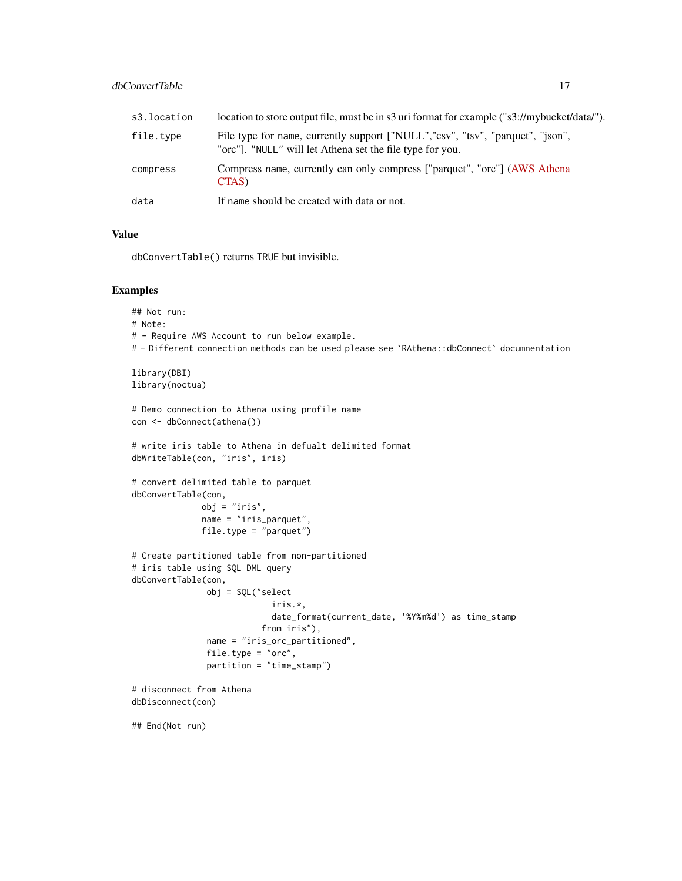| | |
|---|---|
| s3.location | location to store output file, must be in s3 uri format for example ("s3://mybucket/data/"). |
| file.type | File type for name, currently support ["NULL","csv", "tsv", "parquet", "json", "orc"]. "NULL" will let Athena set the file type for you. |
| compress | Compress name, currently can only compress ["parquet", "orc"] (AWS Athena CTAS) |
| data | If name should be created with data or not. |

## Value

dbConvertTable() returns TRUE but invisible.

## Examples

```
## Not run:
# Note:
# - Require AWS Account to run below example.
# - Different connection methods can be used please see `RAthena::dbConnect` documnentation

library(DBI)
library(noctua)

# Demo connection to Athena using profile name
con <- dbConnect(athena())

# write iris table to Athena in defualt delimited format
dbWriteTable(con, "iris", iris)

# convert delimited table to parquet
dbConvertTable(con,
              obj = "iris",
              name = "iris_parquet",
              file.type = "parquet")

# Create partitioned table from non-partitioned
# iris table using SQL DML query
dbConvertTable(con,
               obj = SQL("select
                          iris.*,
                          date_format(current_date, '%Y%m%d') as time_stamp
                        from iris"),
               name = "iris_orc_partitioned",
               file.type = "orc",
               partition = "time_stamp")

# disconnect from Athena
dbDisconnect(con)

## End(Not run)
```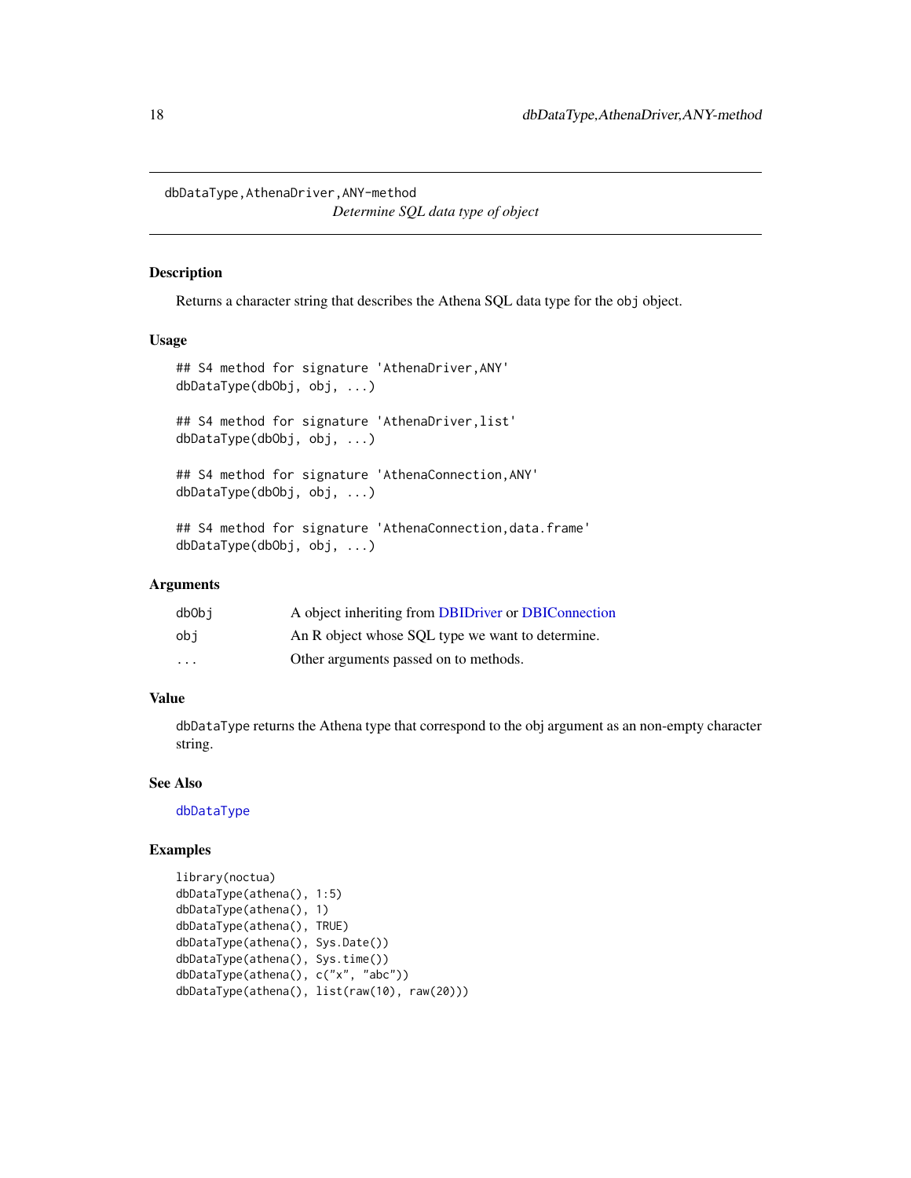# dbDataType,AthenaDriver,ANY-method

*Determine SQL data type of object*

## Description

Returns a character string that describes the Athena SQL data type for the `obj` object.

## Usage

```
## S4 method for signature 'AthenaDriver,ANY'
dbDataType(dbObj, obj, ...)

## S4 method for signature 'AthenaDriver,list'
dbDataType(dbObj, obj, ...)

## S4 method for signature 'AthenaConnection,ANY'
dbDataType(dbObj, obj, ...)

## S4 method for signature 'AthenaConnection,data.frame'
dbDataType(dbObj, obj, ...)
```

## Arguments

| | |
|---|---|
| `dbObj` | A object inheriting from DBIDriver or DBIConnection |
| `obj` | An R object whose SQL type we want to determine. |
| `...` | Other arguments passed on to methods. |

## Value

`dbDataType` returns the Athena type that correspond to the obj argument as an non-empty character string.

## See Also

`dbDataType`

## Examples

```
library(noctua)
dbDataType(athena(), 1:5)
dbDataType(athena(), 1)
dbDataType(athena(), TRUE)
dbDataType(athena(), Sys.Date())
dbDataType(athena(), Sys.time())
dbDataType(athena(), c("x", "abc"))
dbDataType(athena(), list(raw(10), raw(20)))
```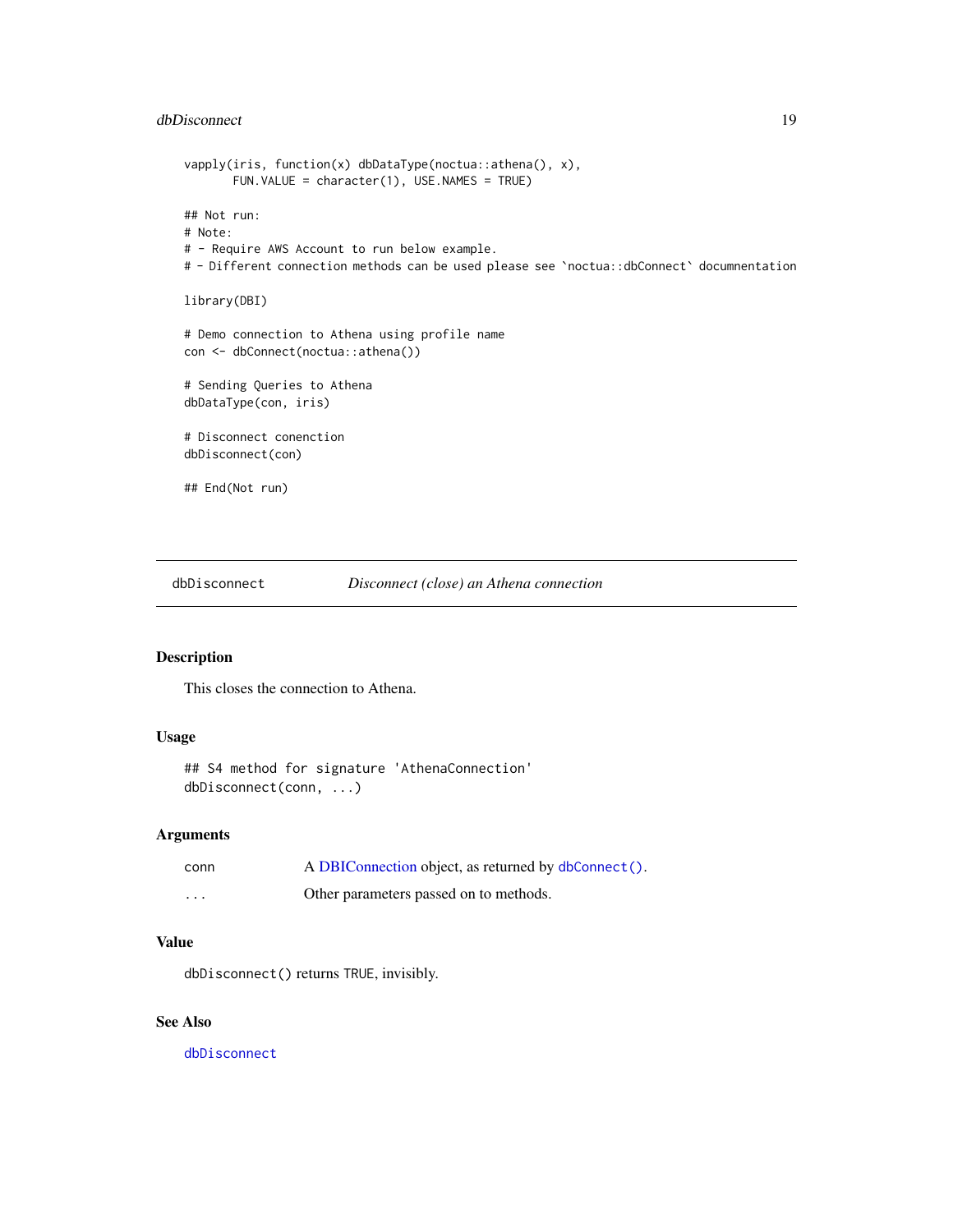```
vapply(iris, function(x) dbDataType(noctua::athena(), x),
       FUN.VALUE = character(1), USE.NAMES = TRUE)

## Not run:
# Note:
# - Require AWS Account to run below example.
# - Different connection methods can be used please see `noctua::dbConnect` documnentation

library(DBI)

# Demo connection to Athena using profile name
con <- dbConnect(noctua::athena())

# Sending Queries to Athena
dbDataType(con, iris)

# Disconnect conenction
dbDisconnect(con)

## End(Not run)
```

---

## dbDisconnect — *Disconnect (close) an Athena connection*

---

### Description

This closes the connection to Athena.

### Usage

```
## S4 method for signature 'AthenaConnection'
dbDisconnect(conn, ...)
```

### Arguments

| | |
|---|---|
| conn | A DBIConnection object, as returned by `dbConnect()`. |
| ... | Other parameters passed on to methods. |

### Value

`dbDisconnect()` returns `TRUE`, invisibly.

### See Also

`dbDisconnect`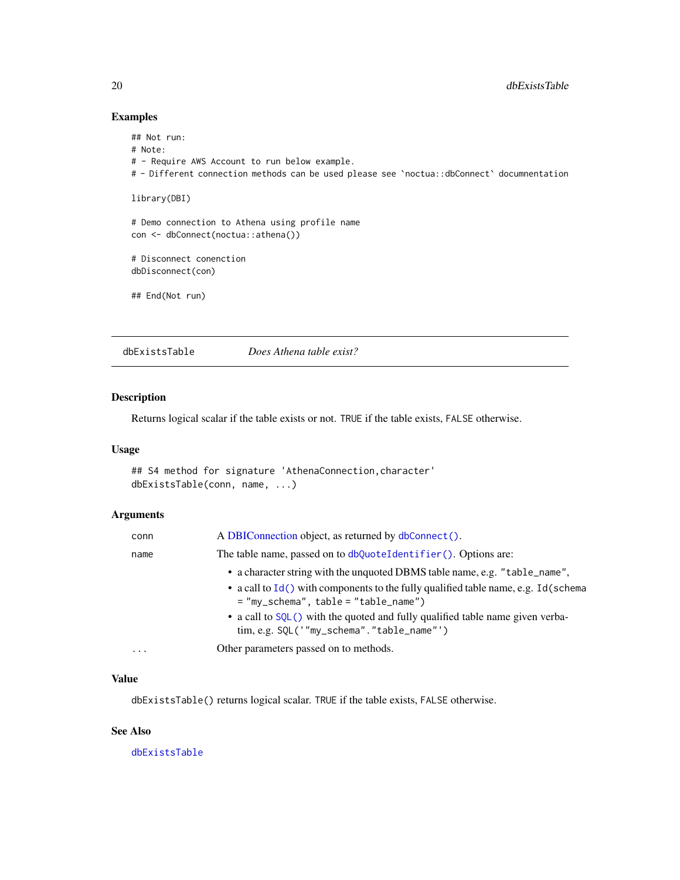## Examples

```
## Not run:
# Note:
# - Require AWS Account to run below example.
# - Different connection methods can be used please see `noctua::dbConnect` documnentation

library(DBI)

# Demo connection to Athena using profile name
con <- dbConnect(noctua::athena())

# Disconnect conenction
dbDisconnect(con)

## End(Not run)
```

---

# dbExistsTable *Does Athena table exist?*

---

## Description

Returns logical scalar if the table exists or not. TRUE if the table exists, FALSE otherwise.

## Usage

```
## S4 method for signature 'AthenaConnection,character'
dbExistsTable(conn, name, ...)
```

## Arguments

| | |
|---|---|
| conn | A DBIConnection object, as returned by `dbConnect()`. |
| name | The table name, passed on to `dbQuoteIdentifier()`. Options are:<br>• a character string with the unquoted DBMS table name, e.g. `"table_name"`,<br>• a call to `Id()` with components to the fully qualified table name, e.g. `Id(schema = "my_schema", table = "table_name")`<br>• a call to `SQL()` with the quoted and fully qualified table name given verbatim, e.g. `SQL('"my_schema"."table_name"')` |
| ... | Other parameters passed on to methods. |

## Value

`dbExistsTable()` returns logical scalar. TRUE if the table exists, FALSE otherwise.

## See Also

`dbExistsTable`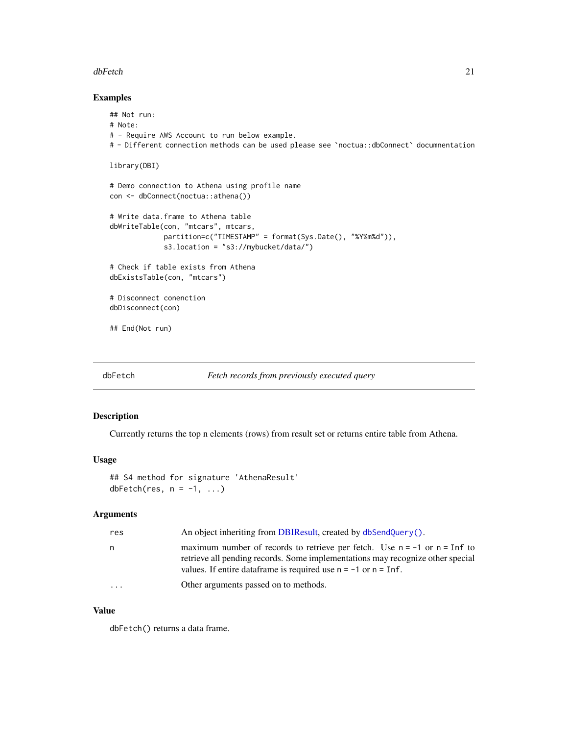### Examples

```
## Not run:
# Note:
# - Require AWS Account to run below example.
# - Different connection methods can be used please see `noctua::dbConnect` documnentation

library(DBI)

# Demo connection to Athena using profile name
con <- dbConnect(noctua::athena())

# Write data.frame to Athena table
dbWriteTable(con, "mtcars", mtcars,
             partition=c("TIMESTAMP" = format(Sys.Date(), "%Y%m%d")),
             s3.location = "s3://mybucket/data/")

# Check if table exists from Athena
dbExistsTable(con, "mtcars")

# Disconnect conenction
dbDisconnect(con)

## End(Not run)
```

## dbFetch — *Fetch records from previously executed query*

### Description

Currently returns the top n elements (rows) from result set or returns entire table from Athena.

### Usage

```
## S4 method for signature 'AthenaResult'
dbFetch(res, n = -1, ...)
```

### Arguments

| | |
|---|---|
| `res` | An object inheriting from DBIResult, created by `dbSendQuery()`. |
| `n` | maximum number of records to retrieve per fetch. Use `n = -1` or `n = Inf` to retrieve all pending records. Some implementations may recognize other special values. If entire dataframe is required use `n = -1` or `n = Inf`. |
| `...` | Other arguments passed on to methods. |

### Value

`dbFetch()` returns a data frame.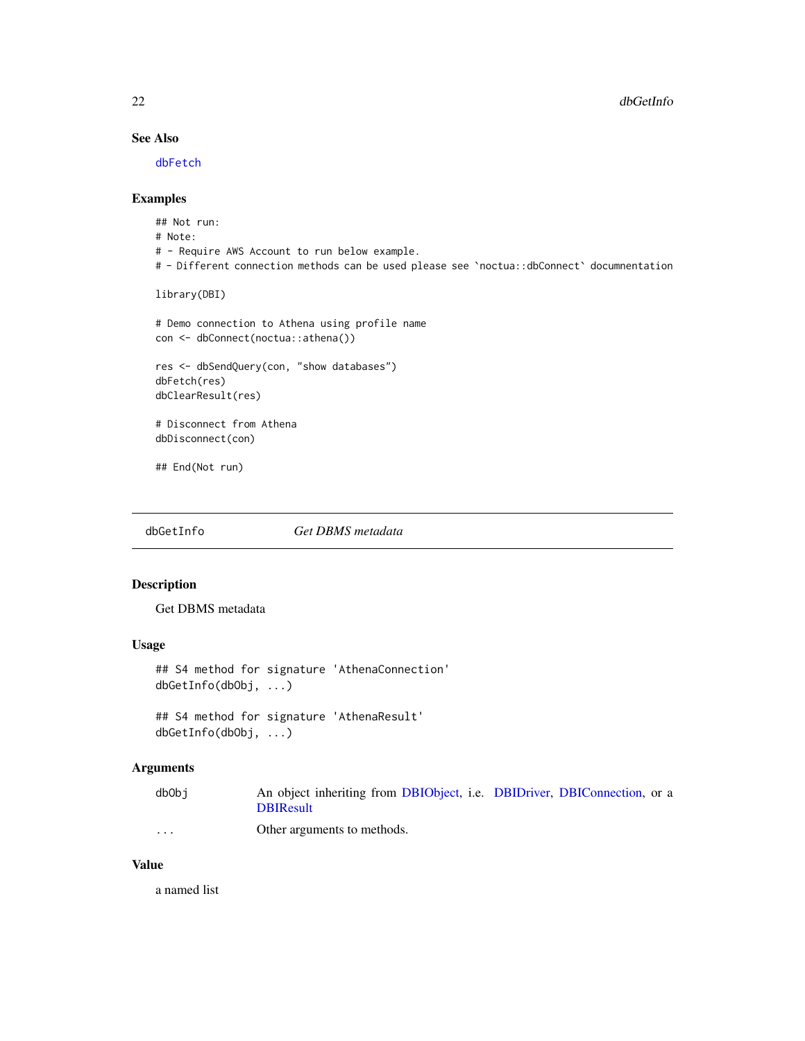### See Also

`dbFetch`

### Examples

```
## Not run:
# Note:
# - Require AWS Account to run below example.
# - Different connection methods can be used please see `noctua::dbConnect` documnentation

library(DBI)

# Demo connection to Athena using profile name
con <- dbConnect(noctua::athena())

res <- dbSendQuery(con, "show databases")
dbFetch(res)
dbClearResult(res)

# Disconnect from Athena
dbDisconnect(con)

## End(Not run)
```

---

## dbGetInfo &nbsp;&nbsp;&nbsp;&nbsp; *Get DBMS metadata*

### Description

Get DBMS metadata

### Usage

```
## S4 method for signature 'AthenaConnection'
dbGetInfo(dbObj, ...)

## S4 method for signature 'AthenaResult'
dbGetInfo(dbObj, ...)
```

### Arguments

| | |
|---|---|
| dbObj | An object inheriting from DBIObject, i.e. DBIDriver, DBIConnection, or a DBIResult |
| ... | Other arguments to methods. |

### Value

a named list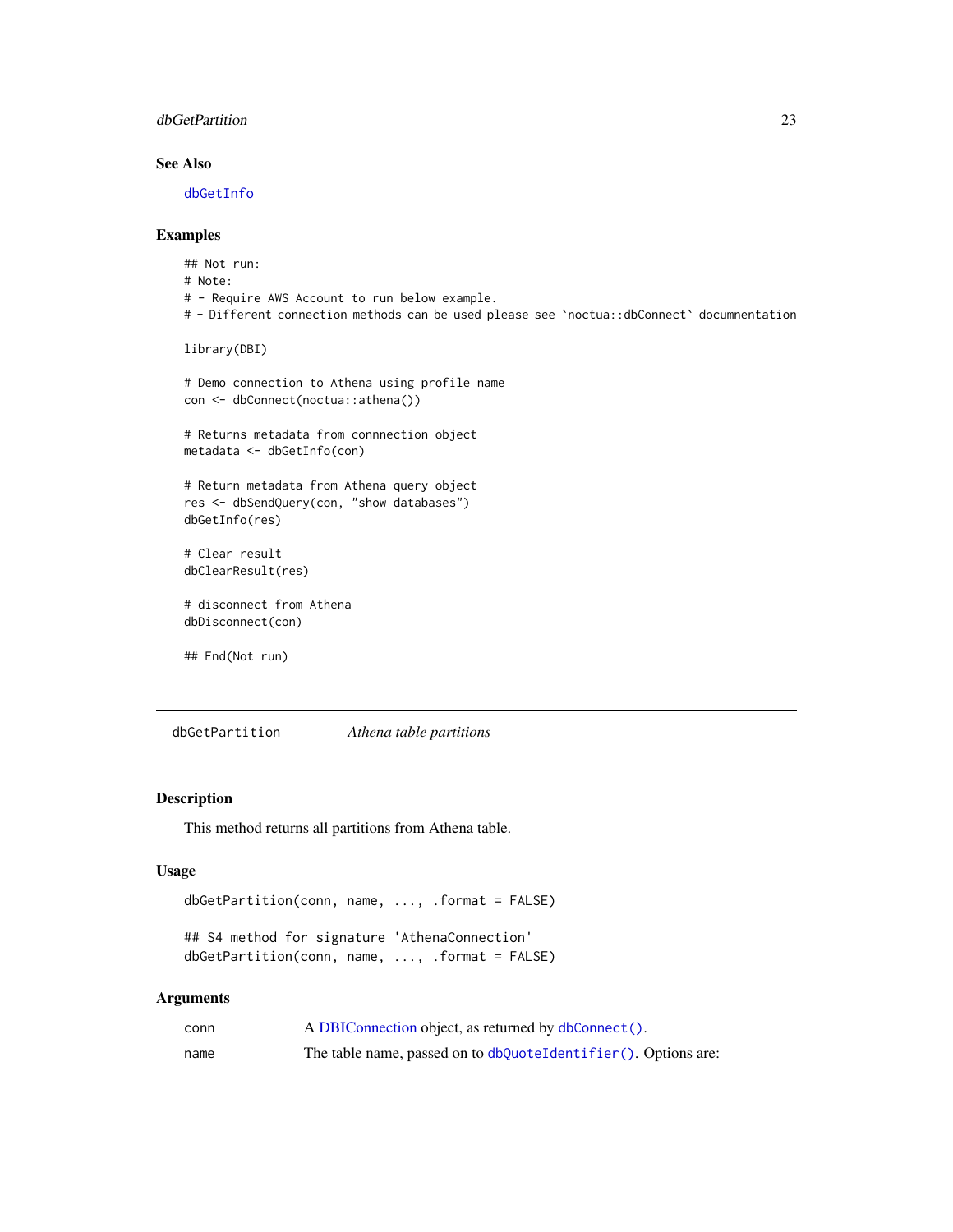### See Also

`dbGetInfo`

### Examples

```
## Not run:
# Note:
# - Require AWS Account to run below example.
# - Different connection methods can be used please see `noctua::dbConnect` documnentation

library(DBI)

# Demo connection to Athena using profile name
con <- dbConnect(noctua::athena())

# Returns metadata from connnection object
metadata <- dbGetInfo(con)

# Return metadata from Athena query object
res <- dbSendQuery(con, "show databases")
dbGetInfo(res)

# Clear result
dbClearResult(res)

# disconnect from Athena
dbDisconnect(con)

## End(Not run)
```

---

## dbGetPartition — *Athena table partitions*

### Description

This method returns all partitions from Athena table.

### Usage

```
dbGetPartition(conn, name, ..., .format = FALSE)

## S4 method for signature 'AthenaConnection'
dbGetPartition(conn, name, ..., .format = FALSE)
```

### Arguments

| | |
|---|---|
| conn | A DBIConnection object, as returned by `dbConnect()`. |
| name | The table name, passed on to `dbQuoteIdentifier()`. Options are: |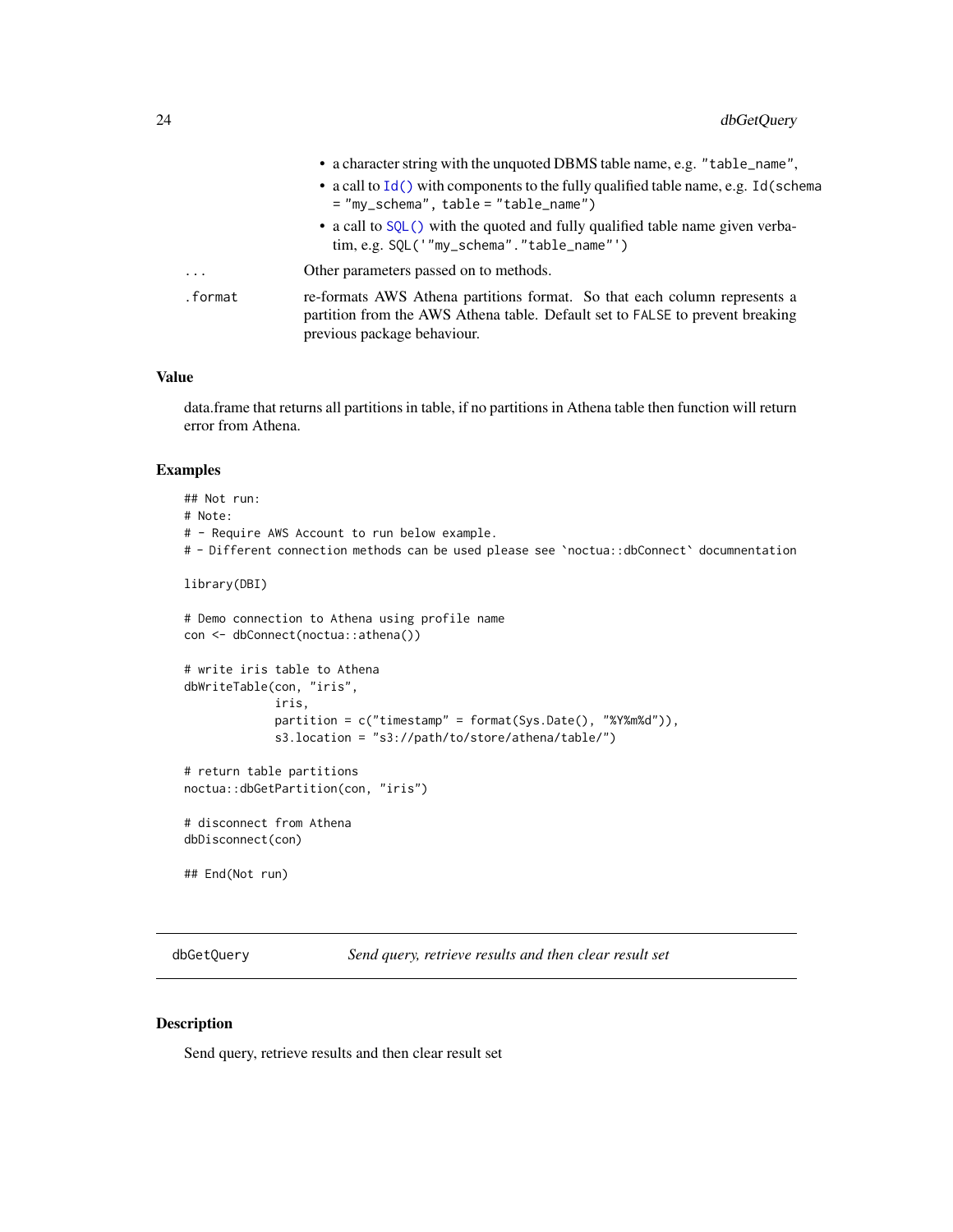- a character string with the unquoted DBMS table name, e.g. `"table_name"`,
- a call to `Id()` with components to the fully qualified table name, e.g. `Id(schema = "my_schema", table = "table_name")`
- a call to `SQL()` with the quoted and fully qualified table name given verbatim, e.g. `SQL('"my_schema"."table_name"')`

| | |
|---|---|
| `...` | Other parameters passed on to methods. |
| `.format` | re-formats AWS Athena partitions format. So that each column represents a partition from the AWS Athena table. Default set to `FALSE` to prevent breaking previous package behaviour. |

## Value

data.frame that returns all partitions in table, if no partitions in Athena table then function will return error from Athena.

## Examples

```
## Not run:
# Note:
# - Require AWS Account to run below example.
# - Different connection methods can be used please see `noctua::dbConnect` documnentation

library(DBI)

# Demo connection to Athena using profile name
con <- dbConnect(noctua::athena())

# write iris table to Athena
dbWriteTable(con, "iris",
             iris,
             partition = c("timestamp" = format(Sys.Date(), "%Y%m%d")),
             s3.location = "s3://path/to/store/athena/table/")

# return table partitions
noctua::dbGetPartition(con, "iris")

# disconnect from Athena
dbDisconnect(con)

## End(Not run)
```

---

# dbGetQuery — *Send query, retrieve results and then clear result set*

## Description

Send query, retrieve results and then clear result set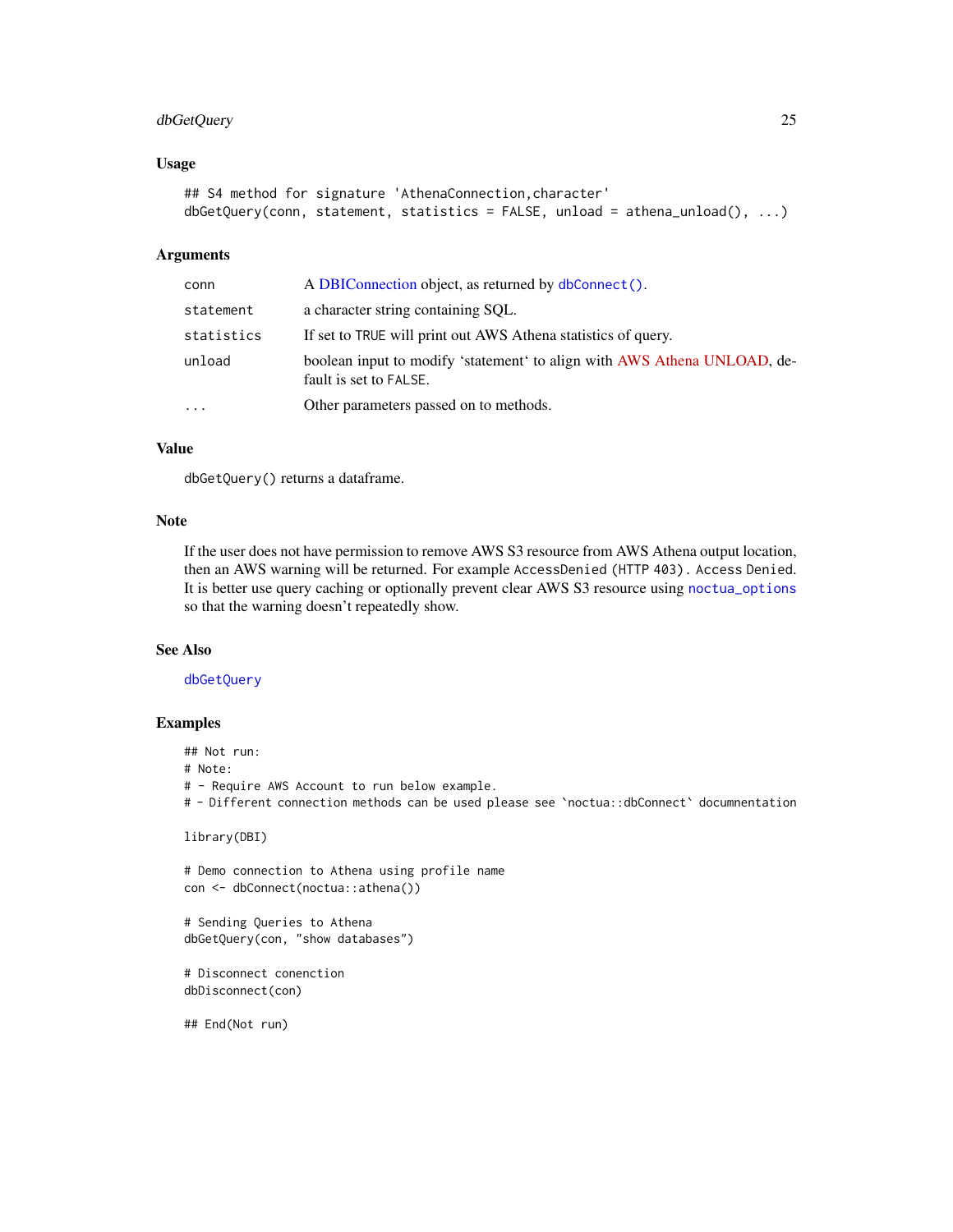### Usage

```
## S4 method for signature 'AthenaConnection,character'
dbGetQuery(conn, statement, statistics = FALSE, unload = athena_unload(), ...)
```

### Arguments

| | |
|---|---|
| `conn` | A DBIConnection object, as returned by `dbConnect()`. |
| `statement` | a character string containing SQL. |
| `statistics` | If set to `TRUE` will print out AWS Athena statistics of query. |
| `unload` | boolean input to modify 'statement' to align with AWS Athena UNLOAD, default is set to `FALSE`. |
| `...` | Other parameters passed on to methods. |

### Value

`dbGetQuery()` returns a dataframe.

### Note

If the user does not have permission to remove AWS S3 resource from AWS Athena output location, then an AWS warning will be returned. For example `AccessDenied (HTTP 403). Access Denied`. It is better use query caching or optionally prevent clear AWS S3 resource using `noctua_options` so that the warning doesn't repeatedly show.

### See Also

`dbGetQuery`

### Examples

```
## Not run:
# Note:
# - Require AWS Account to run below example.
# - Different connection methods can be used please see `noctua::dbConnect` documnentation

library(DBI)

# Demo connection to Athena using profile name
con <- dbConnect(noctua::athena())

# Sending Queries to Athena
dbGetQuery(con, "show databases")

# Disconnect conenction
dbDisconnect(con)

## End(Not run)
```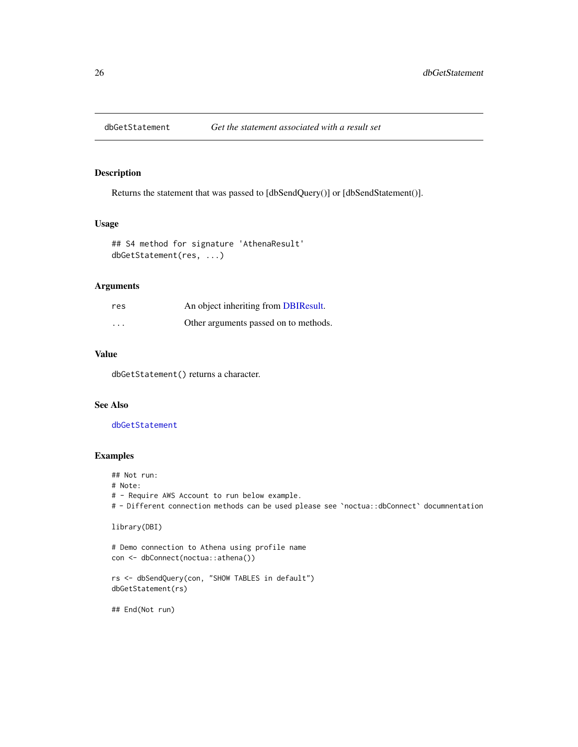## dbGetStatement — *Get the statement associated with a result set*

### Description

Returns the statement that was passed to [dbSendQuery()] or [dbSendStatement()].

### Usage

```
## S4 method for signature 'AthenaResult'
dbGetStatement(res, ...)
```

### Arguments

| | |
|---|---|
| res | An object inheriting from DBIResult. |
| ... | Other arguments passed on to methods. |

### Value

`dbGetStatement()` returns a character.

### See Also

`dbGetStatement`

### Examples

```
## Not run:
# Note:
# - Require AWS Account to run below example.
# - Different connection methods can be used please see `noctua::dbConnect` documnentation

library(DBI)

# Demo connection to Athena using profile name
con <- dbConnect(noctua::athena())

rs <- dbSendQuery(con, "SHOW TABLES in default")
dbGetStatement(rs)

## End(Not run)
```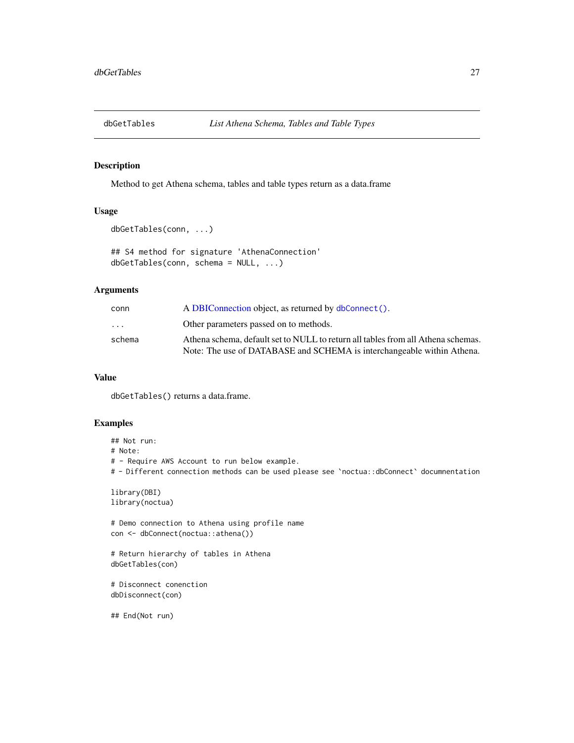# dbGetTables — *List Athena Schema, Tables and Table Types*

## Description

Method to get Athena schema, tables and table types return as a data.frame

## Usage

```
dbGetTables(conn, ...)

## S4 method for signature 'AthenaConnection'
dbGetTables(conn, schema = NULL, ...)
```

## Arguments

| | |
|---|---|
| conn | A DBIConnection object, as returned by `dbConnect()`. |
| ... | Other parameters passed on to methods. |
| schema | Athena schema, default set to NULL to return all tables from all Athena schemas. Note: The use of DATABASE and SCHEMA is interchangeable within Athena. |

## Value

`dbGetTables()` returns a data.frame.

## Examples

```
## Not run:
# Note:
# - Require AWS Account to run below example.
# - Different connection methods can be used please see `noctua::dbConnect` documnentation

library(DBI)
library(noctua)

# Demo connection to Athena using profile name
con <- dbConnect(noctua::athena())

# Return hierarchy of tables in Athena
dbGetTables(con)

# Disconnect conenction
dbDisconnect(con)

## End(Not run)
```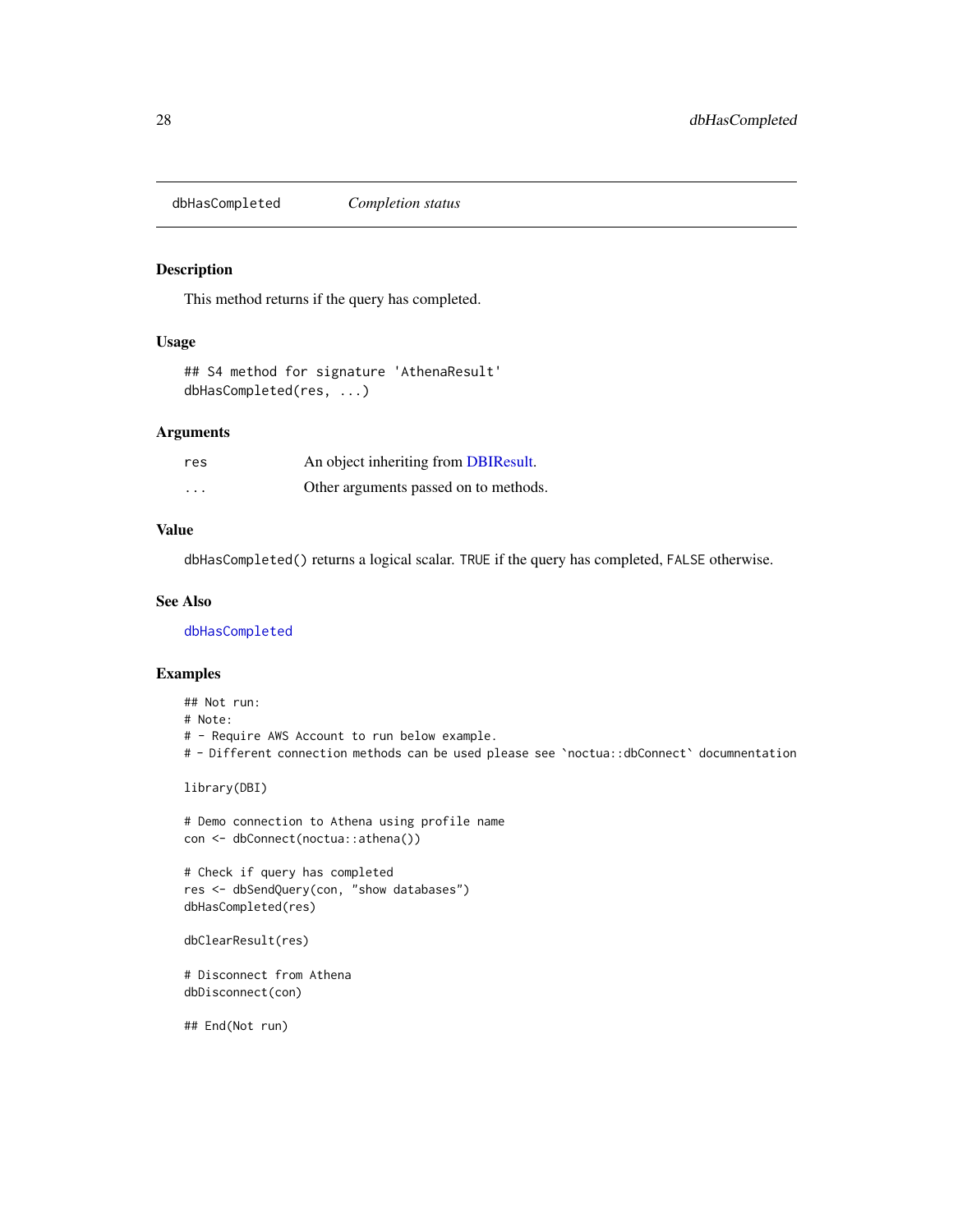# dbHasCompleted *Completion status*

## Description

This method returns if the query has completed.

## Usage

```
## S4 method for signature 'AthenaResult'
dbHasCompleted(res, ...)
```

## Arguments

| | |
|---|---|
| `res` | An object inheriting from DBIResult. |
| `...` | Other arguments passed on to methods. |

## Value

`dbHasCompleted()` returns a logical scalar. `TRUE` if the query has completed, `FALSE` otherwise.

## See Also

`dbHasCompleted`

## Examples

```
## Not run:
# Note:
# - Require AWS Account to run below example.
# - Different connection methods can be used please see `noctua::dbConnect` documnentation

library(DBI)

# Demo connection to Athena using profile name
con <- dbConnect(noctua::athena())

# Check if query has completed
res <- dbSendQuery(con, "show databases")
dbHasCompleted(res)

dbClearResult(res)

# Disconnect from Athena
dbDisconnect(con)

## End(Not run)
```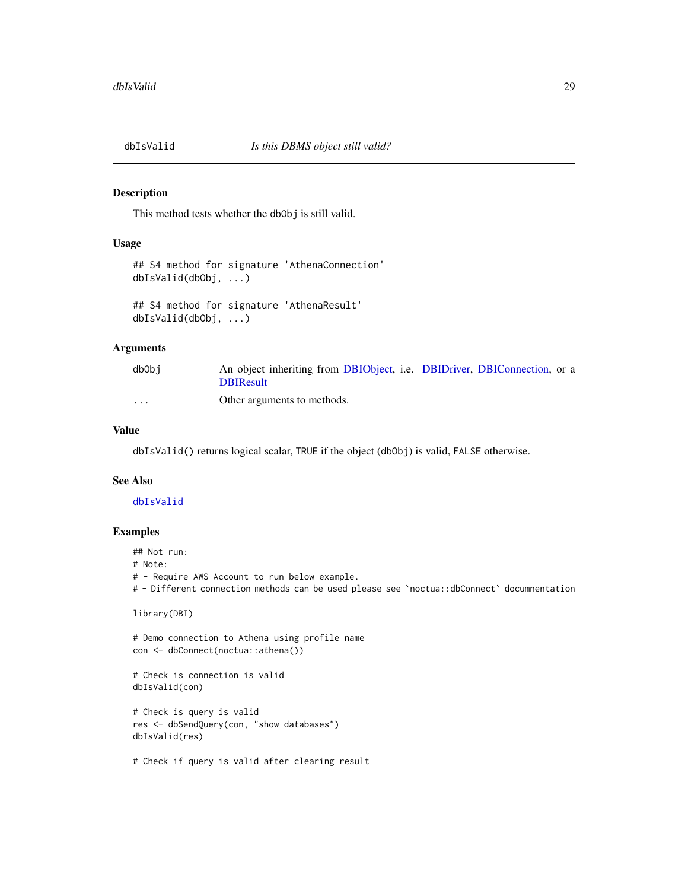## dbIsValid *Is this DBMS object still valid?*

### Description

This method tests whether the dbObj is still valid.

### Usage

```
## S4 method for signature 'AthenaConnection'
dbIsValid(dbObj, ...)

## S4 method for signature 'AthenaResult'
dbIsValid(dbObj, ...)
```

### Arguments

| | |
|---|---|
| dbObj | An object inheriting from DBIObject, i.e. DBIDriver, DBIConnection, or a DBIResult |
| ... | Other arguments to methods. |

### Value

dbIsValid() returns logical scalar, TRUE if the object (dbObj) is valid, FALSE otherwise.

### See Also

dbIsValid

### Examples

```
## Not run:
# Note:
# - Require AWS Account to run below example.
# - Different connection methods can be used please see `noctua::dbConnect` documnentation

library(DBI)

# Demo connection to Athena using profile name
con <- dbConnect(noctua::athena())

# Check is connection is valid
dbIsValid(con)

# Check is query is valid
res <- dbSendQuery(con, "show databases")
dbIsValid(res)

# Check if query is valid after clearing result
```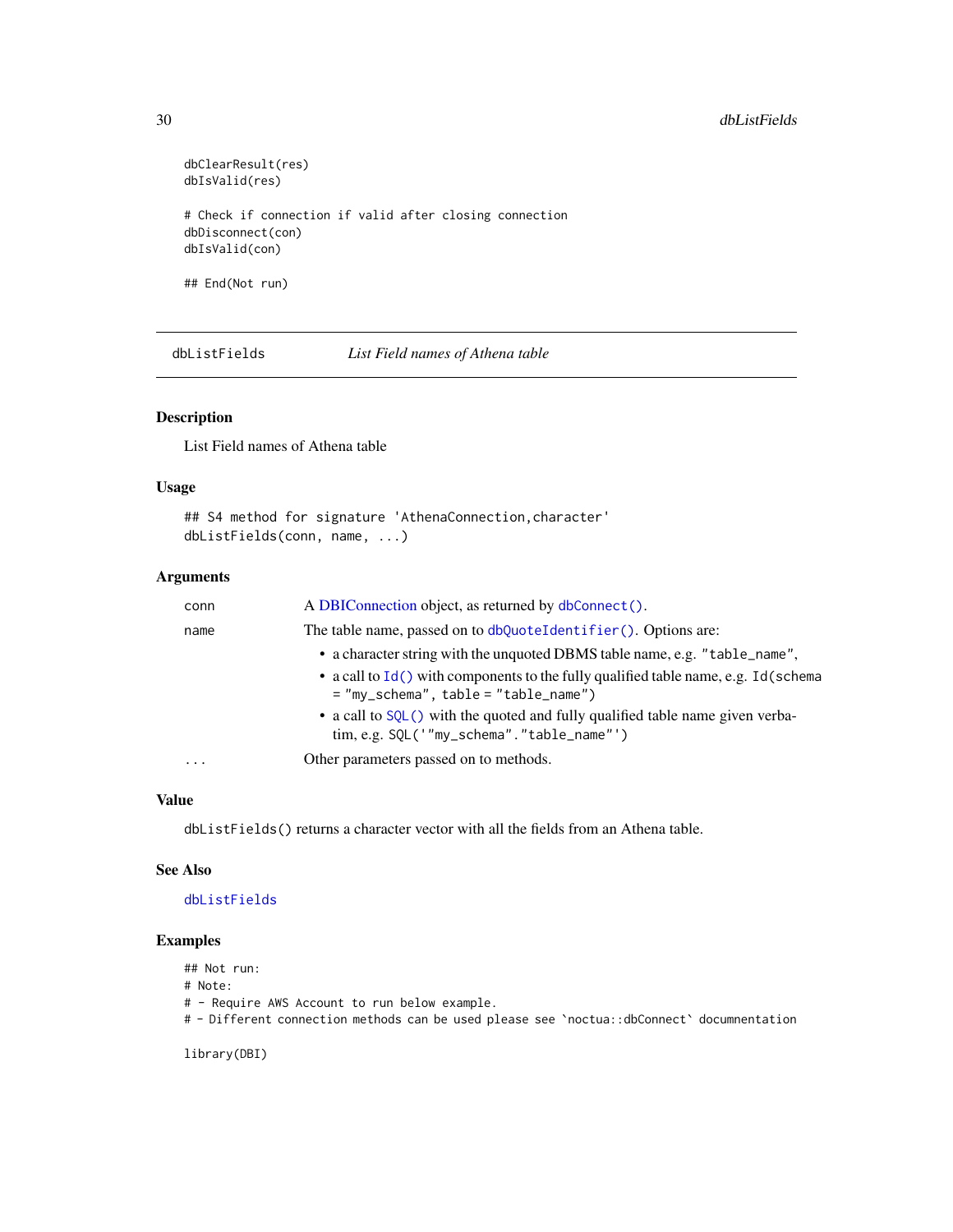```
dbClearResult(res)
dbIsValid(res)

# Check if connection if valid after closing connection
dbDisconnect(con)
dbIsValid(con)

## End(Not run)
```

## dbListFields — *List Field names of Athena table*

### Description

List Field names of Athena table

### Usage

```
## S4 method for signature 'AthenaConnection,character'
dbListFields(conn, name, ...)
```

### Arguments

| | |
|---|---|
| conn | A DBIConnection object, as returned by `dbConnect()`. |
| name | The table name, passed on to `dbQuoteIdentifier()`. Options are:<br>• a character string with the unquoted DBMS table name, e.g. `"table_name"`,<br>• a call to `Id()` with components to the fully qualified table name, e.g. `Id(schema = "my_schema", table = "table_name")`<br>• a call to `SQL()` with the quoted and fully qualified table name given verbatim, e.g. `SQL('"my_schema"."table_name"')` |
| ... | Other parameters passed on to methods. |

### Value

`dbListFields()` returns a character vector with all the fields from an Athena table.

### See Also

`dbListFields`

### Examples

```
## Not run:
# Note:
# - Require AWS Account to run below example.
# - Different connection methods can be used please see `noctua::dbConnect` documnentation

library(DBI)
```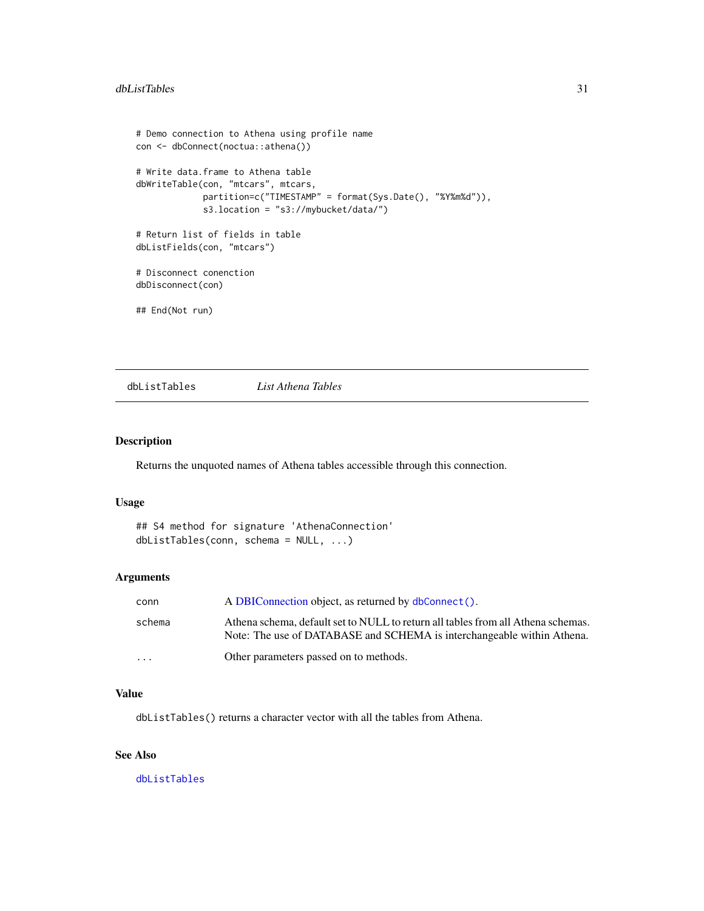```
# Demo connection to Athena using profile name
con <- dbConnect(noctua::athena())

# Write data.frame to Athena table
dbWriteTable(con, "mtcars", mtcars,
             partition=c("TIMESTAMP" = format(Sys.Date(), "%Y%m%d")),
             s3.location = "s3://mybucket/data/")

# Return list of fields in table
dbListFields(con, "mtcars")

# Disconnect conenction
dbDisconnect(con)

## End(Not run)
```

## dbListTables *List Athena Tables*

### Description

Returns the unquoted names of Athena tables accessible through this connection.

### Usage

```
## S4 method for signature 'AthenaConnection'
dbListTables(conn, schema = NULL, ...)
```

### Arguments

| | |
|---|---|
| conn | A DBIConnection object, as returned by `dbConnect()`. |
| schema | Athena schema, default set to NULL to return all tables from all Athena schemas. Note: The use of DATABASE and SCHEMA is interchangeable within Athena. |
| ... | Other parameters passed on to methods. |

### Value

`dbListTables()` returns a character vector with all the tables from Athena.

### See Also

`dbListTables`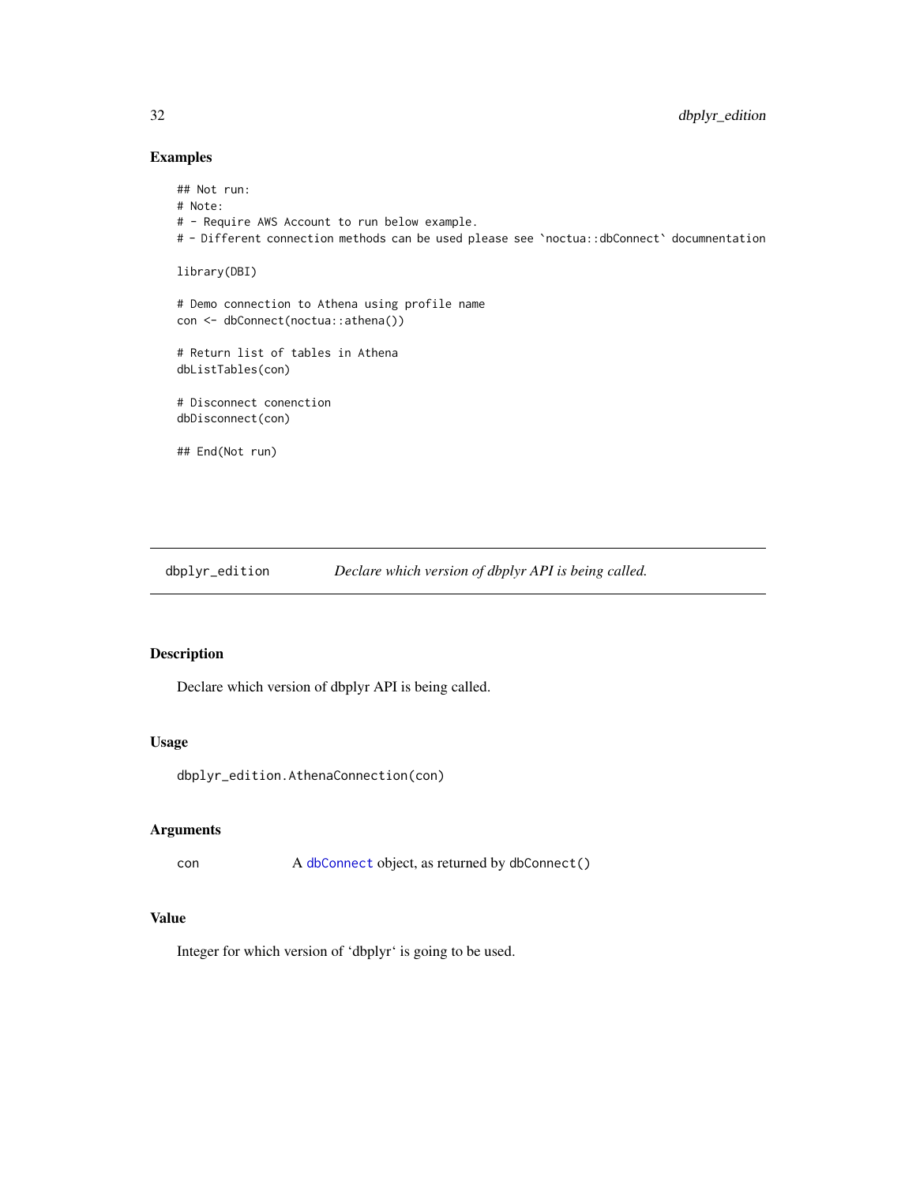## Examples

```
## Not run:
# Note:
# - Require AWS Account to run below example.
# - Different connection methods can be used please see `noctua::dbConnect` documnentation

library(DBI)

# Demo connection to Athena using profile name
con <- dbConnect(noctua::athena())

# Return list of tables in Athena
dbListTables(con)

# Disconnect conenction
dbDisconnect(con)

## End(Not run)
```

---

# dbplyr_edition — *Declare which version of dbplyr API is being called.*

## Description

Declare which version of dbplyr API is being called.

## Usage

```
dbplyr_edition.AthenaConnection(con)
```

## Arguments

| | |
|---|---|
| con | A `dbConnect` object, as returned by `dbConnect()` |

## Value

Integer for which version of 'dbplyr' is going to be used.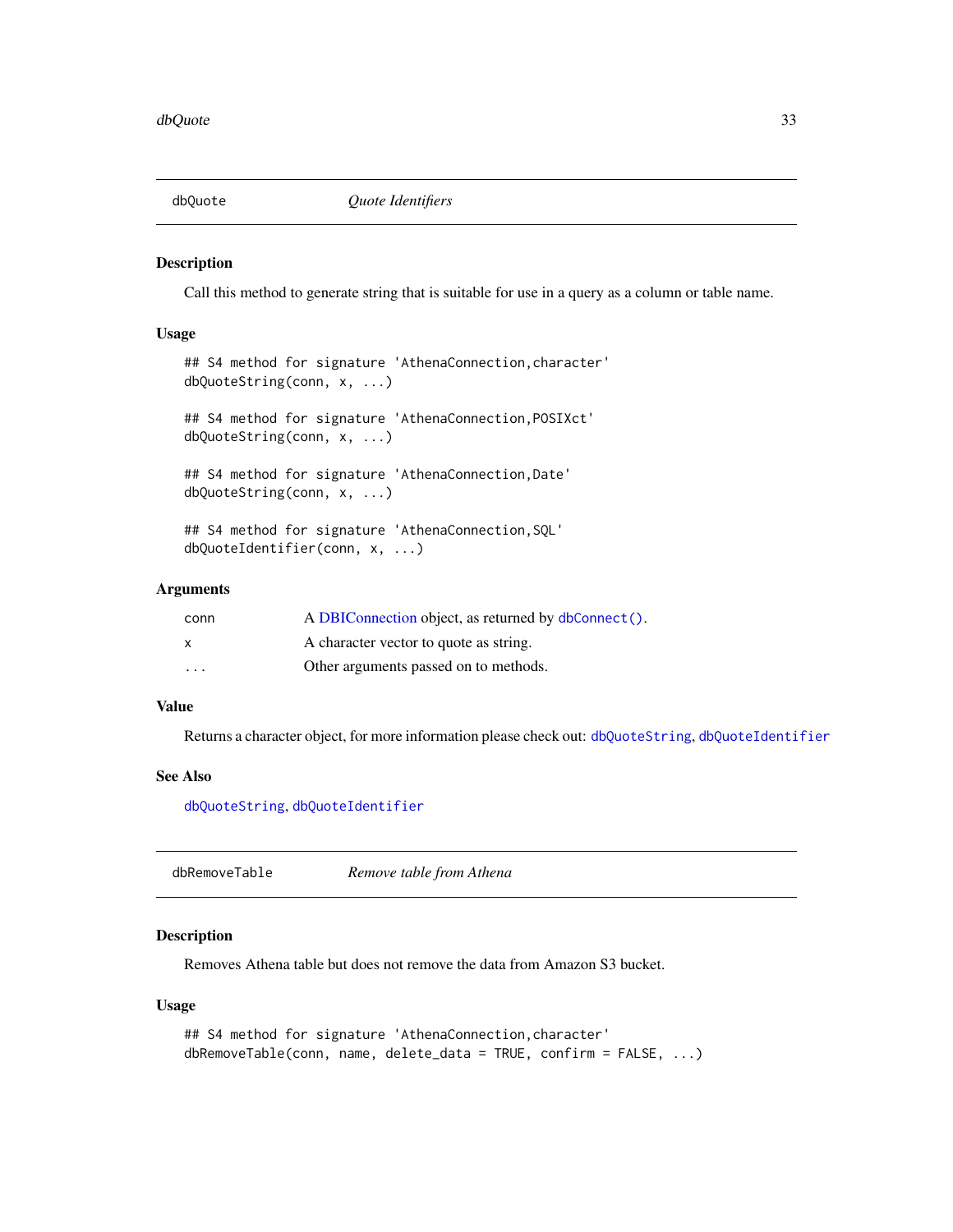## dbQuote — *Quote Identifiers*

### Description

Call this method to generate string that is suitable for use in a query as a column or table name.

### Usage

```
## S4 method for signature 'AthenaConnection,character'
dbQuoteString(conn, x, ...)

## S4 method for signature 'AthenaConnection,POSIXct'
dbQuoteString(conn, x, ...)

## S4 method for signature 'AthenaConnection,Date'
dbQuoteString(conn, x, ...)

## S4 method for signature 'AthenaConnection,SQL'
dbQuoteIdentifier(conn, x, ...)
```

### Arguments

| | |
|---|---|
| conn | A DBIConnection object, as returned by dbConnect(). |
| x | A character vector to quote as string. |
| ... | Other arguments passed on to methods. |

### Value

Returns a character object, for more information please check out: dbQuoteString, dbQuoteIdentifier

### See Also

dbQuoteString, dbQuoteIdentifier

## dbRemoveTable — *Remove table from Athena*

### Description

Removes Athena table but does not remove the data from Amazon S3 bucket.

### Usage

```
## S4 method for signature 'AthenaConnection,character'
dbRemoveTable(conn, name, delete_data = TRUE, confirm = FALSE, ...)
```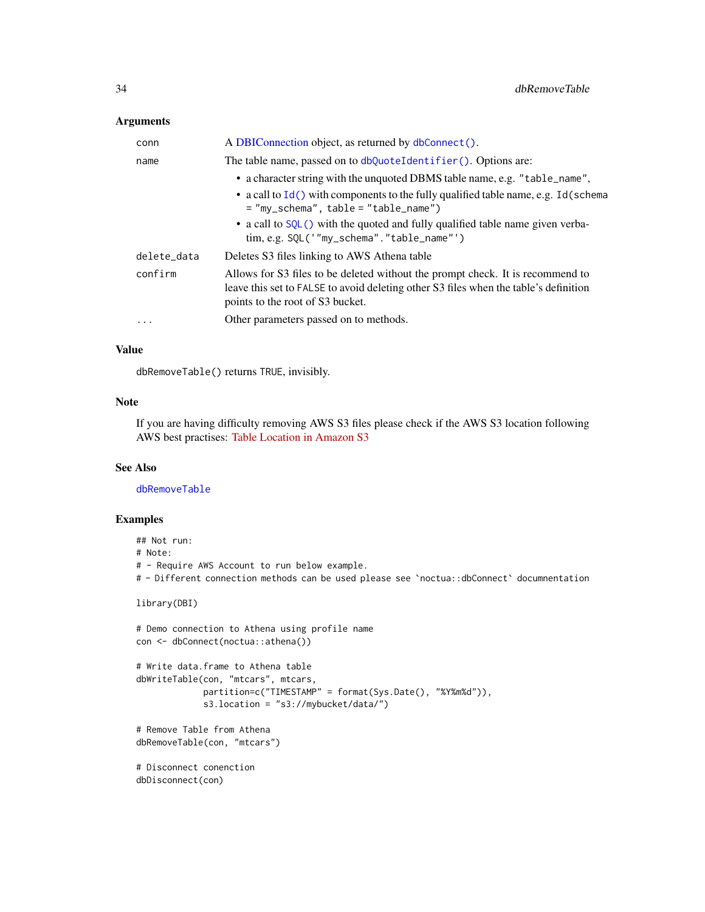### Arguments

| | |
|---|---|
| `conn` | A DBIConnection object, as returned by `dbConnect()`. |
| `name` | The table name, passed on to `dbQuoteIdentifier()`. Options are:<br>• a character string with the unquoted DBMS table name, e.g. `"table_name"`,<br>• a call to `Id()` with components to the fully qualified table name, e.g. `Id(schema = "my_schema", table = "table_name")`<br>• a call to `SQL()` with the quoted and fully qualified table name given verbatim, e.g. `SQL('"my_schema"."table_name"')` |
| `delete_data` | Deletes S3 files linking to AWS Athena table |
| `confirm` | Allows for S3 files to be deleted without the prompt check. It is recommend to leave this set to `FALSE` to avoid deleting other S3 files when the table's definition points to the root of S3 bucket. |
| `...` | Other parameters passed on to methods. |

### Value

`dbRemoveTable()` returns `TRUE`, invisibly.

### Note

If you are having difficulty removing AWS S3 files please check if the AWS S3 location following AWS best practises: Table Location in Amazon S3

### See Also

`dbRemoveTable`

### Examples

```
## Not run:
# Note:
# - Require AWS Account to run below example.
# - Different connection methods can be used please see `noctua::dbConnect` documnentation

library(DBI)

# Demo connection to Athena using profile name
con <- dbConnect(noctua::athena())

# Write data.frame to Athena table
dbWriteTable(con, "mtcars", mtcars,
             partition=c("TIMESTAMP" = format(Sys.Date(), "%Y%m%d")),
             s3.location = "s3://mybucket/data/")

# Remove Table from Athena
dbRemoveTable(con, "mtcars")

# Disconnect conenction
dbDisconnect(con)
```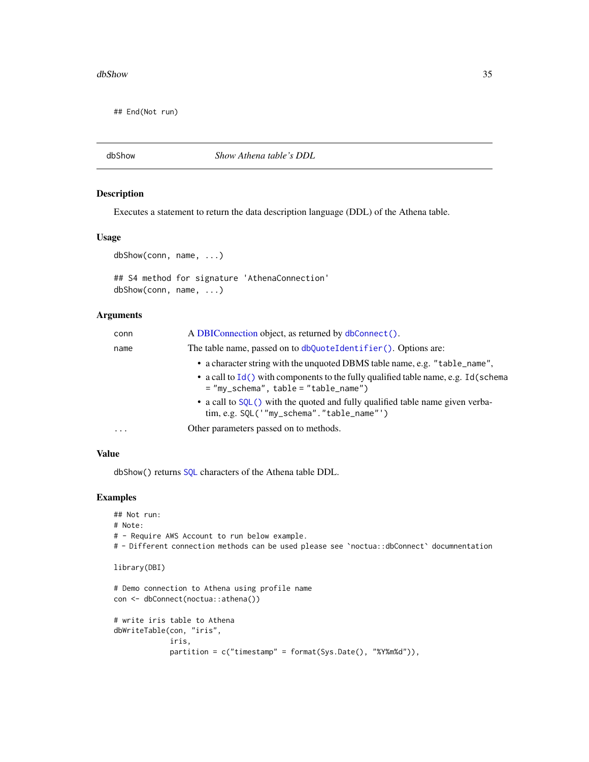```
## End(Not run)
```

## dbShow — *Show Athena table's DDL*

### Description

Executes a statement to return the data description language (DDL) of the Athena table.

### Usage

```
dbShow(conn, name, ...)

## S4 method for signature 'AthenaConnection'
dbShow(conn, name, ...)
```

### Arguments

| | |
|---|---|
| conn | A DBIConnection object, as returned by `dbConnect()`. |
| name | The table name, passed on to `dbQuoteIdentifier()`. Options are:<br>• a character string with the unquoted DBMS table name, e.g. `"table_name"`,<br>• a call to `Id()` with components to the fully qualified table name, e.g. `Id(schema = "my_schema", table = "table_name")`<br>• a call to `SQL()` with the quoted and fully qualified table name given verbatim, e.g. `SQL('"my_schema"."table_name"')` |
| ... | Other parameters passed on to methods. |

### Value

`dbShow()` returns SQL characters of the Athena table DDL.

### Examples

```
## Not run:
# Note:
# - Require AWS Account to run below example.
# - Different connection methods can be used please see `noctua::dbConnect` documnentation

library(DBI)

# Demo connection to Athena using profile name
con <- dbConnect(noctua::athena())

# write iris table to Athena
dbWriteTable(con, "iris",
             iris,
             partition = c("timestamp" = format(Sys.Date(), "%Y%m%d")),
```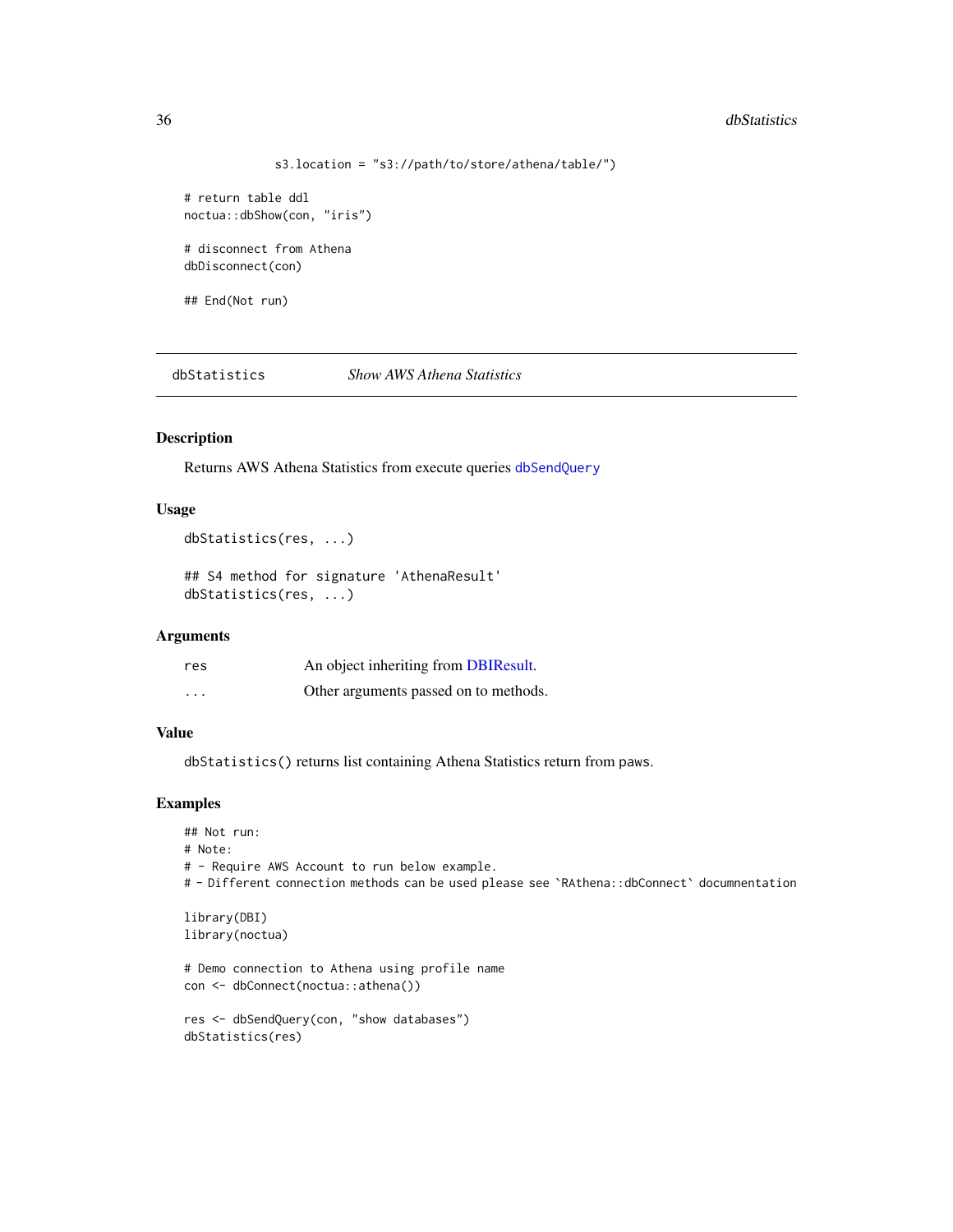```
            s3.location = "s3://path/to/store/athena/table/")

# return table ddl
noctua::dbShow(con, "iris")

# disconnect from Athena
dbDisconnect(con)

## End(Not run)
```

## dbStatistics *Show AWS Athena Statistics*

### Description

Returns AWS Athena Statistics from execute queries `dbSendQuery`

### Usage

```
dbStatistics(res, ...)

## S4 method for signature 'AthenaResult'
dbStatistics(res, ...)
```

### Arguments

| | |
|---|---|
| `res` | An object inheriting from DBIResult. |
| `...` | Other arguments passed on to methods. |

### Value

`dbStatistics()` returns list containing Athena Statistics return from paws.

### Examples

```
## Not run:
# Note:
# - Require AWS Account to run below example.
# - Different connection methods can be used please see `RAthena::dbConnect` documnentation

library(DBI)
library(noctua)

# Demo connection to Athena using profile name
con <- dbConnect(noctua::athena())

res <- dbSendQuery(con, "show databases")
dbStatistics(res)
```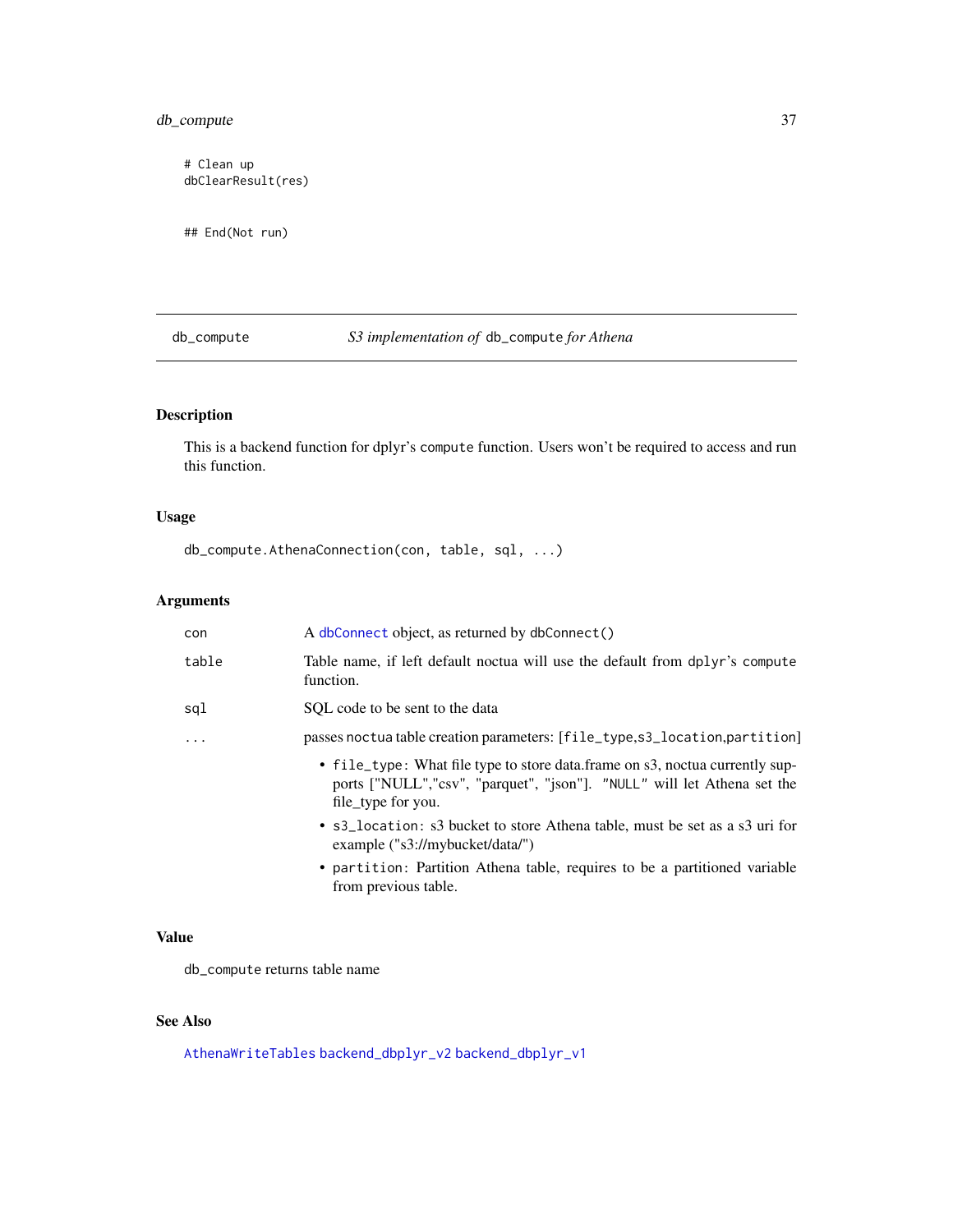```
# Clean up
dbClearResult(res)


## End(Not run)
```

## db_compute — *S3 implementation of* `db_compute` *for Athena*

### Description

This is a backend function for dplyr's `compute` function. Users won't be required to access and run this function.

### Usage

```
db_compute.AthenaConnection(con, table, sql, ...)
```

### Arguments

| Argument | Description |
|---|---|
| `con` | A `dbConnect` object, as returned by `dbConnect()` |
| `table` | Table name, if left default noctua will use the default from dplyr's `compute` function. |
| `sql` | SQL code to be sent to the data |
| `...` | passes noctua table creation parameters: [`file_type`,`s3_location`,`partition`]<br>• `file_type`: What file type to store data.frame on s3, noctua currently supports ["NULL","csv", "parquet", "json"]. `"NULL"` will let Athena set the file_type for you.<br>• `s3_location`: s3 bucket to store Athena table, must be set as a s3 uri for example ("s3://mybucket/data/")<br>• `partition`: Partition Athena table, requires to be a partitioned variable from previous table. |

### Value

`db_compute` returns table name

### See Also

`AthenaWriteTables` `backend_dbplyr_v2` `backend_dbplyr_v1`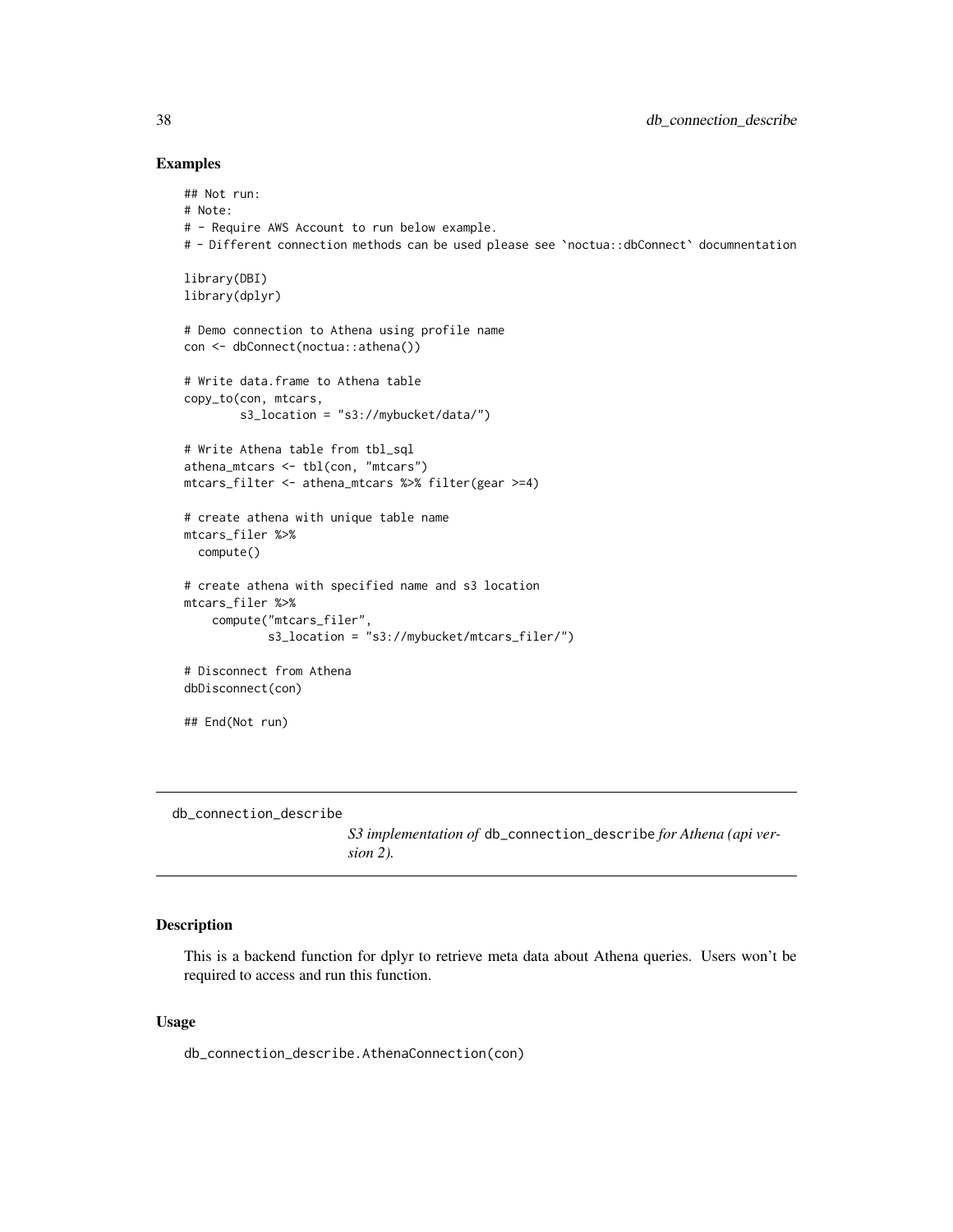## Examples

```
## Not run:
# Note:
# - Require AWS Account to run below example.
# - Different connection methods can be used please see `noctua::dbConnect` documnentation

library(DBI)
library(dplyr)

# Demo connection to Athena using profile name
con <- dbConnect(noctua::athena())

# Write data.frame to Athena table
copy_to(con, mtcars,
        s3_location = "s3://mybucket/data/")

# Write Athena table from tbl_sql
athena_mtcars <- tbl(con, "mtcars")
mtcars_filter <- athena_mtcars %>% filter(gear >=4)

# create athena with unique table name
mtcars_filer %>%
  compute()

# create athena with specified name and s3 location
mtcars_filer %>%
    compute("mtcars_filer",
            s3_location = "s3://mybucket/mtcars_filer/")

# Disconnect from Athena
dbDisconnect(con)

## End(Not run)
```

---

# db_connection_describe

*S3 implementation of* `db_connection_describe` *for Athena (api version 2).*

---

## Description

This is a backend function for dplyr to retrieve meta data about Athena queries. Users won't be required to access and run this function.

## Usage

```
db_connection_describe.AthenaConnection(con)
```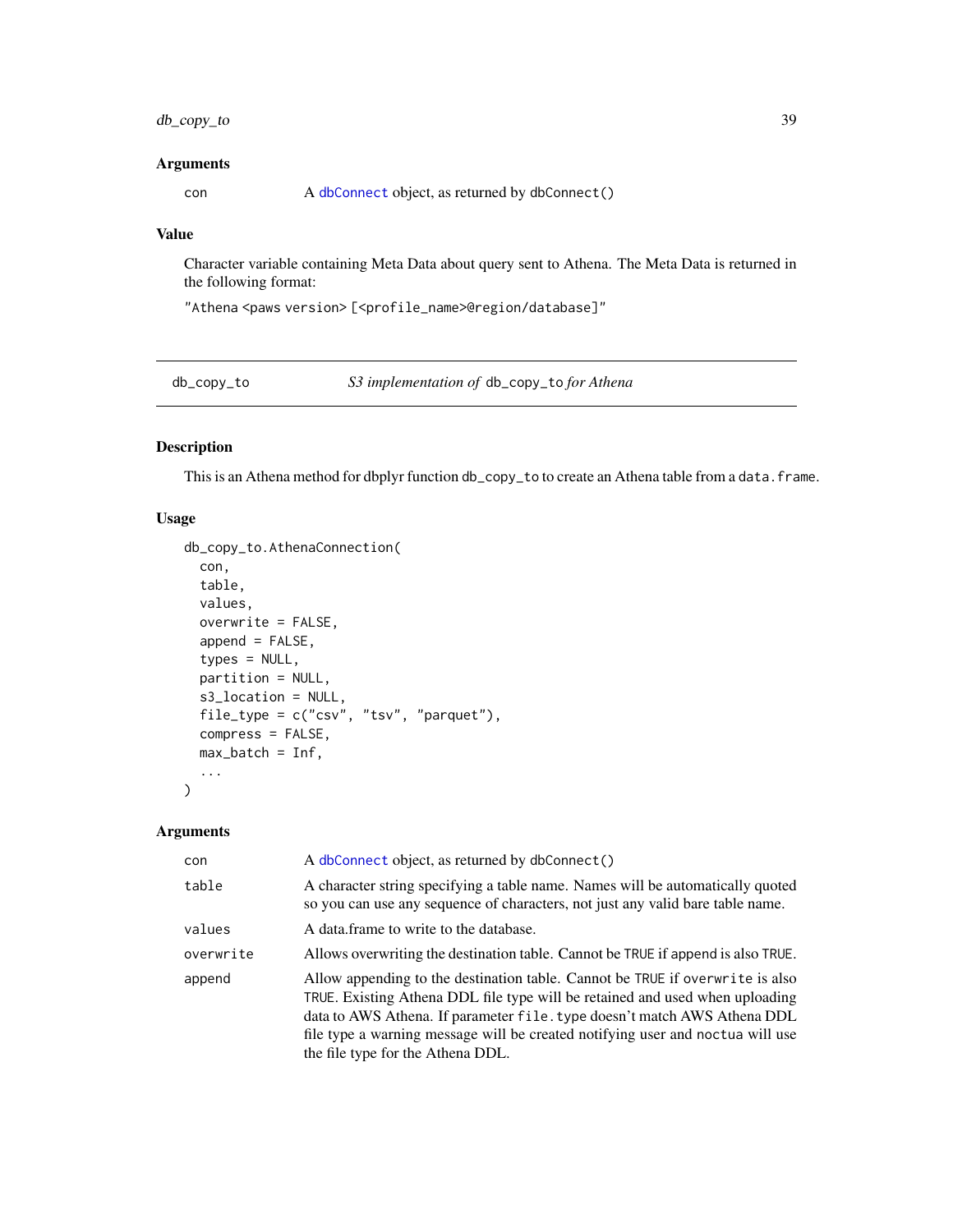### Arguments

| | |
|---|---|
| con | A dbConnect object, as returned by dbConnect() |

### Value

Character variable containing Meta Data about query sent to Athena. The Meta Data is returned in the following format:

"Athena <paws version> [<profile_name>@region/database]"

---

## db_copy_to — *S3 implementation of* db_copy_to *for Athena*

### Description

This is an Athena method for dbplyr function db_copy_to to create an Athena table from a data.frame.

### Usage

```
db_copy_to.AthenaConnection(
  con,
  table,
  values,
  overwrite = FALSE,
  append = FALSE,
  types = NULL,
  partition = NULL,
  s3_location = NULL,
  file_type = c("csv", "tsv", "parquet"),
  compress = FALSE,
  max_batch = Inf,
  ...
)
```

### Arguments

| | |
|---|---|
| con | A dbConnect object, as returned by dbConnect() |
| table | A character string specifying a table name. Names will be automatically quoted so you can use any sequence of characters, not just any valid bare table name. |
| values | A data.frame to write to the database. |
| overwrite | Allows overwriting the destination table. Cannot be TRUE if append is also TRUE. |
| append | Allow appending to the destination table. Cannot be TRUE if overwrite is also TRUE. Existing Athena DDL file type will be retained and used when uploading data to AWS Athena. If parameter file.type doesn't match AWS Athena DDL file type a warning message will be created notifying user and noctua will use the file type for the Athena DDL. |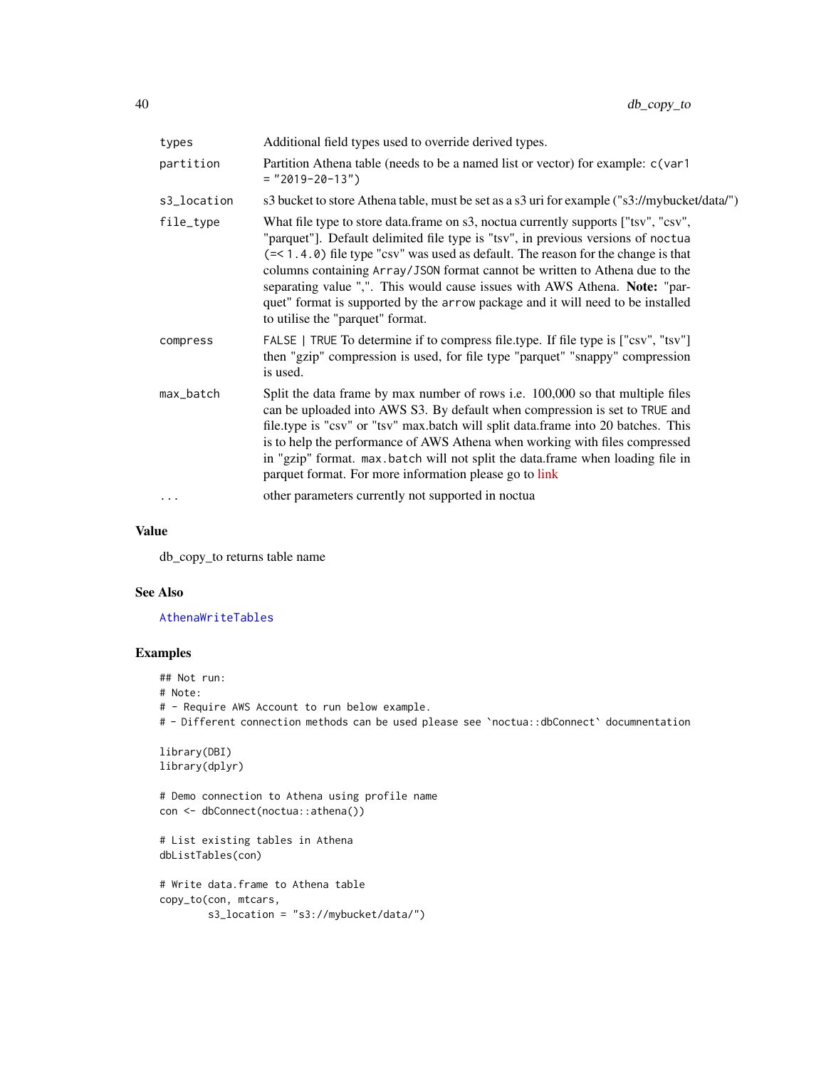| | |
|---|---|
| `types` | Additional field types used to override derived types. |
| `partition` | Partition Athena table (needs to be a named list or vector) for example: `c(var1 = "2019-20-13")` |
| `s3_location` | s3 bucket to store Athena table, must be set as a s3 uri for example ("s3://mybucket/data/") |
| `file_type` | What file type to store data.frame on s3, noctua currently supports ["tsv", "csv", "parquet"]. Default delimited file type is "tsv", in previous versions of `noctua` (=< 1.4.0) file type "csv" was used as default. The reason for the change is that columns containing `Array/JSON` format cannot be written to Athena due to the separating value ",". This would cause issues with AWS Athena. **Note:** "parquet" format is supported by the `arrow` package and it will need to be installed to utilise the "parquet" format. |
| `compress` | `FALSE` \| `TRUE` To determine if to compress file.type. If file type is ["csv", "tsv"] then "gzip" compression is used, for file type "parquet" "snappy" compression is used. |
| `max_batch` | Split the data frame by max number of rows i.e. 100,000 so that multiple files can be uploaded into AWS S3. By default when compression is set to `TRUE` and file.type is "csv" or "tsv" max.batch will split data.frame into 20 batches. This is to help the performance of AWS Athena when working with files compressed in "gzip" format. `max.batch` will not split the data.frame when loading file in parquet format. For more information please go to link |
| `...` | other parameters currently not supported in noctua |

## Value

db_copy_to returns table name

## See Also

`AthenaWriteTables`

## Examples

```
## Not run:
# Note:
# - Require AWS Account to run below example.
# - Different connection methods can be used please see `noctua::dbConnect` documnentation

library(DBI)
library(dplyr)

# Demo connection to Athena using profile name
con <- dbConnect(noctua::athena())

# List existing tables in Athena
dbListTables(con)

# Write data.frame to Athena table
copy_to(con, mtcars,
        s3_location = "s3://mybucket/data/")
```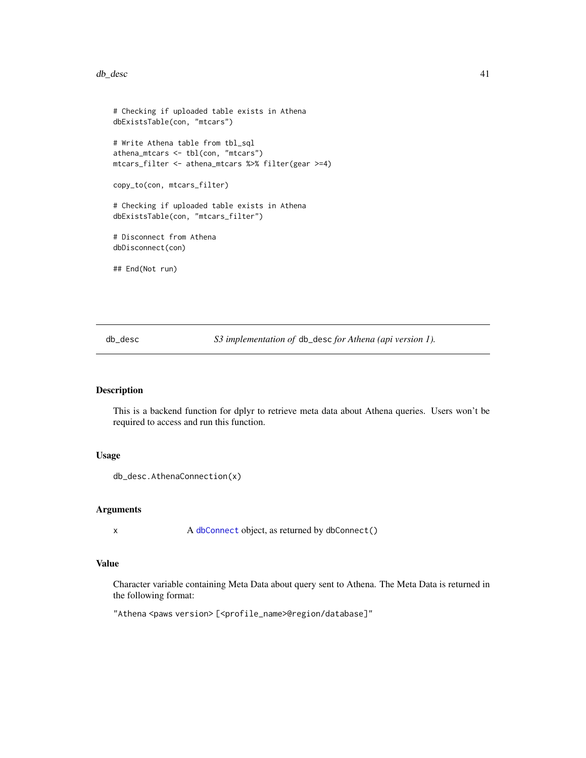```
# Checking if uploaded table exists in Athena
dbExistsTable(con, "mtcars")

# Write Athena table from tbl_sql
athena_mtcars <- tbl(con, "mtcars")
mtcars_filter <- athena_mtcars %>% filter(gear >=4)

copy_to(con, mtcars_filter)

# Checking if uploaded table exists in Athena
dbExistsTable(con, "mtcars_filter")

# Disconnect from Athena
dbDisconnect(con)

## End(Not run)
```

---

## db_desc — *S3 implementation of* `db_desc` *for Athena (api version 1).*

---

### Description

This is a backend function for dplyr to retrieve meta data about Athena queries. Users won't be required to access and run this function.

### Usage

```
db_desc.AthenaConnection(x)
```

### Arguments

| | |
|---|---|
| x | A `dbConnect` object, as returned by `dbConnect()` |

### Value

Character variable containing Meta Data about query sent to Athena. The Meta Data is returned in the following format:

`"Athena <paws version> [<profile_name>@region/database]"`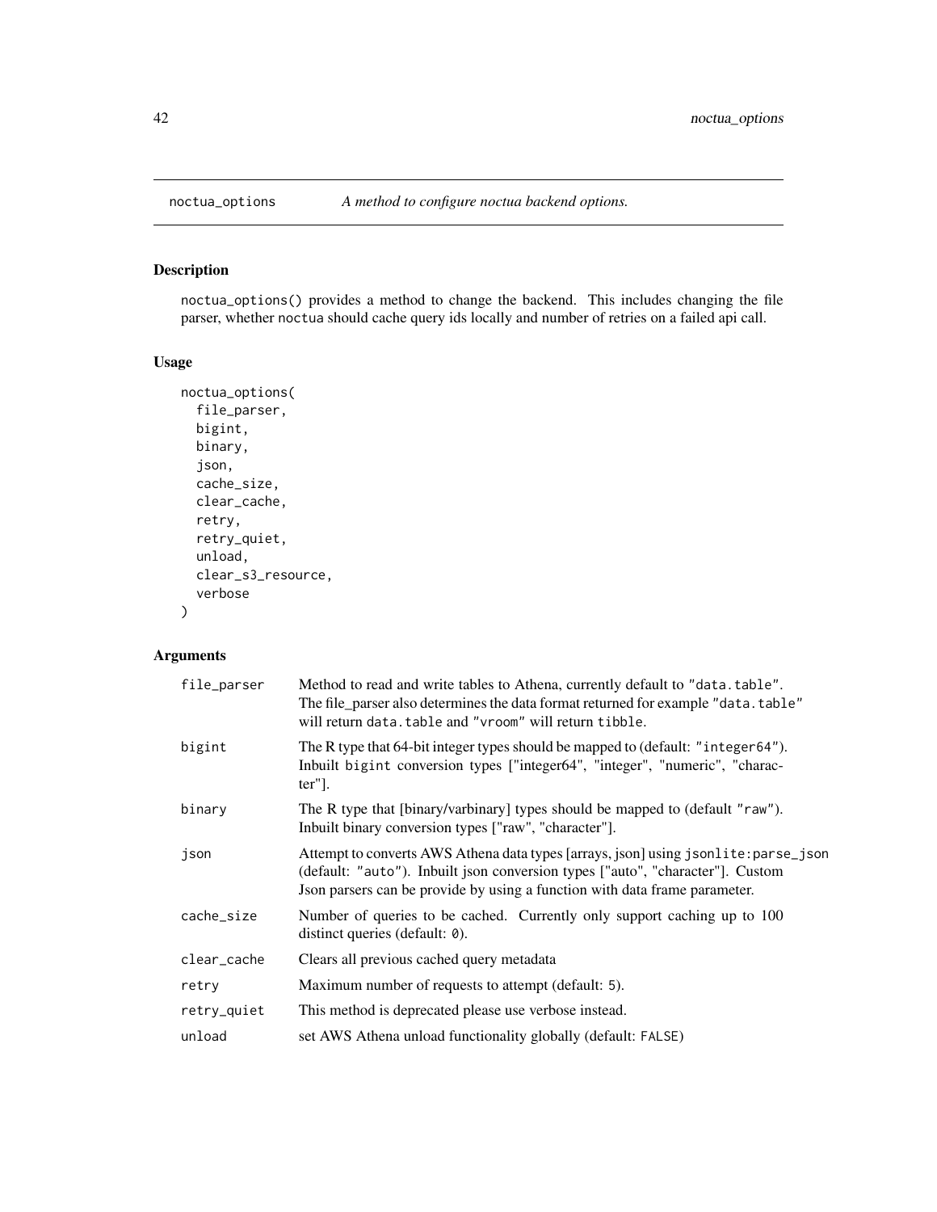## noctua_options — *A method to configure noctua backend options.*

### Description

noctua_options() provides a method to change the backend. This includes changing the file parser, whether noctua should cache query ids locally and number of retries on a failed api call.

### Usage

```
noctua_options(
  file_parser,
  bigint,
  binary,
  json,
  cache_size,
  clear_cache,
  retry,
  retry_quiet,
  unload,
  clear_s3_resource,
  verbose
)
```

### Arguments

| Argument | Description |
|---|---|
| file_parser | Method to read and write tables to Athena, currently default to "data.table". The file_parser also determines the data format returned for example "data.table" will return data.table and "vroom" will return tibble. |
| bigint | The R type that 64-bit integer types should be mapped to (default: "integer64"). Inbuilt bigint conversion types ["integer64", "integer", "numeric", "character"]. |
| binary | The R type that [binary/varbinary] types should be mapped to (default "raw"). Inbuilt binary conversion types ["raw", "character"]. |
| json | Attempt to converts AWS Athena data types [arrays, json] using jsonlite:parse_json (default: "auto"). Inbuilt json conversion types ["auto", "character"]. Custom Json parsers can be provide by using a function with data frame parameter. |
| cache_size | Number of queries to be cached. Currently only support caching up to 100 distinct queries (default: 0). |
| clear_cache | Clears all previous cached query metadata |
| retry | Maximum number of requests to attempt (default: 5). |
| retry_quiet | This method is deprecated please use verbose instead. |
| unload | set AWS Athena unload functionality globally (default: FALSE) |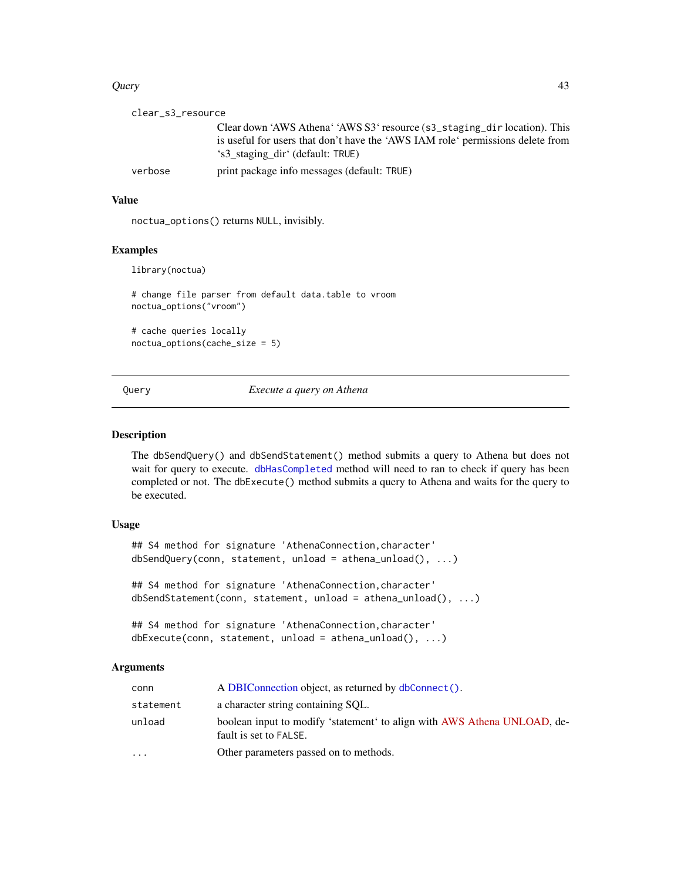clear_s3_resource
: Clear down 'AWS Athena' 'AWS S3' resource (s3_staging_dir location). This is useful for users that don't have the 'AWS IAM role' permissions delete from 's3_staging_dir' (default: TRUE)

verbose
: print package info messages (default: TRUE)

### Value

noctua_options() returns NULL, invisibly.

### Examples

```
library(noctua)

# change file parser from default data.table to vroom
noctua_options("vroom")

# cache queries locally
noctua_options(cache_size = 5)
```

---

## Query — *Execute a query on Athena*

### Description

The dbSendQuery() and dbSendStatement() method submits a query to Athena but does not wait for query to execute. dbHasCompleted method will need to ran to check if query has been completed or not. The dbExecute() method submits a query to Athena and waits for the query to be executed.

### Usage

```
## S4 method for signature 'AthenaConnection,character'
dbSendQuery(conn, statement, unload = athena_unload(), ...)

## S4 method for signature 'AthenaConnection,character'
dbSendStatement(conn, statement, unload = athena_unload(), ...)

## S4 method for signature 'AthenaConnection,character'
dbExecute(conn, statement, unload = athena_unload(), ...)
```

### Arguments

| | |
|---|---|
| conn | A DBIConnection object, as returned by dbConnect(). |
| statement | a character string containing SQL. |
| unload | boolean input to modify 'statement' to align with AWS Athena UNLOAD, default is set to FALSE. |
| ... | Other parameters passed on to methods. |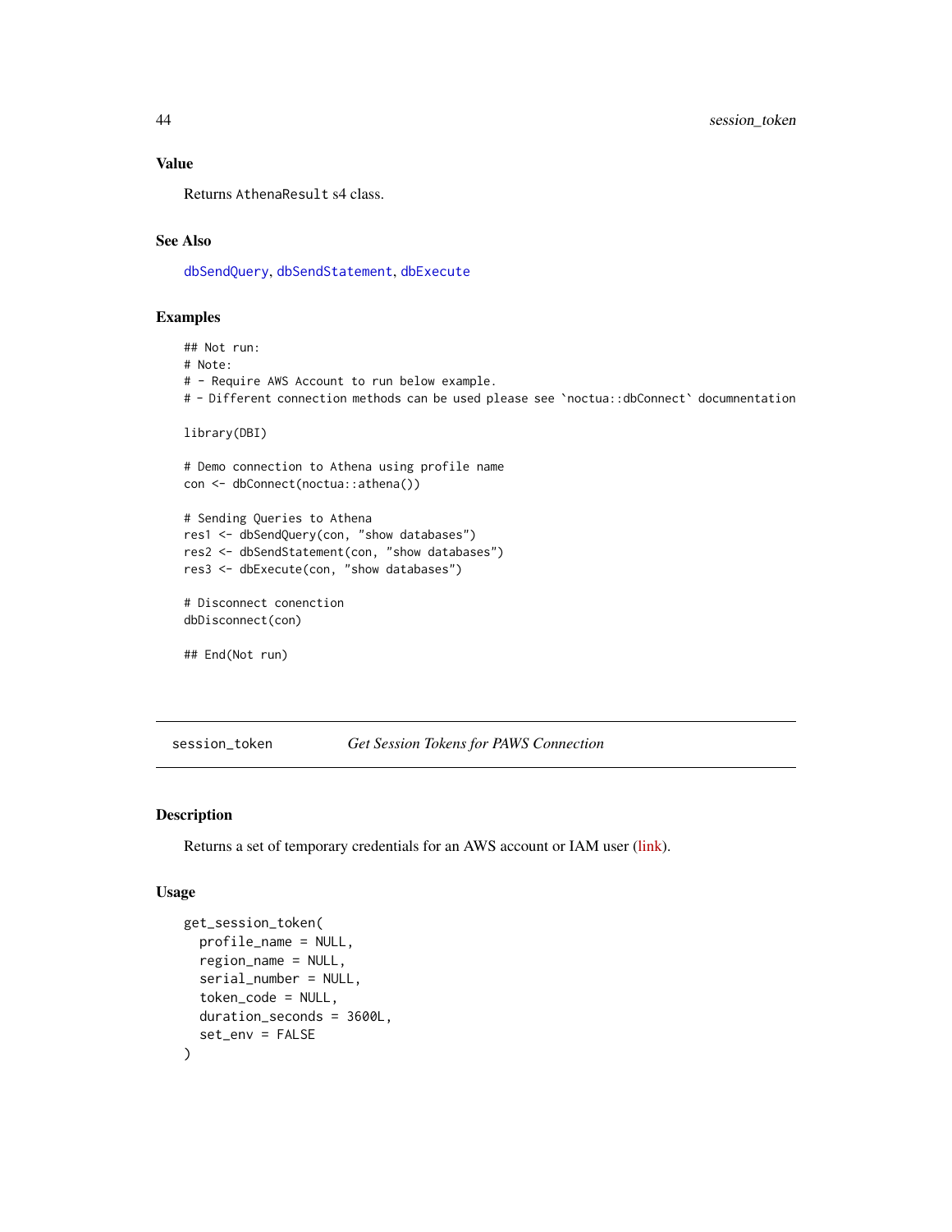### Value

Returns AthenaResult s4 class.

### See Also

dbSendQuery, dbSendStatement, dbExecute

### Examples

```
## Not run:
# Note:
# - Require AWS Account to run below example.
# - Different connection methods can be used please see `noctua::dbConnect` documnentation

library(DBI)

# Demo connection to Athena using profile name
con <- dbConnect(noctua::athena())

# Sending Queries to Athena
res1 <- dbSendQuery(con, "show databases")
res2 <- dbSendStatement(con, "show databases")
res3 <- dbExecute(con, "show databases")

# Disconnect conenction
dbDisconnect(con)

## End(Not run)
```

---

## session_token *Get Session Tokens for PAWS Connection*

---

### Description

Returns a set of temporary credentials for an AWS account or IAM user (link).

### Usage

```
get_session_token(
  profile_name = NULL,
  region_name = NULL,
  serial_number = NULL,
  token_code = NULL,
  duration_seconds = 3600L,
  set_env = FALSE
)
```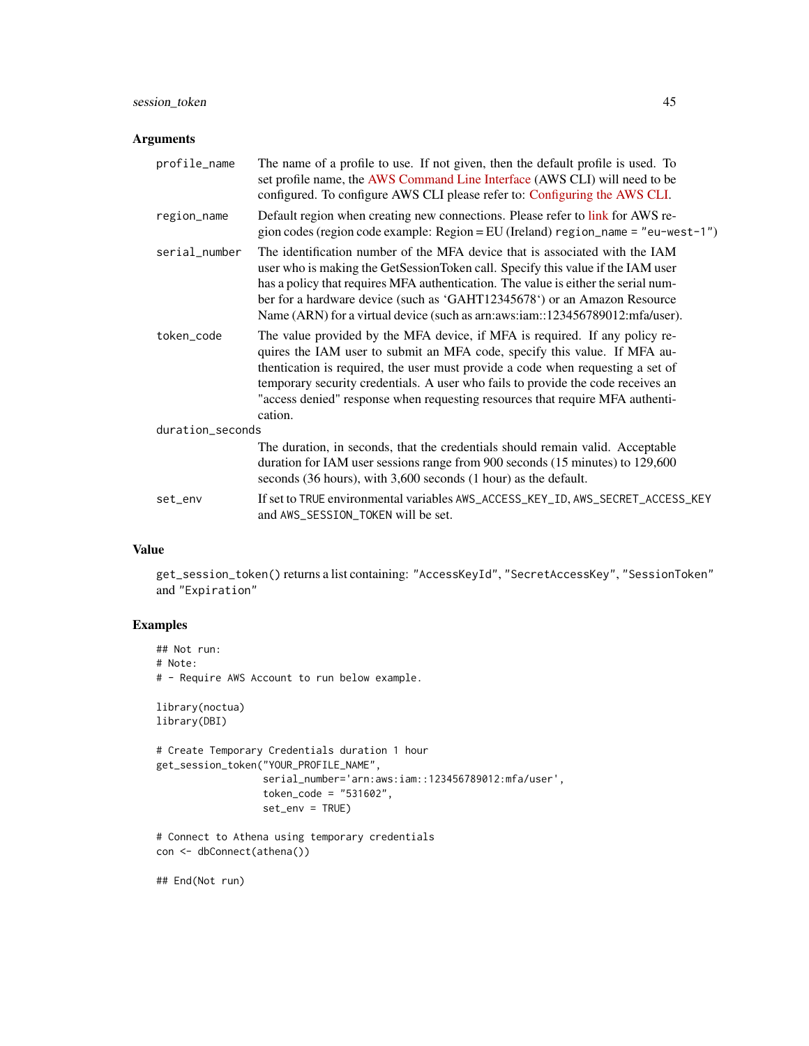## Arguments

`profile_name` The name of a profile to use. If not given, then the default profile is used. To set profile name, the AWS Command Line Interface (AWS CLI) will need to be configured. To configure AWS CLI please refer to: Configuring the AWS CLI.

`region_name` Default region when creating new connections. Please refer to link for AWS region codes (region code example: Region = EU (Ireland) `region_name = "eu-west-1"`)

`serial_number` The identification number of the MFA device that is associated with the IAM user who is making the GetSessionToken call. Specify this value if the IAM user has a policy that requires MFA authentication. The value is either the serial number for a hardware device (such as 'GAHT12345678') or an Amazon Resource Name (ARN) for a virtual device (such as arn:aws:iam::123456789012:mfa/user).

`token_code` The value provided by the MFA device, if MFA is required. If any policy requires the IAM user to submit an MFA code, specify this value. If MFA authentication is required, the user must provide a code when requesting a set of temporary security credentials. A user who fails to provide the code receives an "access denied" response when requesting resources that require MFA authentication.

`duration_seconds` The duration, in seconds, that the credentials should remain valid. Acceptable duration for IAM user sessions range from 900 seconds (15 minutes) to 129,600 seconds (36 hours), with 3,600 seconds (1 hour) as the default.

`set_env` If set to `TRUE` environmental variables `AWS_ACCESS_KEY_ID`, `AWS_SECRET_ACCESS_KEY` and `AWS_SESSION_TOKEN` will be set.

## Value

`get_session_token()` returns a list containing: `"AccessKeyId"`, `"SecretAccessKey"`, `"SessionToken"` and `"Expiration"`

## Examples

```
## Not run:
# Note:
# - Require AWS Account to run below example.

library(noctua)
library(DBI)

# Create Temporary Credentials duration 1 hour
get_session_token("YOUR_PROFILE_NAME",
                  serial_number='arn:aws:iam::123456789012:mfa/user',
                  token_code = "531602",
                  set_env = TRUE)

# Connect to Athena using temporary credentials
con <- dbConnect(athena())

## End(Not run)
```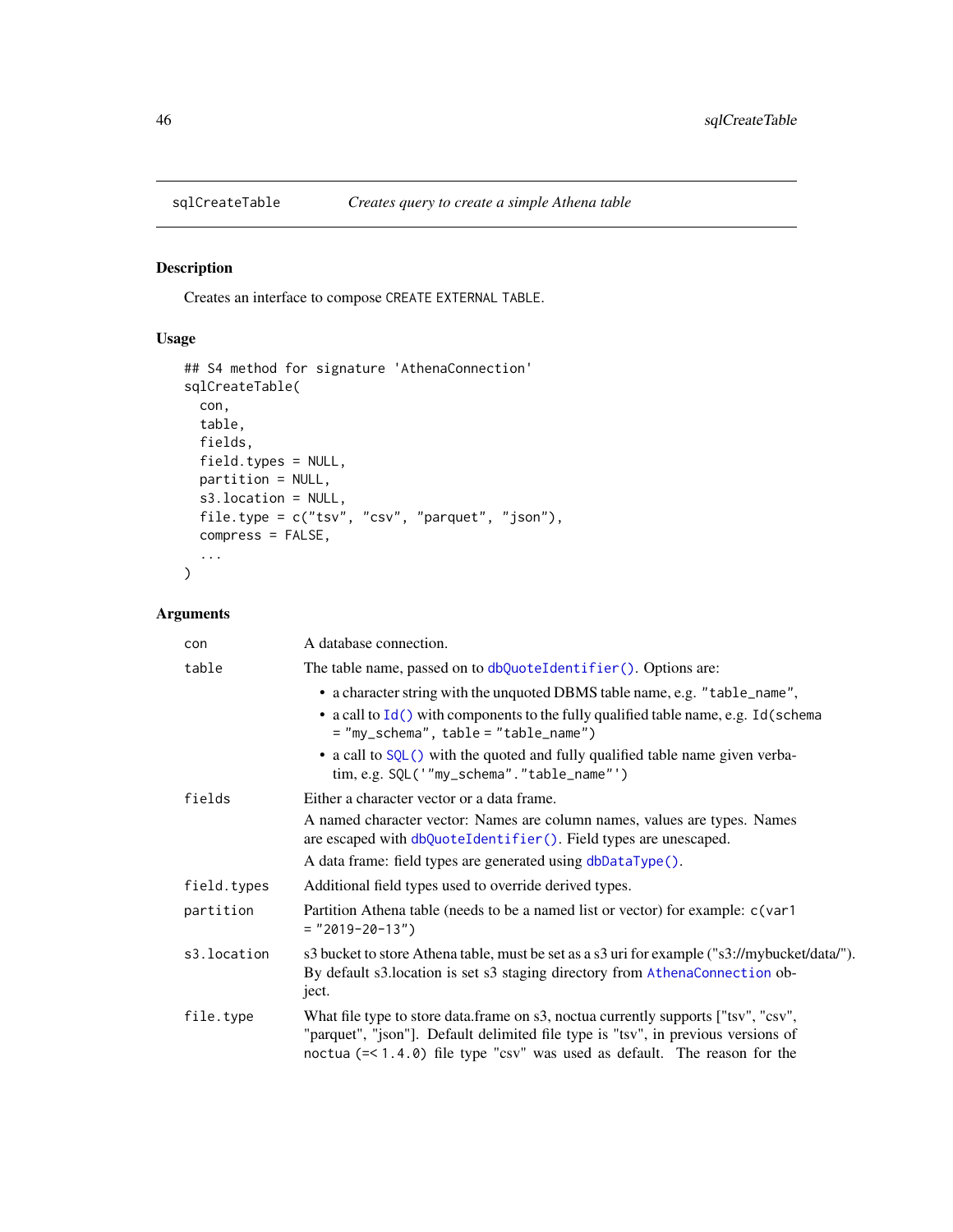## sqlCreateTable — *Creates query to create a simple Athena table*

### Description

Creates an interface to compose `CREATE EXTERNAL TABLE`.

### Usage

```
## S4 method for signature 'AthenaConnection'
sqlCreateTable(
  con,
  table,
  fields,
  field.types = NULL,
  partition = NULL,
  s3.location = NULL,
  file.type = c("tsv", "csv", "parquet", "json"),
  compress = FALSE,
  ...
)
```

### Arguments

| Argument | Description |
|---|---|
| `con` | A database connection. |
| `table` | The table name, passed on to `dbQuoteIdentifier()`. Options are:<br>• a character string with the unquoted DBMS table name, e.g. `"table_name"`,<br>• a call to `Id()` with components to the fully qualified table name, e.g. `Id(schema = "my_schema", table = "table_name")`<br>• a call to `SQL()` with the quoted and fully qualified table name given verbatim, e.g. `SQL('"my_schema"."table_name"')` |
| `fields` | Either a character vector or a data frame.<br>A named character vector: Names are column names, values are types. Names are escaped with `dbQuoteIdentifier()`. Field types are unescaped.<br>A data frame: field types are generated using `dbDataType()`. |
| `field.types` | Additional field types used to override derived types. |
| `partition` | Partition Athena table (needs to be a named list or vector) for example: `c(var1 = "2019-20-13")` |
| `s3.location` | s3 bucket to store Athena table, must be set as a s3 uri for example ("s3://mybucket/data/"). By default s3.location is set s3 staging directory from `AthenaConnection` object. |
| `file.type` | What file type to store data.frame on s3, noctua currently supports ["tsv", "csv", "parquet", "json"]. Default delimited file type is "tsv", in previous versions of `noctua (=< 1.4.0)` file type "csv" was used as default. The reason for the |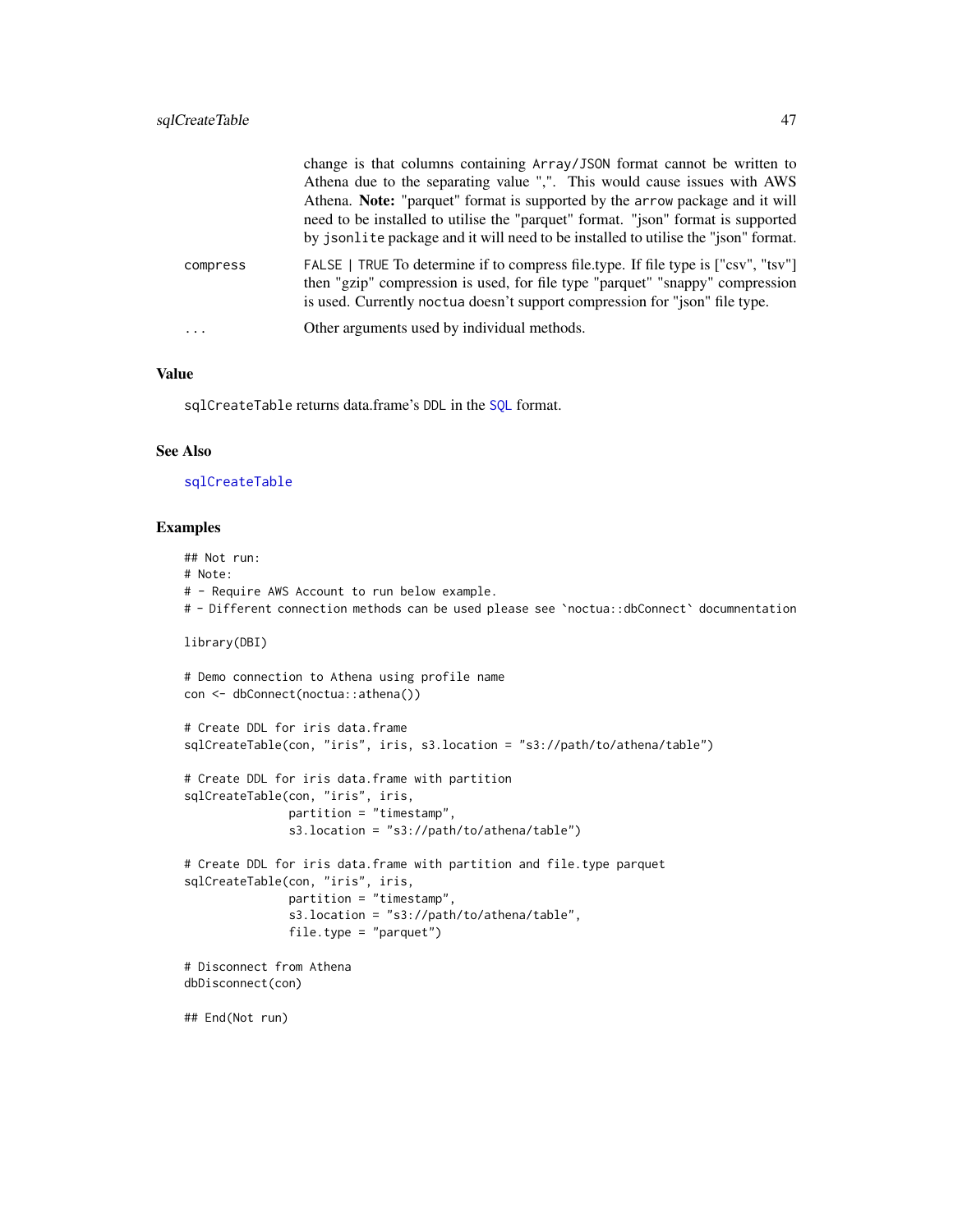| | |
|---|---|
| | change is that columns containing Array/JSON format cannot be written to Athena due to the separating value ",". This would cause issues with AWS Athena. **Note:** "parquet" format is supported by the arrow package and it will need to be installed to utilise the "parquet" format. "json" format is supported by jsonlite package and it will need to be installed to utilise the "json" format. |
| compress | FALSE \| TRUE To determine if to compress file.type. If file type is ["csv", "tsv"] then "gzip" compression is used, for file type "parquet" "snappy" compression is used. Currently noctua doesn't support compression for "json" file type. |
| ... | Other arguments used by individual methods. |

### Value

sqlCreateTable returns data.frame's DDL in the SQL format.

### See Also

sqlCreateTable

### Examples

```
## Not run:
# Note:
# - Require AWS Account to run below example.
# - Different connection methods can be used please see `noctua::dbConnect` documnentation

library(DBI)

# Demo connection to Athena using profile name
con <- dbConnect(noctua::athena())

# Create DDL for iris data.frame
sqlCreateTable(con, "iris", iris, s3.location = "s3://path/to/athena/table")

# Create DDL for iris data.frame with partition
sqlCreateTable(con, "iris", iris,
               partition = "timestamp",
               s3.location = "s3://path/to/athena/table")

# Create DDL for iris data.frame with partition and file.type parquet
sqlCreateTable(con, "iris", iris,
               partition = "timestamp",
               s3.location = "s3://path/to/athena/table",
               file.type = "parquet")

# Disconnect from Athena
dbDisconnect(con)

## End(Not run)
```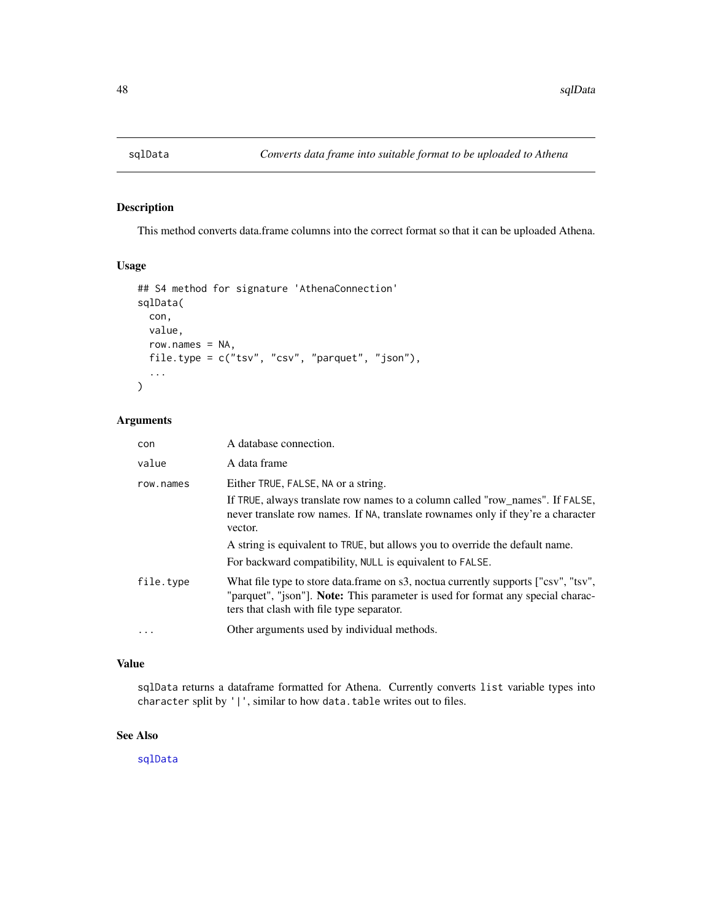## sqlData — *Converts data frame into suitable format to be uploaded to Athena*

### Description

This method converts data.frame columns into the correct format so that it can be uploaded Athena.

### Usage

```
## S4 method for signature 'AthenaConnection'
sqlData(
  con,
  value,
  row.names = NA,
  file.type = c("tsv", "csv", "parquet", "json"),
  ...
)
```

### Arguments

| | |
|---|---|
| `con` | A database connection. |
| `value` | A data frame |
| `row.names` | Either `TRUE`, `FALSE`, `NA` or a string.<br>If `TRUE`, always translate row names to a column called "row_names". If `FALSE`, never translate row names. If `NA`, translate rownames only if they're a character vector.<br>A string is equivalent to `TRUE`, but allows you to override the default name.<br>For backward compatibility, `NULL` is equivalent to `FALSE`. |
| `file.type` | What file type to store data.frame on s3, noctua currently supports ["csv", "tsv", "parquet", "json"]. **Note:** This parameter is used for format any special characters that clash with file type separator. |
| `...` | Other arguments used by individual methods. |

### Value

`sqlData` returns a dataframe formatted for Athena. Currently converts `list` variable types into `character` split by `'|'`, similar to how `data.table` writes out to files.

### See Also

`sqlData`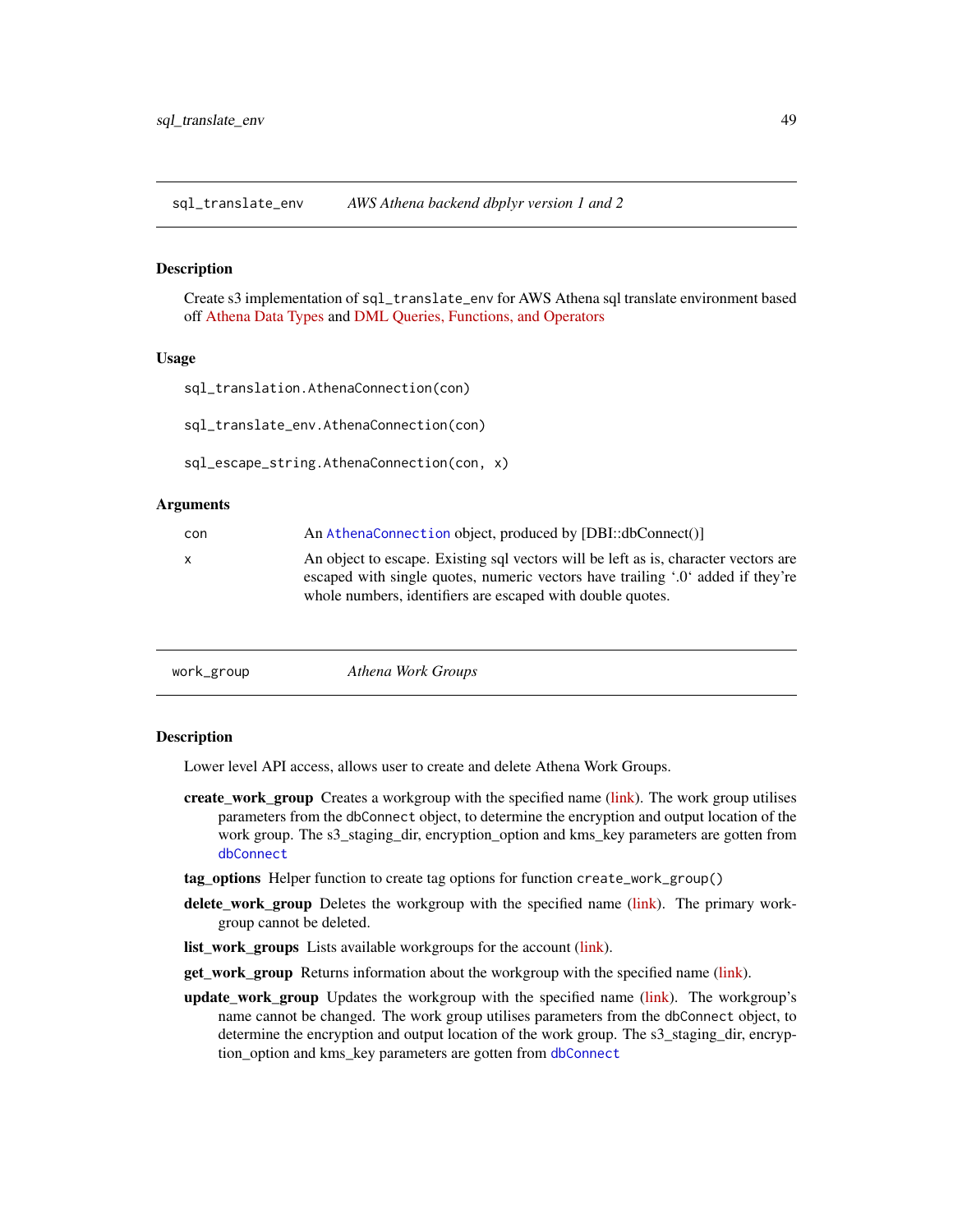## sql_translate_env — *AWS Athena backend dbplyr version 1 and 2*

### Description

Create s3 implementation of `sql_translate_env` for AWS Athena sql translate environment based off Athena Data Types and DML Queries, Functions, and Operators

### Usage

```
sql_translation.AthenaConnection(con)

sql_translate_env.AthenaConnection(con)

sql_escape_string.AthenaConnection(con, x)
```

### Arguments

| | |
|---|---|
| `con` | An `AthenaConnection` object, produced by [DBI::dbConnect()] |
| `x` | An object to escape. Existing sql vectors will be left as is, character vectors are escaped with single quotes, numeric vectors have trailing '.0' added if they're whole numbers, identifiers are escaped with double quotes. |

## work_group — *Athena Work Groups*

### Description

Lower level API access, allows user to create and delete Athena Work Groups.

- **create_work_group** Creates a workgroup with the specified name (link). The work group utilises parameters from the `dbConnect` object, to determine the encryption and output location of the work group. The s3_staging_dir, encryption_option and kms_key parameters are gotten from `dbConnect`
- **tag_options** Helper function to create tag options for function `create_work_group()`
- **delete_work_group** Deletes the workgroup with the specified name (link). The primary workgroup cannot be deleted.
- **list_work_groups** Lists available workgroups for the account (link).
- **get_work_group** Returns information about the workgroup with the specified name (link).
- **update_work_group** Updates the workgroup with the specified name (link). The workgroup's name cannot be changed. The work group utilises parameters from the `dbConnect` object, to determine the encryption and output location of the work group. The s3_staging_dir, encryption_option and kms_key parameters are gotten from `dbConnect`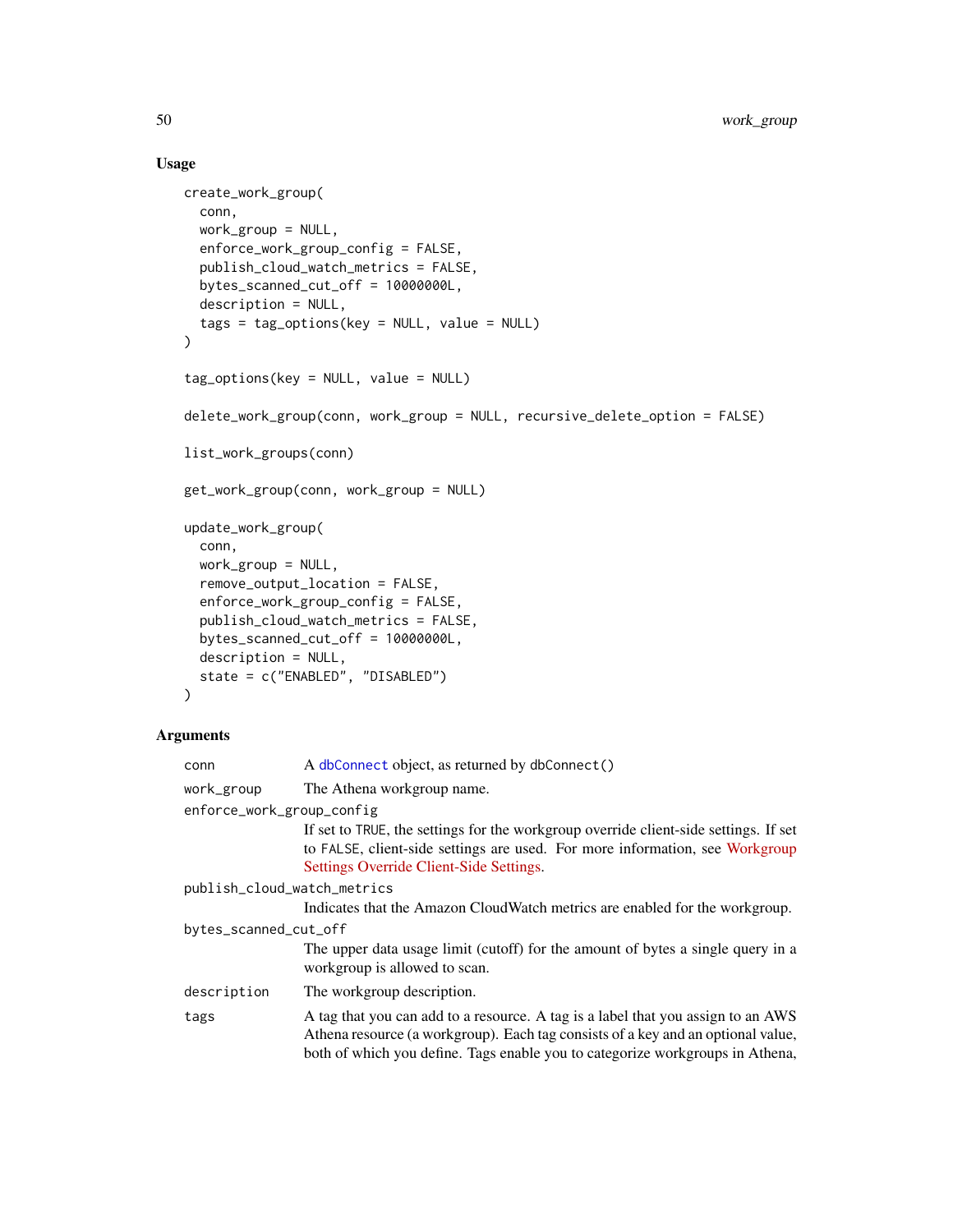### Usage

```
create_work_group(
  conn,
  work_group = NULL,
  enforce_work_group_config = FALSE,
  publish_cloud_watch_metrics = FALSE,
  bytes_scanned_cut_off = 10000000L,
  description = NULL,
  tags = tag_options(key = NULL, value = NULL)
)

tag_options(key = NULL, value = NULL)

delete_work_group(conn, work_group = NULL, recursive_delete_option = FALSE)

list_work_groups(conn)

get_work_group(conn, work_group = NULL)

update_work_group(
  conn,
  work_group = NULL,
  remove_output_location = FALSE,
  enforce_work_group_config = FALSE,
  publish_cloud_watch_metrics = FALSE,
  bytes_scanned_cut_off = 10000000L,
  description = NULL,
  state = c("ENABLED", "DISABLED")
)
```

### Arguments

| | |
|---|---|
| `conn` | A `dbConnect` object, as returned by `dbConnect()` |
| `work_group` | The Athena workgroup name. |
| `enforce_work_group_config` | If set to `TRUE`, the settings for the workgroup override client-side settings. If set to `FALSE`, client-side settings are used. For more information, see Workgroup Settings Override Client-Side Settings. |
| `publish_cloud_watch_metrics` | Indicates that the Amazon CloudWatch metrics are enabled for the workgroup. |
| `bytes_scanned_cut_off` | The upper data usage limit (cutoff) for the amount of bytes a single query in a workgroup is allowed to scan. |
| `description` | The workgroup description. |
| `tags` | A tag that you can add to a resource. A tag is a label that you assign to an AWS Athena resource (a workgroup). Each tag consists of a key and an optional value, both of which you define. Tags enable you to categorize workgroups in Athena, |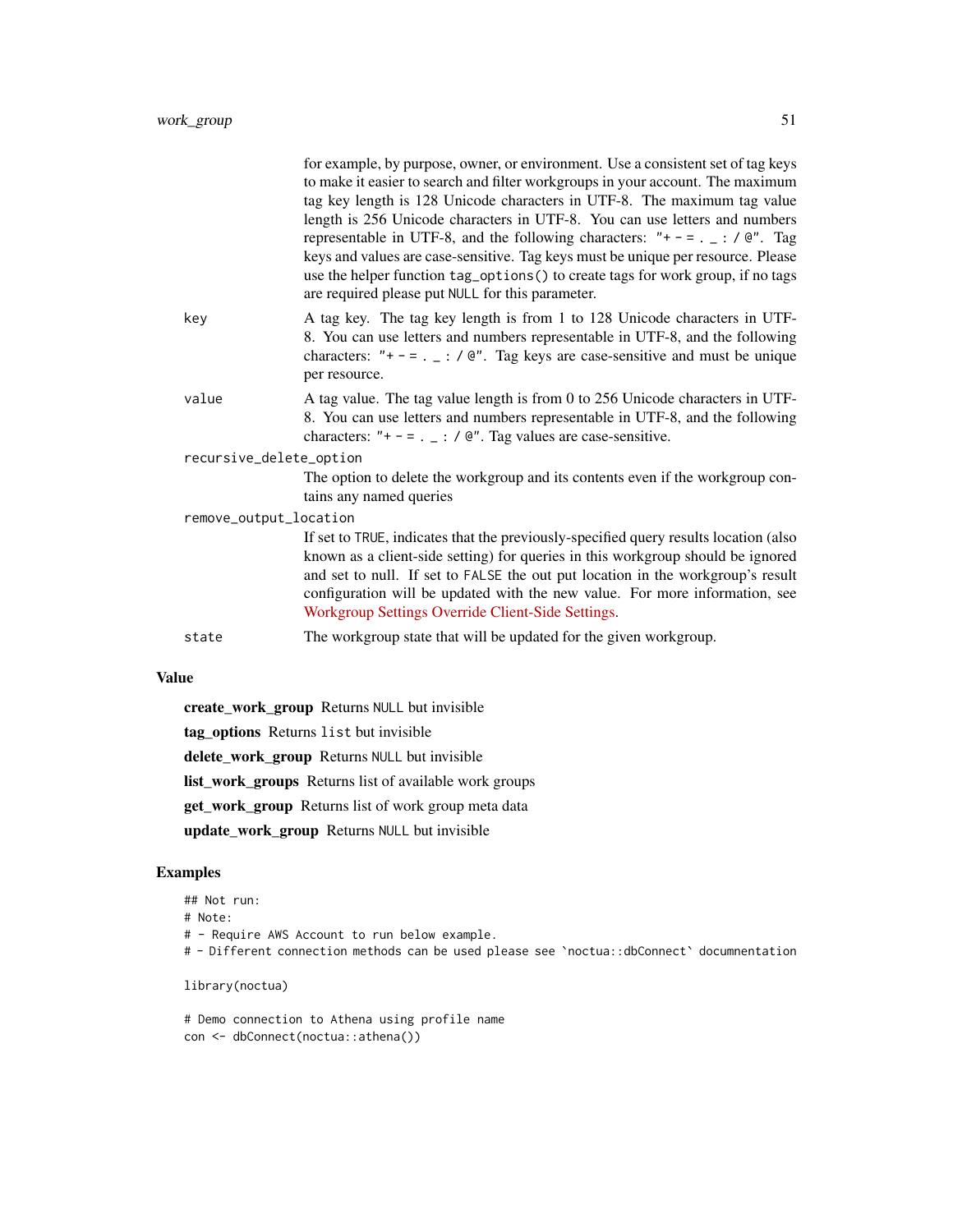for example, by purpose, owner, or environment. Use a consistent set of tag keys to make it easier to search and filter workgroups in your account. The maximum tag key length is 128 Unicode characters in UTF-8. The maximum tag value length is 256 Unicode characters in UTF-8. You can use letters and numbers representable in UTF-8, and the following characters: `"+ - = . _ : / @"`. Tag keys and values are case-sensitive. Tag keys must be unique per resource. Please use the helper function `tag_options()` to create tags for work group, if no tags are required please put `NULL` for this parameter.

`key`
: A tag key. The tag key length is from 1 to 128 Unicode characters in UTF-8. You can use letters and numbers representable in UTF-8, and the following characters: `"+ - = . _ : / @"`. Tag keys are case-sensitive and must be unique per resource.

`value`
: A tag value. The tag value length is from 0 to 256 Unicode characters in UTF-8. You can use letters and numbers representable in UTF-8, and the following characters: `"+ - = . _ : / @"`. Tag values are case-sensitive.

`recursive_delete_option`
: The option to delete the workgroup and its contents even if the workgroup contains any named queries

`remove_output_location`
: If set to `TRUE`, indicates that the previously-specified query results location (also known as a client-side setting) for queries in this workgroup should be ignored and set to null. If set to `FALSE` the out put location in the workgroup's result configuration will be updated with the new value. For more information, see Workgroup Settings Override Client-Side Settings.

`state`
: The workgroup state that will be updated for the given workgroup.

## Value

**create_work_group** Returns `NULL` but invisible

**tag_options** Returns `list` but invisible

**delete_work_group** Returns `NULL` but invisible

**list_work_groups** Returns list of available work groups

**get_work_group** Returns list of work group meta data

**update_work_group** Returns `NULL` but invisible

## Examples

```
## Not run:
# Note:
# - Require AWS Account to run below example.
# - Different connection methods can be used please see `noctua::dbConnect` documnentation

library(noctua)

# Demo connection to Athena using profile name
con <- dbConnect(noctua::athena())
```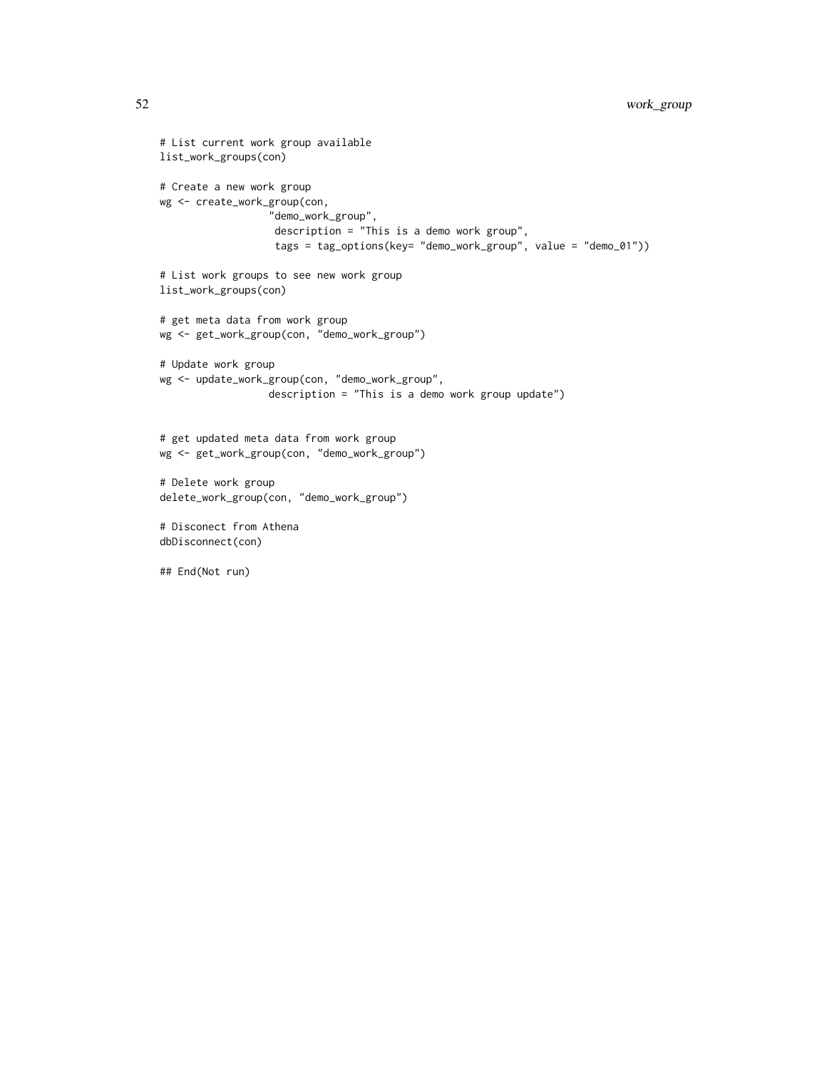```
# List current work group available
list_work_groups(con)

# Create a new work group
wg <- create_work_group(con,
                  "demo_work_group",
                   description = "This is a demo work group",
                   tags = tag_options(key= "demo_work_group", value = "demo_01"))

# List work groups to see new work group
list_work_groups(con)

# get meta data from work group
wg <- get_work_group(con, "demo_work_group")

# Update work group
wg <- update_work_group(con, "demo_work_group",
                  description = "This is a demo work group update")


# get updated meta data from work group
wg <- get_work_group(con, "demo_work_group")

# Delete work group
delete_work_group(con, "demo_work_group")

# Disconect from Athena
dbDisconnect(con)

## End(Not run)
```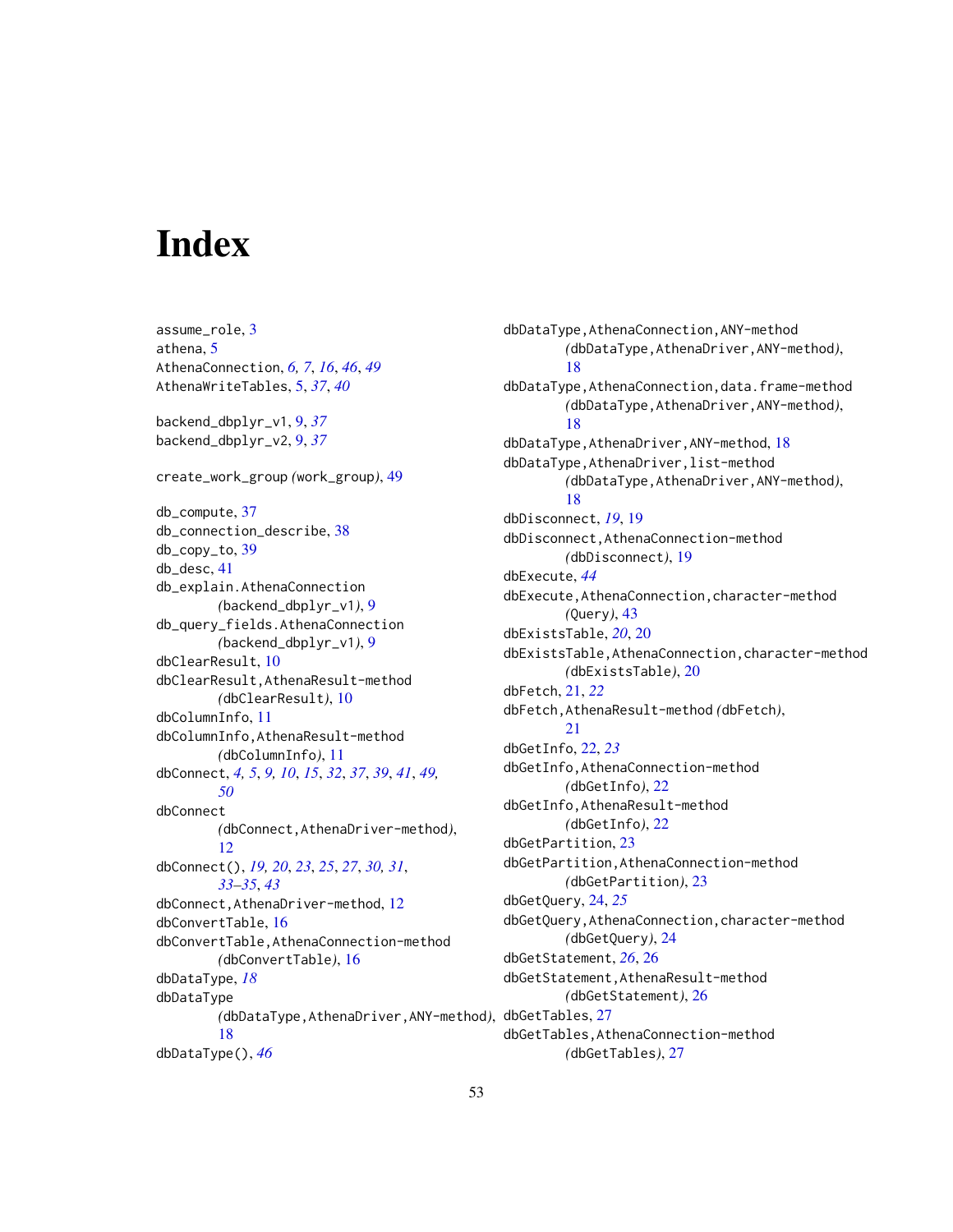# Index

assume_role, 3
athena, 5
AthenaConnection, *6, 7*, *16*, *46*, *49*
AthenaWriteTables, 5, *37*, *40*

backend_dbplyr_v1, 9, *37*
backend_dbplyr_v2, 9, *37*

create_work_group *(work_group)*, 49

db_compute, 37
db_connection_describe, 38
db_copy_to, 39
db_desc, 41
db_explain.AthenaConnection *(backend_dbplyr_v1)*, 9
db_query_fields.AthenaConnection *(backend_dbplyr_v1)*, 9
dbClearResult, 10
dbClearResult,AthenaResult-method *(dbClearResult)*, 10
dbColumnInfo, 11
dbColumnInfo,AthenaResult-method *(dbColumnInfo)*, 11
dbConnect, *4, 5*, *9, 10*, *15*, *32*, *37*, *39*, *41*, *49, 50*
dbConnect *(dbConnect,AthenaDriver-method)*, 12
dbConnect(), *19, 20*, *23*, *25*, *27*, *30, 31*, *33–35*, *43*
dbConnect,AthenaDriver-method, 12
dbConvertTable, 16
dbConvertTable,AthenaConnection-method *(dbConvertTable)*, 16
dbDataType, *18*
dbDataType *(dbDataType,AthenaDriver,ANY-method)*, 18
dbDataType(), *46*
dbDataType,AthenaConnection,ANY-method *(dbDataType,AthenaDriver,ANY-method)*, 18
dbDataType,AthenaConnection,data.frame-method *(dbDataType,AthenaDriver,ANY-method)*, 18
dbDataType,AthenaDriver,ANY-method, 18
dbDataType,AthenaDriver,list-method *(dbDataType,AthenaDriver,ANY-method)*, 18
dbDisconnect, *19*, 19
dbDisconnect,AthenaConnection-method *(dbDisconnect)*, 19
dbExecute, *44*
dbExecute,AthenaConnection,character-method *(Query)*, 43
dbExistsTable, *20*, 20
dbExistsTable,AthenaConnection,character-method *(dbExistsTable)*, 20
dbFetch, 21, *22*
dbFetch,AthenaResult-method *(dbFetch)*, 21
dbGetInfo, 22, *23*
dbGetInfo,AthenaConnection-method *(dbGetInfo)*, 22
dbGetInfo,AthenaResult-method *(dbGetInfo)*, 22
dbGetPartition, 23
dbGetPartition,AthenaConnection-method *(dbGetPartition)*, 23
dbGetQuery, 24, *25*
dbGetQuery,AthenaConnection,character-method *(dbGetQuery)*, 24
dbGetStatement, *26*, 26
dbGetStatement,AthenaResult-method *(dbGetStatement)*, 26
dbGetTables, 27
dbGetTables,AthenaConnection-method *(dbGetTables)*, 27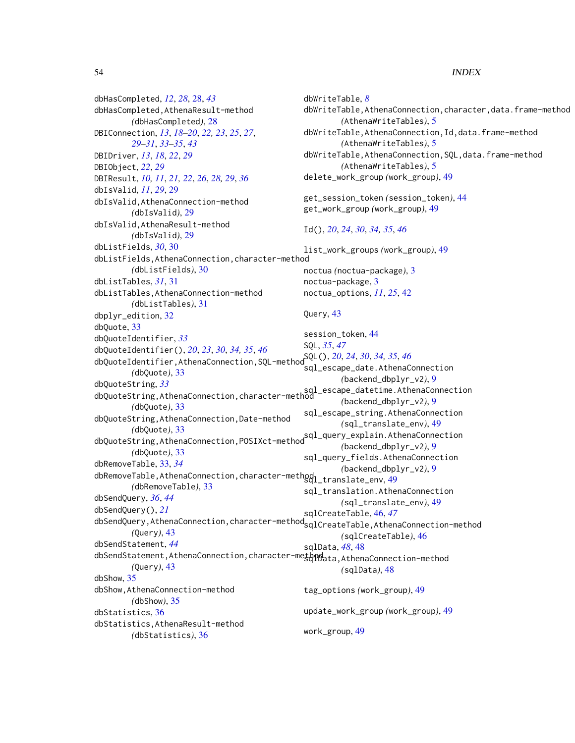dbHasCompleted, *12*, *28*, 28, *43*
dbHasCompleted,AthenaResult-method
  (dbHasCompleted), 28
DBIConnection, *13*, *18–20*, *22, 23*, *25*, *27*, *29–31*, *33–35*, *43*
DBIDriver, *13*, *18*, *22*, *29*
DBIObject, *22*, *29*
DBIResult, *10, 11*, *21, 22*, *26*, *28, 29*, *36*
dbIsValid, *11*, *29*, 29
dbIsValid,AthenaConnection-method
  (dbIsValid), 29
dbIsValid,AthenaResult-method
  (dbIsValid), 29
dbListFields, *30*, 30
dbListFields,AthenaConnection,character-method
  (dbListFields), 30
dbListTables, *31*, 31
dbListTables,AthenaConnection-method
  (dbListTables), 31
dbplyr_edition, 32
dbQuote, 33
dbQuoteIdentifier, *33*
dbQuoteIdentifier(), *20*, *23*, *30*, *34, 35*, *46*
dbQuoteIdentifier,AthenaConnection,SQL-method
  (dbQuote), 33
dbQuoteString, *33*
dbQuoteString,AthenaConnection,character-method
  (dbQuote), 33
dbQuoteString,AthenaConnection,Date-method
  (dbQuote), 33
dbQuoteString,AthenaConnection,POSIXct-method
  (dbQuote), 33
dbRemoveTable, 33, *34*
dbRemoveTable,AthenaConnection,character-method
  (dbRemoveTable), 33
dbSendQuery, *36*, *44*
dbSendQuery(), *21*
dbSendQuery,AthenaConnection,character-method
  (Query), 43
dbSendStatement, *44*
dbSendStatement,AthenaConnection,character-method
  (Query), 43
dbShow, 35
dbShow,AthenaConnection-method
  (dbShow), 35
dbStatistics, 36
dbStatistics,AthenaResult-method
  (dbStatistics), 36
dbWriteTable, *8*
dbWriteTable,AthenaConnection,character,data.frame-method
  (AthenaWriteTables), 5
dbWriteTable,AthenaConnection,Id,data.frame-method
  (AthenaWriteTables), 5
dbWriteTable,AthenaConnection,SQL,data.frame-method
  (AthenaWriteTables), 5
delete_work_group (work_group), 49

get_session_token (session_token), 44
get_work_group (work_group), 49

Id(), *20*, *24*, *30*, *34*, *35*, *46*

list_work_groups (work_group), 49

noctua (noctua-package), 3
noctua-package, 3
noctua_options, *11*, *25*, 42

Query, 43

session_token, 44
SQL, *35*, *47*
SQL(), *20*, *24*, *30*, *34*, *35*, *46*
sql_escape_date.AthenaConnection
  (backend_dbplyr_v2), 9
sql_escape_datetime.AthenaConnection
  (backend_dbplyr_v2), 9
sql_escape_string.AthenaConnection
  (sql_translate_env), 49
sql_query_explain.AthenaConnection
  (backend_dbplyr_v2), 9
sql_query_fields.AthenaConnection
  (backend_dbplyr_v2), 9
sql_translate_env, 49
sql_translation.AthenaConnection
  (sql_translate_env), 49
sqlCreateTable, 46, *47*
sqlCreateTable,AthenaConnection-method
  (sqlCreateTable), 46
sqlData, *48*, 48
sqlData,AthenaConnection-method
  (sqlData), 48

tag_options (work_group), 49

update_work_group (work_group), 49

work_group, 49